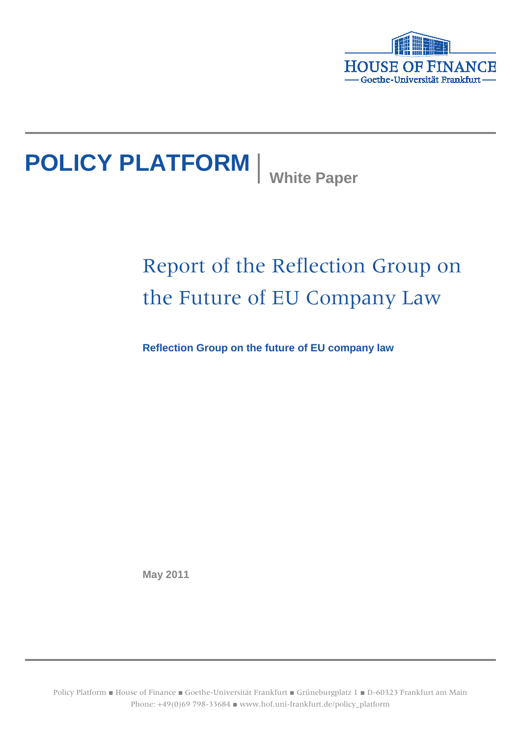HOUSE OF FINANCE
Goethe-Universität Frankfurt

**POLICY PLATFORM** | **White Paper**

# Report of the Reflection Group on the Future of EU Company Law

**Reflection Group on the future of EU company law**

**May 2011**

Policy Platform ■ House of Finance ■ Goethe-Universität Frankfurt ■ Grüneburgplatz 1 ■ D-60323 Frankfurt am Main
Phone: +49(0)69 798-33684 ■ www.hof.uni-frankfurt.de/policy_platform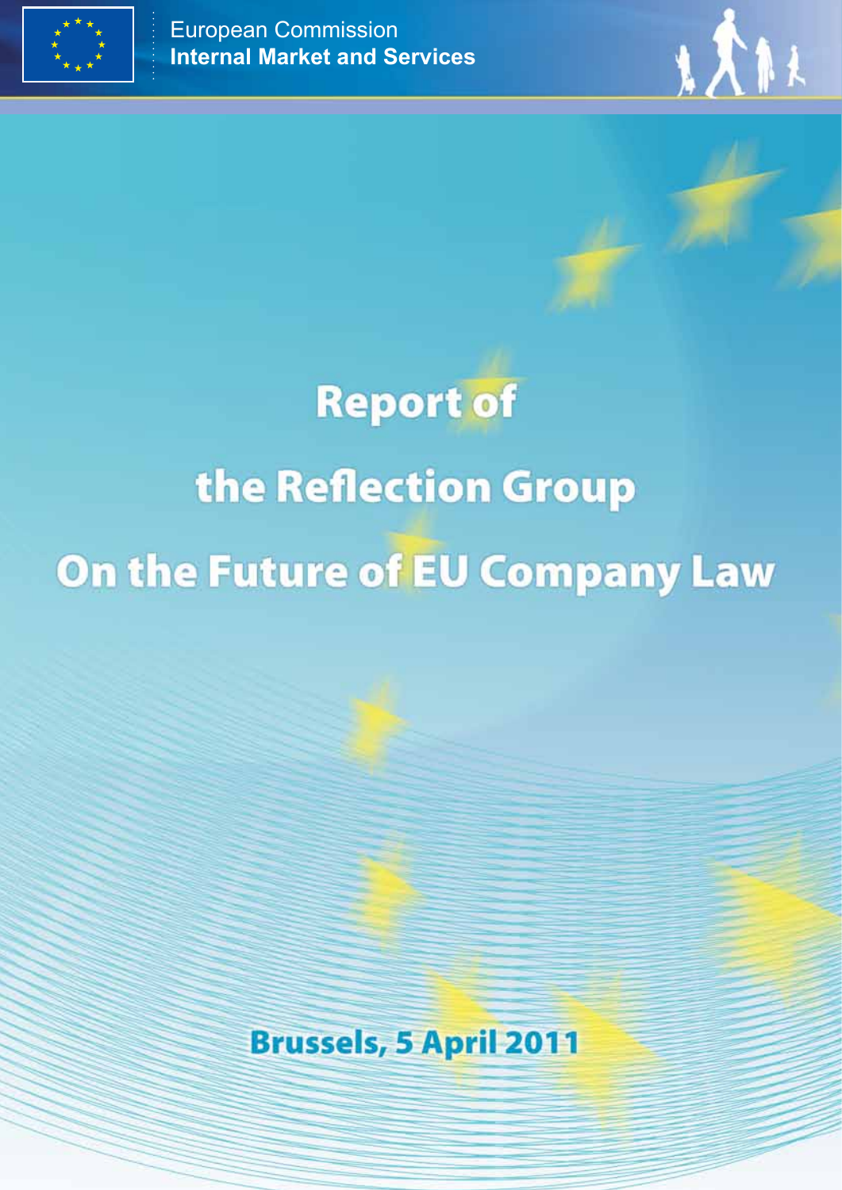European Commission
**Internal Market and Services**

# Report of the Reflection Group On the Future of EU Company Law

Brussels, 5 April 2011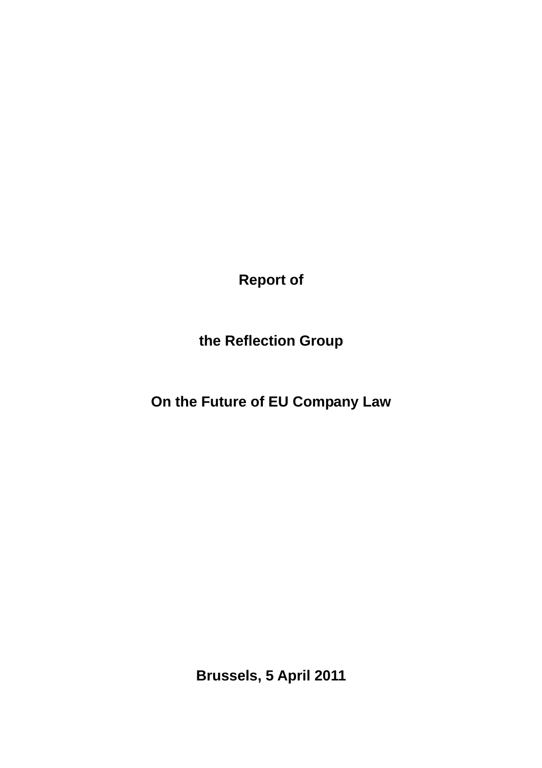**Report of**

**the Reflection Group**

**On the Future of EU Company Law**

**Brussels, 5 April 2011**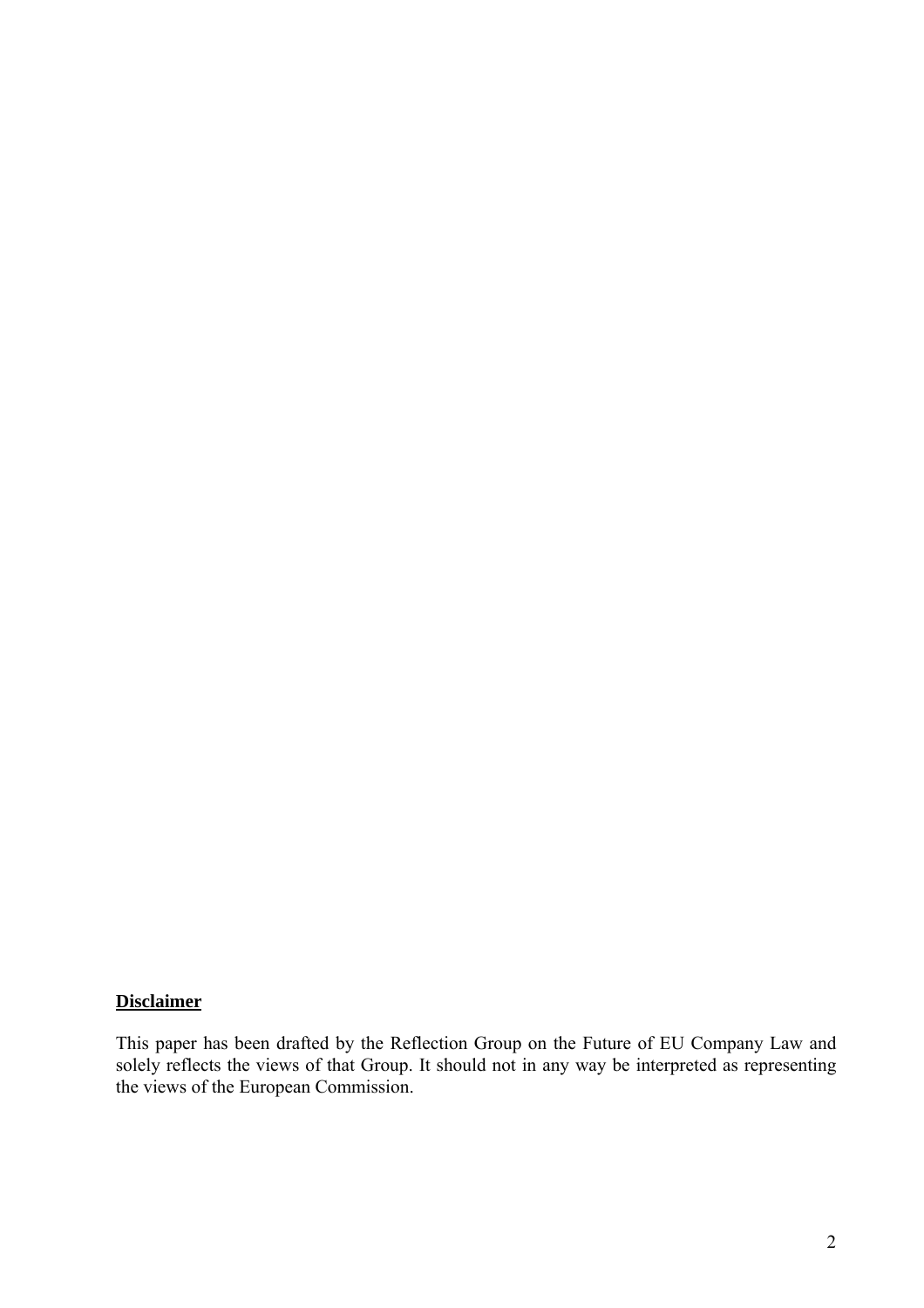**Disclaimer**

This paper has been drafted by the Reflection Group on the Future of EU Company Law and solely reflects the views of that Group. It should not in any way be interpreted as representing the views of the European Commission.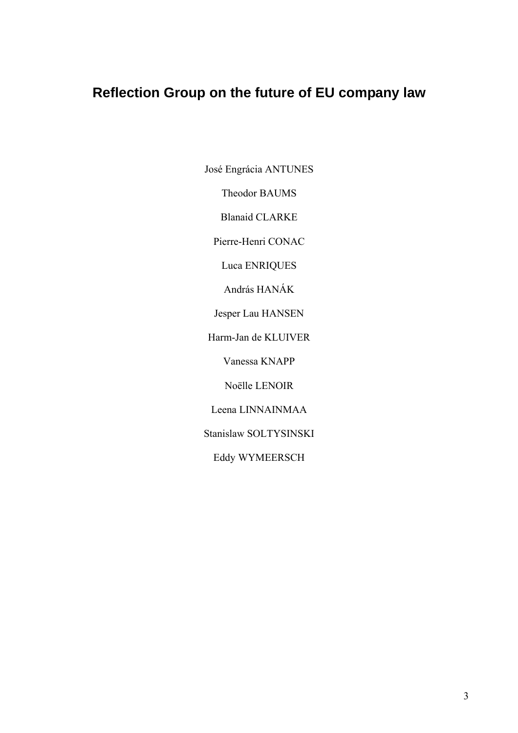# Reflection Group on the future of EU company law

José Engrácia ANTUNES

Theodor BAUMS

Blanaid CLARKE

Pierre-Henri CONAC

Luca ENRIQUES

András HANÁK

Jesper Lau HANSEN

Harm-Jan de KLUIVER

Vanessa KNAPP

Noëlle LENOIR

Leena LINNAINMAA

Stanislaw SOLTYSINSKI

Eddy WYMEERSCH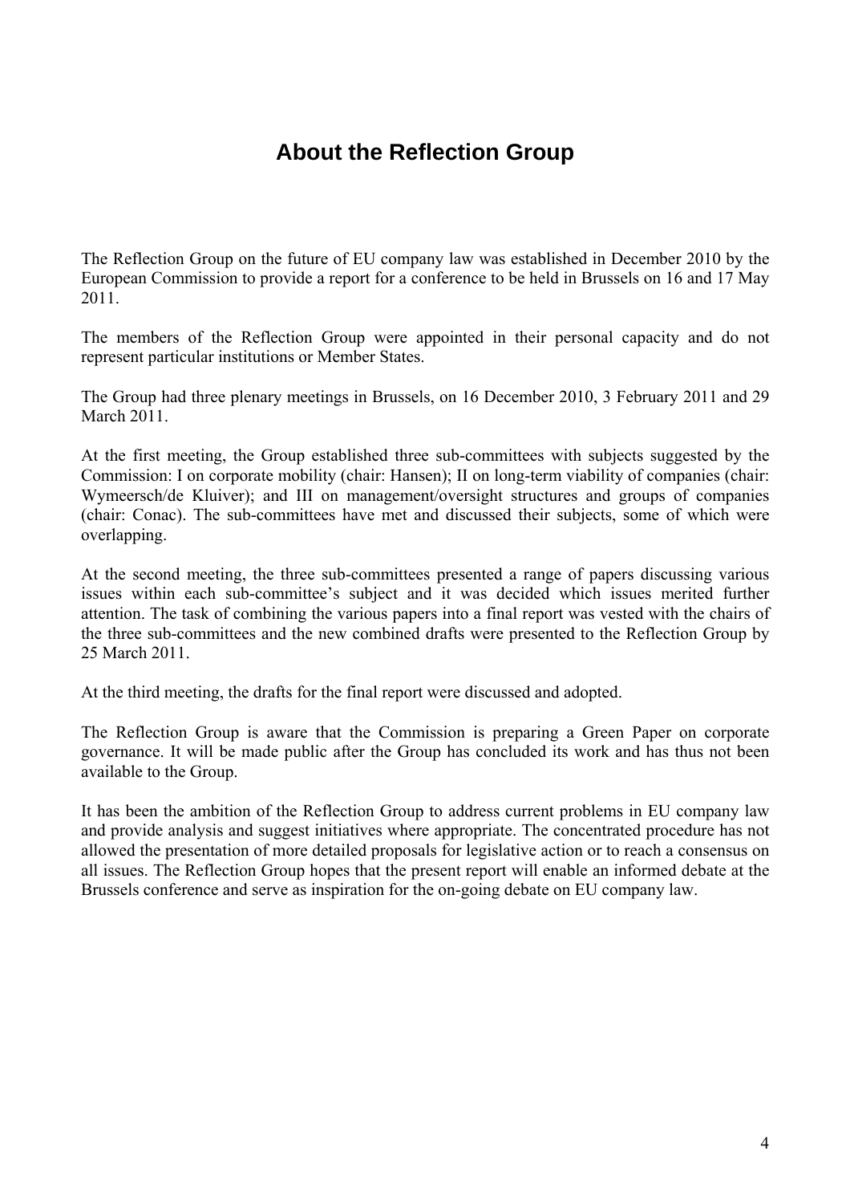# About the Reflection Group

The Reflection Group on the future of EU company law was established in December 2010 by the European Commission to provide a report for a conference to be held in Brussels on 16 and 17 May 2011.

The members of the Reflection Group were appointed in their personal capacity and do not represent particular institutions or Member States.

The Group had three plenary meetings in Brussels, on 16 December 2010, 3 February 2011 and 29 March 2011.

At the first meeting, the Group established three sub-committees with subjects suggested by the Commission: I on corporate mobility (chair: Hansen); II on long-term viability of companies (chair: Wymeersch/de Kluiver); and III on management/oversight structures and groups of companies (chair: Conac). The sub-committees have met and discussed their subjects, some of which were overlapping.

At the second meeting, the three sub-committees presented a range of papers discussing various issues within each sub-committee's subject and it was decided which issues merited further attention. The task of combining the various papers into a final report was vested with the chairs of the three sub-committees and the new combined drafts were presented to the Reflection Group by 25 March 2011.

At the third meeting, the drafts for the final report were discussed and adopted.

The Reflection Group is aware that the Commission is preparing a Green Paper on corporate governance. It will be made public after the Group has concluded its work and has thus not been available to the Group.

It has been the ambition of the Reflection Group to address current problems in EU company law and provide analysis and suggest initiatives where appropriate. The concentrated procedure has not allowed the presentation of more detailed proposals for legislative action or to reach a consensus on all issues. The Reflection Group hopes that the present report will enable an informed debate at the Brussels conference and serve as inspiration for the on-going debate on EU company law.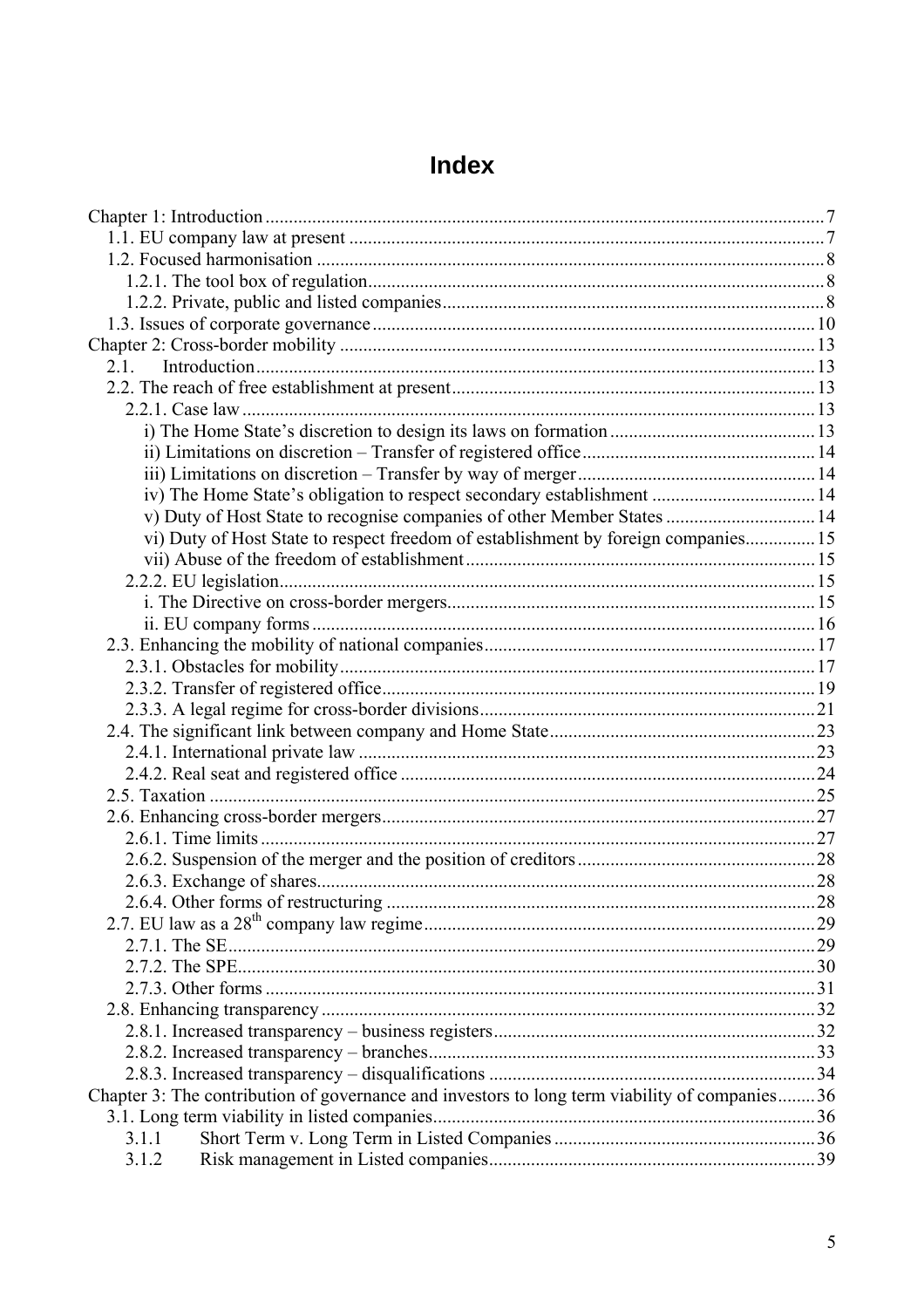# Index

- Chapter 1: Introduction ... 7
  - 1.1. EU company law at present ... 7
  - 1.2. Focused harmonisation ... 8
    - 1.2.1. The tool box of regulation ... 8
    - 1.2.2. Private, public and listed companies ... 8
  - 1.3. Issues of corporate governance ... 10
- Chapter 2: Cross-border mobility ... 13
  - 2.1. Introduction ... 13
  - 2.2. The reach of free establishment at present ... 13
    - 2.2.1. Case law ... 13
      - i) The Home State's discretion to design its laws on formation ... 13
      - ii) Limitations on discretion – Transfer of registered office ... 14
      - iii) Limitations on discretion – Transfer by way of merger ... 14
      - iv) The Home State's obligation to respect secondary establishment ... 14
      - v) Duty of Host State to recognise companies of other Member States ... 14
      - vi) Duty of Host State to respect freedom of establishment by foreign companies ... 15
      - vii) Abuse of the freedom of establishment ... 15
    - 2.2.2. EU legislation ... 15
      - i. The Directive on cross-border mergers ... 15
      - ii. EU company forms ... 16
  - 2.3. Enhancing the mobility of national companies ... 17
    - 2.3.1. Obstacles for mobility ... 17
    - 2.3.2. Transfer of registered office ... 19
    - 2.3.3. A legal regime for cross-border divisions ... 21
  - 2.4. The significant link between company and Home State ... 23
    - 2.4.1. International private law ... 23
    - 2.4.2. Real seat and registered office ... 24
  - 2.5. Taxation ... 25
  - 2.6. Enhancing cross-border mergers ... 27
    - 2.6.1. Time limits ... 27
    - 2.6.2. Suspension of the merger and the position of creditors ... 28
    - 2.6.3. Exchange of shares ... 28
    - 2.6.4. Other forms of restructuring ... 28
  - 2.7. EU law as a 28th company law regime ... 29
    - 2.7.1. The SE ... 29
    - 2.7.2. The SPE ... 30
    - 2.7.3. Other forms ... 31
  - 2.8. Enhancing transparency ... 32
    - 2.8.1. Increased transparency – business registers ... 32
    - 2.8.2. Increased transparency – branches ... 33
    - 2.8.3. Increased transparency – disqualifications ... 34
- Chapter 3: The contribution of governance and investors to long term viability of companies ... 36
  - 3.1. Long term viability in listed companies ... 36
    - 3.1.1 Short Term v. Long Term in Listed Companies ... 36
    - 3.1.2 Risk management in Listed companies ... 39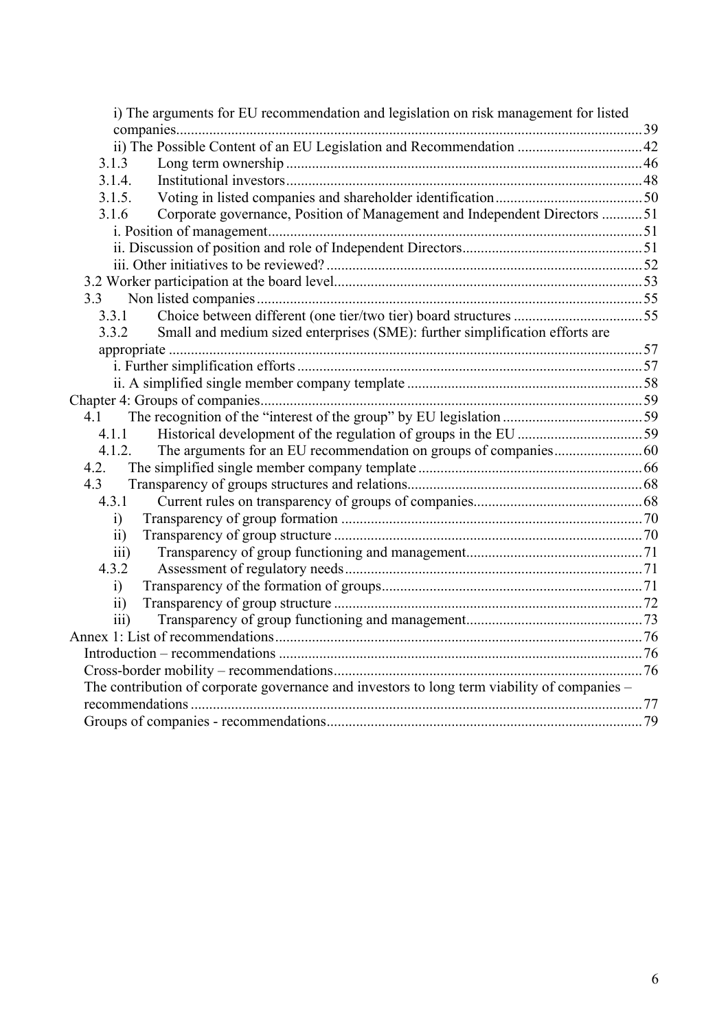i) The arguments for EU recommendation and legislation on risk management for listed companies............................................................................................................39
ii) The Possible Content of an EU Legislation and Recommendation ..................................42
3.1.3 Long term ownership ................................................................................................46
3.1.4. Institutional investors................................................................................................48
3.1.5. Voting in listed companies and shareholder identification........................................50
3.1.6 Corporate governance, Position of Management and Independent Directors ...........51
i. Position of management....................................................................................................51
ii. Discussion of position and role of Independent Directors................................................51
iii. Other initiatives to be reviewed? .....................................................................................52
3.2 Worker participation at the board level...................................................................................53
3.3 Non listed companies ........................................................................................................55
3.3.1 Choice between different (one tier/two tier) board structures ..................................55
3.3.2 Small and medium sized enterprises (SME): further simplification efforts are appropriate ................................................................................................................57
i. Further simplification efforts .............................................................................................57
ii. A simplified single member company template ...............................................................58
Chapter 4: Groups of companies.......................................................................................................59
4.1 The recognition of the "interest of the group" by EU legislation ......................................59
4.1.1 Historical development of the regulation of groups in the EU .................................59
4.1.2. The arguments for an EU recommendation on groups of companies........................60
4.2. The simplified single member company template ............................................................66
4.3 Transparency of groups structures and relations...............................................................68
4.3.1 Current rules on transparency of groups of companies.............................................68
i) Transparency of group formation .................................................................................70
ii) Transparency of group structure ...................................................................................70
iii) Transparency of group functioning and management................................................71
4.3.2 Assessment of regulatory needs................................................................................71
i) Transparency of the formation of groups......................................................................71
ii) Transparency of group structure ...................................................................................72
iii) Transparency of group functioning and management................................................73
Annex 1: List of recommendations...................................................................................................76
Introduction – recommendations ..................................................................................................76
Cross-border mobility – recommendations...................................................................................76
The contribution of corporate governance and investors to long term viability of companies – recommendations ..........................................................................................................................77
Groups of companies - recommendations.....................................................................................79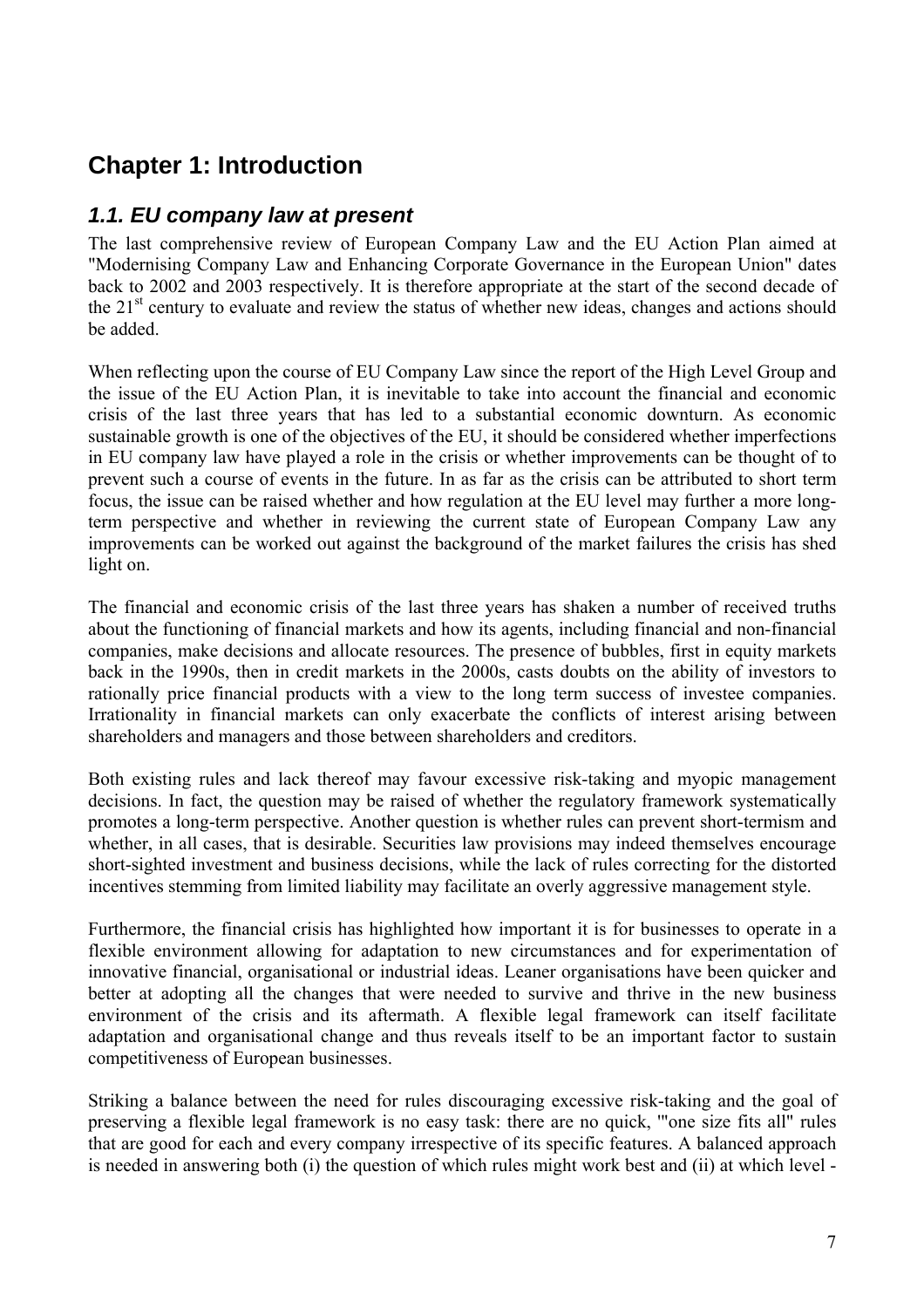# Chapter 1: Introduction

## *1.1. EU company law at present*

The last comprehensive review of European Company Law and the EU Action Plan aimed at "Modernising Company Law and Enhancing Corporate Governance in the European Union" dates back to 2002 and 2003 respectively. It is therefore appropriate at the start of the second decade of the 21st century to evaluate and review the status of whether new ideas, changes and actions should be added.

When reflecting upon the course of EU Company Law since the report of the High Level Group and the issue of the EU Action Plan, it is inevitable to take into account the financial and economic crisis of the last three years that has led to a substantial economic downturn. As economic sustainable growth is one of the objectives of the EU, it should be considered whether imperfections in EU company law have played a role in the crisis or whether improvements can be thought of to prevent such a course of events in the future. In as far as the crisis can be attributed to short term focus, the issue can be raised whether and how regulation at the EU level may further a more long-term perspective and whether in reviewing the current state of European Company Law any improvements can be worked out against the background of the market failures the crisis has shed light on.

The financial and economic crisis of the last three years has shaken a number of received truths about the functioning of financial markets and how its agents, including financial and non-financial companies, make decisions and allocate resources. The presence of bubbles, first in equity markets back in the 1990s, then in credit markets in the 2000s, casts doubts on the ability of investors to rationally price financial products with a view to the long term success of investee companies. Irrationality in financial markets can only exacerbate the conflicts of interest arising between shareholders and managers and those between shareholders and creditors.

Both existing rules and lack thereof may favour excessive risk-taking and myopic management decisions. In fact, the question may be raised of whether the regulatory framework systematically promotes a long-term perspective. Another question is whether rules can prevent short-termism and whether, in all cases, that is desirable. Securities law provisions may indeed themselves encourage short-sighted investment and business decisions, while the lack of rules correcting for the distorted incentives stemming from limited liability may facilitate an overly aggressive management style.

Furthermore, the financial crisis has highlighted how important it is for businesses to operate in a flexible environment allowing for adaptation to new circumstances and for experimentation of innovative financial, organisational or industrial ideas. Leaner organisations have been quicker and better at adopting all the changes that were needed to survive and thrive in the new business environment of the crisis and its aftermath. A flexible legal framework can itself facilitate adaptation and organisational change and thus reveals itself to be an important factor to sustain competitiveness of European businesses.

Striking a balance between the need for rules discouraging excessive risk-taking and the goal of preserving a flexible legal framework is no easy task: there are no quick, '"one size fits all" rules that are good for each and every company irrespective of its specific features. A balanced approach is needed in answering both (i) the question of which rules might work best and (ii) at which level -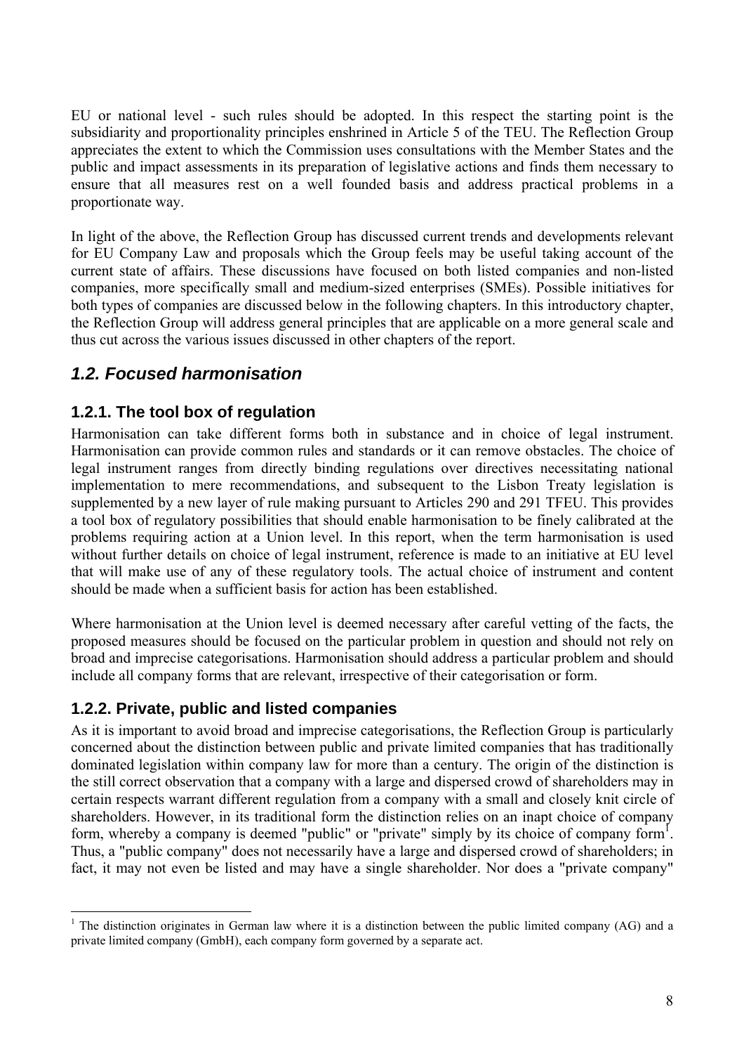EU or national level - such rules should be adopted. In this respect the starting point is the subsidiarity and proportionality principles enshrined in Article 5 of the TEU. The Reflection Group appreciates the extent to which the Commission uses consultations with the Member States and the public and impact assessments in its preparation of legislative actions and finds them necessary to ensure that all measures rest on a well founded basis and address practical problems in a proportionate way.

In light of the above, the Reflection Group has discussed current trends and developments relevant for EU Company Law and proposals which the Group feels may be useful taking account of the current state of affairs. These discussions have focused on both listed companies and non-listed companies, more specifically small and medium-sized enterprises (SMEs). Possible initiatives for both types of companies are discussed below in the following chapters. In this introductory chapter, the Reflection Group will address general principles that are applicable on a more general scale and thus cut across the various issues discussed in other chapters of the report.

## *1.2. Focused harmonisation*

### 1.2.1. The tool box of regulation

Harmonisation can take different forms both in substance and in choice of legal instrument. Harmonisation can provide common rules and standards or it can remove obstacles. The choice of legal instrument ranges from directly binding regulations over directives necessitating national implementation to mere recommendations, and subsequent to the Lisbon Treaty legislation is supplemented by a new layer of rule making pursuant to Articles 290 and 291 TFEU. This provides a tool box of regulatory possibilities that should enable harmonisation to be finely calibrated at the problems requiring action at a Union level. In this report, when the term harmonisation is used without further details on choice of legal instrument, reference is made to an initiative at EU level that will make use of any of these regulatory tools. The actual choice of instrument and content should be made when a sufficient basis for action has been established.

Where harmonisation at the Union level is deemed necessary after careful vetting of the facts, the proposed measures should be focused on the particular problem in question and should not rely on broad and imprecise categorisations. Harmonisation should address a particular problem and should include all company forms that are relevant, irrespective of their categorisation or form.

### 1.2.2. Private, public and listed companies

As it is important to avoid broad and imprecise categorisations, the Reflection Group is particularly concerned about the distinction between public and private limited companies that has traditionally dominated legislation within company law for more than a century. The origin of the distinction is the still correct observation that a company with a large and dispersed crowd of shareholders may in certain respects warrant different regulation from a company with a small and closely knit circle of shareholders. However, in its traditional form the distinction relies on an inapt choice of company form, whereby a company is deemed "public" or "private" simply by its choice of company form[1]. Thus, a "public company" does not necessarily have a large and dispersed crowd of shareholders; in fact, it may not even be listed and may have a single shareholder. Nor does a "private company"

[1] The distinction originates in German law where it is a distinction between the public limited company (AG) and a private limited company (GmbH), each company form governed by a separate act.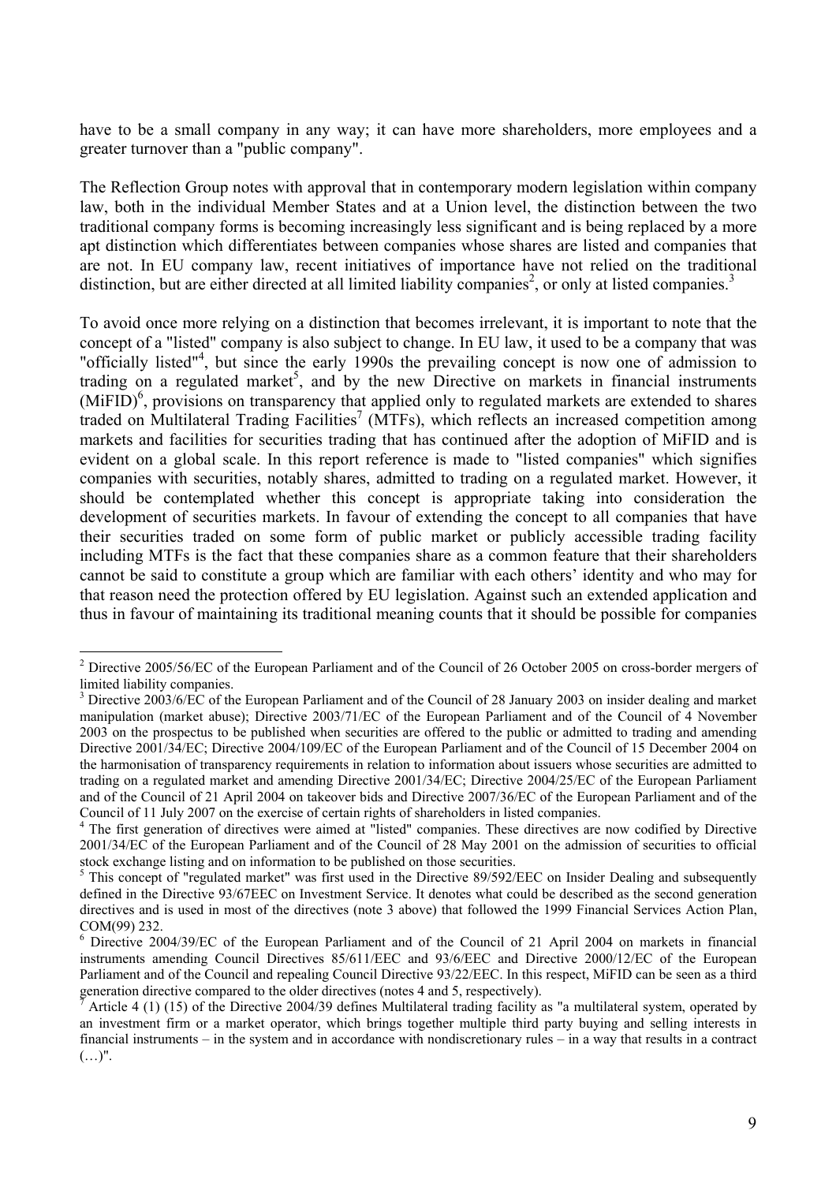have to be a small company in any way; it can have more shareholders, more employees and a greater turnover than a "public company".

The Reflection Group notes with approval that in contemporary modern legislation within company law, both in the individual Member States and at a Union level, the distinction between the two traditional company forms is becoming increasingly less significant and is being replaced by a more apt distinction which differentiates between companies whose shares are listed and companies that are not. In EU company law, recent initiatives of importance have not relied on the traditional distinction, but are either directed at all limited liability companies[2], or only at listed companies.[3]

To avoid once more relying on a distinction that becomes irrelevant, it is important to note that the concept of a "listed" company is also subject to change. In EU law, it used to be a company that was "officially listed"[4], but since the early 1990s the prevailing concept is now one of admission to trading on a regulated market[5], and by the new Directive on markets in financial instruments (MiFID)[6], provisions on transparency that applied only to regulated markets are extended to shares traded on Multilateral Trading Facilities[7] (MTFs), which reflects an increased competition among markets and facilities for securities trading that has continued after the adoption of MiFID and is evident on a global scale. In this report reference is made to "listed companies" which signifies companies with securities, notably shares, admitted to trading on a regulated market. However, it should be contemplated whether this concept is appropriate taking into consideration the development of securities markets. In favour of extending the concept to all companies that have their securities traded on some form of public market or publicly accessible trading facility including MTFs is the fact that these companies share as a common feature that their shareholders cannot be said to constitute a group which are familiar with each others' identity and who may for that reason need the protection offered by EU legislation. Against such an extended application and thus in favour of maintaining its traditional meaning counts that it should be possible for companies

---

[2] Directive 2005/56/EC of the European Parliament and of the Council of 26 October 2005 on cross-border mergers of limited liability companies.

[3] Directive 2003/6/EC of the European Parliament and of the Council of 28 January 2003 on insider dealing and market manipulation (market abuse); Directive 2003/71/EC of the European Parliament and of the Council of 4 November 2003 on the prospectus to be published when securities are offered to the public or admitted to trading and amending Directive 2001/34/EC; Directive 2004/109/EC of the European Parliament and of the Council of 15 December 2004 on the harmonisation of transparency requirements in relation to information about issuers whose securities are admitted to trading on a regulated market and amending Directive 2001/34/EC; Directive 2004/25/EC of the European Parliament and of the Council of 21 April 2004 on takeover bids and Directive 2007/36/EC of the European Parliament and of the Council of 11 July 2007 on the exercise of certain rights of shareholders in listed companies.

[4] The first generation of directives were aimed at "listed" companies. These directives are now codified by Directive 2001/34/EC of the European Parliament and of the Council of 28 May 2001 on the admission of securities to official stock exchange listing and on information to be published on those securities.

[5] This concept of "regulated market" was first used in the Directive 89/592/EEC on Insider Dealing and subsequently defined in the Directive 93/67EEC on Investment Service. It denotes what could be described as the second generation directives and is used in most of the directives (note 3 above) that followed the 1999 Financial Services Action Plan, COM(99) 232.

[6] Directive 2004/39/EC of the European Parliament and of the Council of 21 April 2004 on markets in financial instruments amending Council Directives 85/611/EEC and 93/6/EEC and Directive 2000/12/EC of the European Parliament and of the Council and repealing Council Directive 93/22/EEC. In this respect, MiFID can be seen as a third generation directive compared to the older directives (notes 4 and 5, respectively).

[7] Article 4 (1) (15) of the Directive 2004/39 defines Multilateral trading facility as "a multilateral system, operated by an investment firm or a market operator, which brings together multiple third party buying and selling interests in financial instruments – in the system and in accordance with nondiscretionary rules – in a way that results in a contract (…)".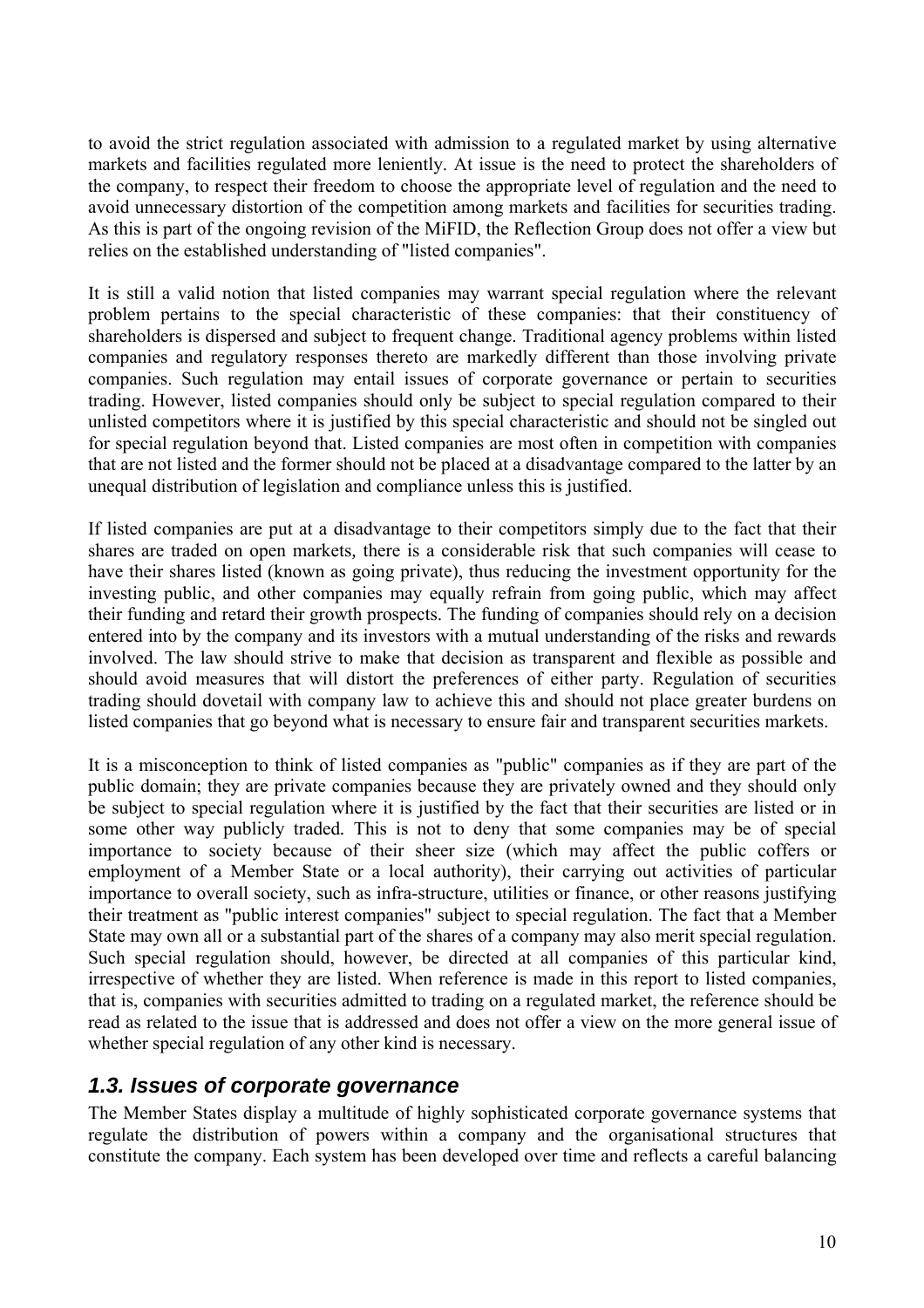to avoid the strict regulation associated with admission to a regulated market by using alternative markets and facilities regulated more leniently. At issue is the need to protect the shareholders of the company, to respect their freedom to choose the appropriate level of regulation and the need to avoid unnecessary distortion of the competition among markets and facilities for securities trading. As this is part of the ongoing revision of the MiFID, the Reflection Group does not offer a view but relies on the established understanding of "listed companies".

It is still a valid notion that listed companies may warrant special regulation where the relevant problem pertains to the special characteristic of these companies: that their constituency of shareholders is dispersed and subject to frequent change. Traditional agency problems within listed companies and regulatory responses thereto are markedly different than those involving private companies. Such regulation may entail issues of corporate governance or pertain to securities trading. However, listed companies should only be subject to special regulation compared to their unlisted competitors where it is justified by this special characteristic and should not be singled out for special regulation beyond that. Listed companies are most often in competition with companies that are not listed and the former should not be placed at a disadvantage compared to the latter by an unequal distribution of legislation and compliance unless this is justified.

If listed companies are put at a disadvantage to their competitors simply due to the fact that their shares are traded on open markets, there is a considerable risk that such companies will cease to have their shares listed (known as going private), thus reducing the investment opportunity for the investing public, and other companies may equally refrain from going public, which may affect their funding and retard their growth prospects. The funding of companies should rely on a decision entered into by the company and its investors with a mutual understanding of the risks and rewards involved. The law should strive to make that decision as transparent and flexible as possible and should avoid measures that will distort the preferences of either party. Regulation of securities trading should dovetail with company law to achieve this and should not place greater burdens on listed companies that go beyond what is necessary to ensure fair and transparent securities markets.

It is a misconception to think of listed companies as "public" companies as if they are part of the public domain; they are private companies because they are privately owned and they should only be subject to special regulation where it is justified by the fact that their securities are listed or in some other way publicly traded. This is not to deny that some companies may be of special importance to society because of their sheer size (which may affect the public coffers or employment of a Member State or a local authority), their carrying out activities of particular importance to overall society, such as infra-structure, utilities or finance, or other reasons justifying their treatment as "public interest companies" subject to special regulation. The fact that a Member State may own all or a substantial part of the shares of a company may also merit special regulation. Such special regulation should, however, be directed at all companies of this particular kind, irrespective of whether they are listed. When reference is made in this report to listed companies, that is, companies with securities admitted to trading on a regulated market, the reference should be read as related to the issue that is addressed and does not offer a view on the more general issue of whether special regulation of any other kind is necessary.

### *1.3. Issues of corporate governance*

The Member States display a multitude of highly sophisticated corporate governance systems that regulate the distribution of powers within a company and the organisational structures that constitute the company. Each system has been developed over time and reflects a careful balancing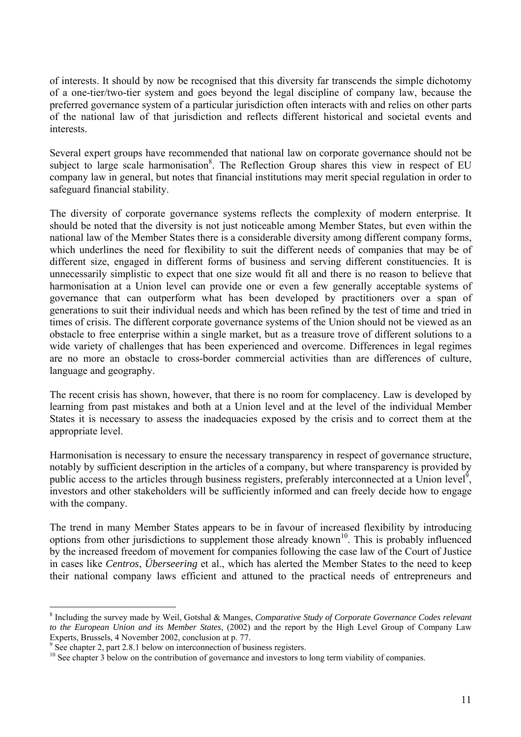of interests. It should by now be recognised that this diversity far transcends the simple dichotomy of a one-tier/two-tier system and goes beyond the legal discipline of company law, because the preferred governance system of a particular jurisdiction often interacts with and relies on other parts of the national law of that jurisdiction and reflects different historical and societal events and interests.

Several expert groups have recommended that national law on corporate governance should not be subject to large scale harmonisation[8]. The Reflection Group shares this view in respect of EU company law in general, but notes that financial institutions may merit special regulation in order to safeguard financial stability.

The diversity of corporate governance systems reflects the complexity of modern enterprise. It should be noted that the diversity is not just noticeable among Member States, but even within the national law of the Member States there is a considerable diversity among different company forms, which underlines the need for flexibility to suit the different needs of companies that may be of different size, engaged in different forms of business and serving different constituencies. It is unnecessarily simplistic to expect that one size would fit all and there is no reason to believe that harmonisation at a Union level can provide one or even a few generally acceptable systems of governance that can outperform what has been developed by practitioners over a span of generations to suit their individual needs and which has been refined by the test of time and tried in times of crisis. The different corporate governance systems of the Union should not be viewed as an obstacle to free enterprise within a single market, but as a treasure trove of different solutions to a wide variety of challenges that has been experienced and overcome. Differences in legal regimes are no more an obstacle to cross-border commercial activities than are differences of culture, language and geography.

The recent crisis has shown, however, that there is no room for complacency. Law is developed by learning from past mistakes and both at a Union level and at the level of the individual Member States it is necessary to assess the inadequacies exposed by the crisis and to correct them at the appropriate level.

Harmonisation is necessary to ensure the necessary transparency in respect of governance structure, notably by sufficient description in the articles of a company, but where transparency is provided by public access to the articles through business registers, preferably interconnected at a Union level[9], investors and other stakeholders will be sufficiently informed and can freely decide how to engage with the company.

The trend in many Member States appears to be in favour of increased flexibility by introducing options from other jurisdictions to supplement those already known[10]. This is probably influenced by the increased freedom of movement for companies following the case law of the Court of Justice in cases like *Centros*, *Überseering* et al., which has alerted the Member States to the need to keep their national company laws efficient and attuned to the practical needs of entrepreneurs and

---

[8] Including the survey made by Weil, Gotshal & Manges, *Comparative Study of Corporate Governance Codes relevant to the European Union and its Member States*, (2002) and the report by the High Level Group of Company Law Experts, Brussels, 4 November 2002, conclusion at p. 77.

[9] See chapter 2, part 2.8.1 below on interconnection of business registers.

[10] See chapter 3 below on the contribution of governance and investors to long term viability of companies.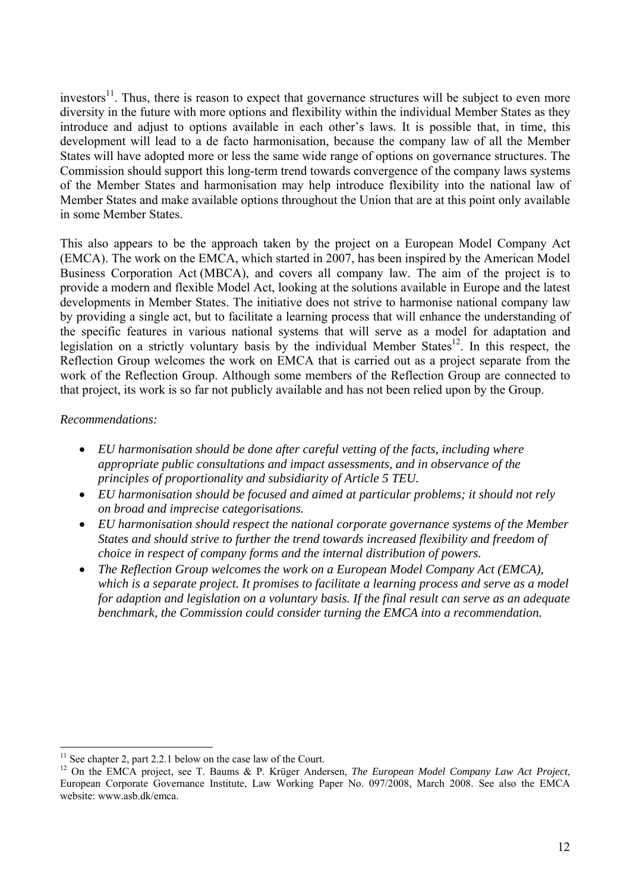investors[11]. Thus, there is reason to expect that governance structures will be subject to even more diversity in the future with more options and flexibility within the individual Member States as they introduce and adjust to options available in each other's laws. It is possible that, in time, this development will lead to a de facto harmonisation, because the company law of all the Member States will have adopted more or less the same wide range of options on governance structures. The Commission should support this long-term trend towards convergence of the company laws systems of the Member States and harmonisation may help introduce flexibility into the national law of Member States and make available options throughout the Union that are at this point only available in some Member States.

This also appears to be the approach taken by the project on a European Model Company Act (EMCA). The work on the EMCA, which started in 2007, has been inspired by the American Model Business Corporation Act (MBCA), and covers all company law. The aim of the project is to provide a modern and flexible Model Act, looking at the solutions available in Europe and the latest developments in Member States. The initiative does not strive to harmonise national company law by providing a single act, but to facilitate a learning process that will enhance the understanding of the specific features in various national systems that will serve as a model for adaptation and legislation on a strictly voluntary basis by the individual Member States[12]. In this respect, the Reflection Group welcomes the work on EMCA that is carried out as a project separate from the work of the Reflection Group. Although some members of the Reflection Group are connected to that project, its work is so far not publicly available and has not been relied upon by the Group.

*Recommendations:*

- *EU harmonisation should be done after careful vetting of the facts, including where appropriate public consultations and impact assessments, and in observance of the principles of proportionality and subsidiarity of Article 5 TEU.*
- *EU harmonisation should be focused and aimed at particular problems; it should not rely on broad and imprecise categorisations.*
- *EU harmonisation should respect the national corporate governance systems of the Member States and should strive to further the trend towards increased flexibility and freedom of choice in respect of company forms and the internal distribution of powers.*
- *The Reflection Group welcomes the work on a European Model Company Act (EMCA), which is a separate project. It promises to facilitate a learning process and serve as a model for adaption and legislation on a voluntary basis. If the final result can serve as an adequate benchmark, the Commission could consider turning the EMCA into a recommendation.*

---

[11] See chapter 2, part 2.2.1 below on the case law of the Court.

[12] On the EMCA project, see T. Baums & P. Krüger Andersen, *The European Model Company Law Act Project*, European Corporate Governance Institute, Law Working Paper No. 097/2008, March 2008. See also the EMCA website: www.asb.dk/emca.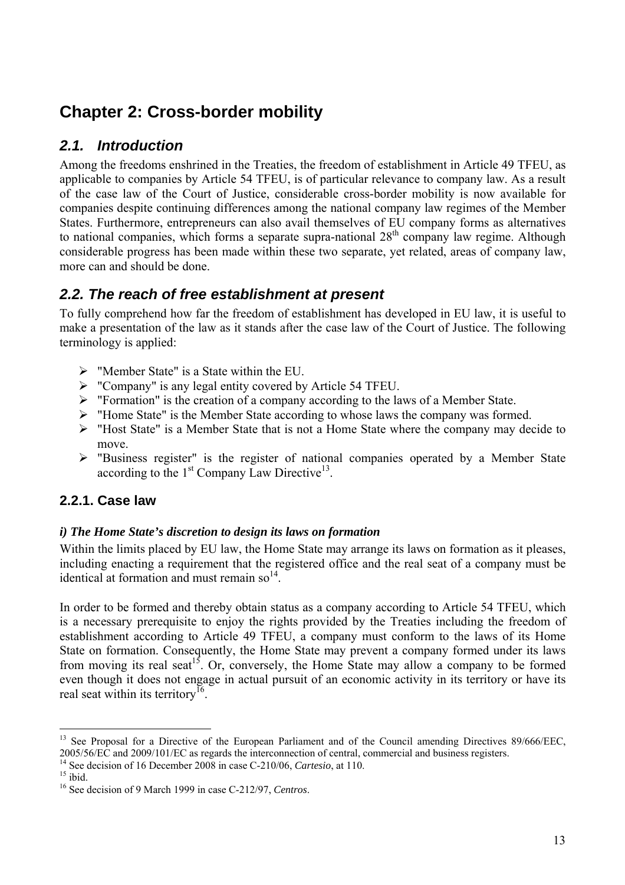# Chapter 2: Cross-border mobility

## 2.1. Introduction

Among the freedoms enshrined in the Treaties, the freedom of establishment in Article 49 TFEU, as applicable to companies by Article 54 TFEU, is of particular relevance to company law. As a result of the case law of the Court of Justice, considerable cross-border mobility is now available for companies despite continuing differences among the national company law regimes of the Member States. Furthermore, entrepreneurs can also avail themselves of EU company forms as alternatives to national companies, which forms a separate supra-national 28th company law regime. Although considerable progress has been made within these two separate, yet related, areas of company law, more can and should be done.

## 2.2. The reach of free establishment at present

To fully comprehend how far the freedom of establishment has developed in EU law, it is useful to make a presentation of the law as it stands after the case law of the Court of Justice. The following terminology is applied:

- "Member State" is a State within the EU.
- "Company" is any legal entity covered by Article 54 TFEU.
- "Formation" is the creation of a company according to the laws of a Member State.
- "Home State" is the Member State according to whose laws the company was formed.
- "Host State" is a Member State that is not a Home State where the company may decide to move.
- "Business register" is the register of national companies operated by a Member State according to the 1st Company Law Directive[13].

### 2.2.1. Case law

***i) The Home State's discretion to design its laws on formation***

Within the limits placed by EU law, the Home State may arrange its laws on formation as it pleases, including enacting a requirement that the registered office and the real seat of a company must be identical at formation and must remain so[14].

In order to be formed and thereby obtain status as a company according to Article 54 TFEU, which is a necessary prerequisite to enjoy the rights provided by the Treaties including the freedom of establishment according to Article 49 TFEU, a company must conform to the laws of its Home State on formation. Consequently, the Home State may prevent a company formed under its laws from moving its real seat[15]. Or, conversely, the Home State may allow a company to be formed even though it does not engage in actual pursuit of an economic activity in its territory or have its real seat within its territory[16].

---

[13] See Proposal for a Directive of the European Parliament and of the Council amending Directives 89/666/EEC, 2005/56/EC and 2009/101/EC as regards the interconnection of central, commercial and business registers.

[14] See decision of 16 December 2008 in case C-210/06, *Cartesio*, at 110.

[15] ibid.

[16] See decision of 9 March 1999 in case C-212/97, *Centros*.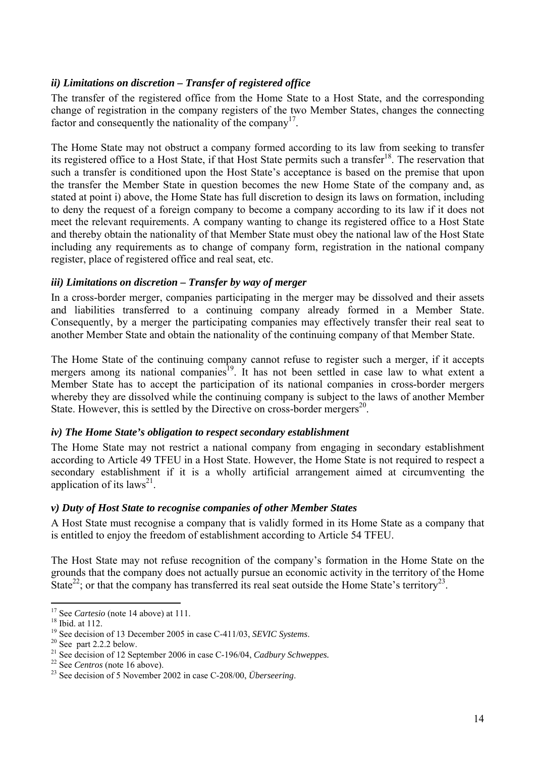### *ii) Limitations on discretion – Transfer of registered office*

The transfer of the registered office from the Home State to a Host State, and the corresponding change of registration in the company registers of the two Member States, changes the connecting factor and consequently the nationality of the company[17].

The Home State may not obstruct a company formed according to its law from seeking to transfer its registered office to a Host State, if that Host State permits such a transfer[18]. The reservation that such a transfer is conditioned upon the Host State's acceptance is based on the premise that upon the transfer the Member State in question becomes the new Home State of the company and, as stated at point i) above, the Home State has full discretion to design its laws on formation, including to deny the request of a foreign company to become a company according to its law if it does not meet the relevant requirements. A company wanting to change its registered office to a Host State and thereby obtain the nationality of that Member State must obey the national law of the Host State including any requirements as to change of company form, registration in the national company register, place of registered office and real seat, etc.

### *iii) Limitations on discretion – Transfer by way of merger*

In a cross-border merger, companies participating in the merger may be dissolved and their assets and liabilities transferred to a continuing company already formed in a Member State. Consequently, by a merger the participating companies may effectively transfer their real seat to another Member State and obtain the nationality of the continuing company of that Member State.

The Home State of the continuing company cannot refuse to register such a merger, if it accepts mergers among its national companies[19]. It has not been settled in case law to what extent a Member State has to accept the participation of its national companies in cross-border mergers whereby they are dissolved while the continuing company is subject to the laws of another Member State. However, this is settled by the Directive on cross-border mergers[20].

### *iv) The Home State's obligation to respect secondary establishment*

The Home State may not restrict a national company from engaging in secondary establishment according to Article 49 TFEU in a Host State. However, the Home State is not required to respect a secondary establishment if it is a wholly artificial arrangement aimed at circumventing the application of its laws[21].

### *v) Duty of Host State to recognise companies of other Member States*

A Host State must recognise a company that is validly formed in its Home State as a company that is entitled to enjoy the freedom of establishment according to Article 54 TFEU.

The Host State may not refuse recognition of the company's formation in the Home State on the grounds that the company does not actually pursue an economic activity in the territory of the Home State[22]; or that the company has transferred its real seat outside the Home State's territory[23].

---

[17] See *Cartesio* (note 14 above) at 111.
[18] Ibid. at 112.
[19] See decision of 13 December 2005 in case C-411/03, *SEVIC Systems*.
[20] See part 2.2.2 below.
[21] See decision of 12 September 2006 in case C-196/04, *Cadbury Schweppes.*
[22] See *Centros* (note 16 above).
[23] See decision of 5 November 2002 in case C-208/00, *Überseering*.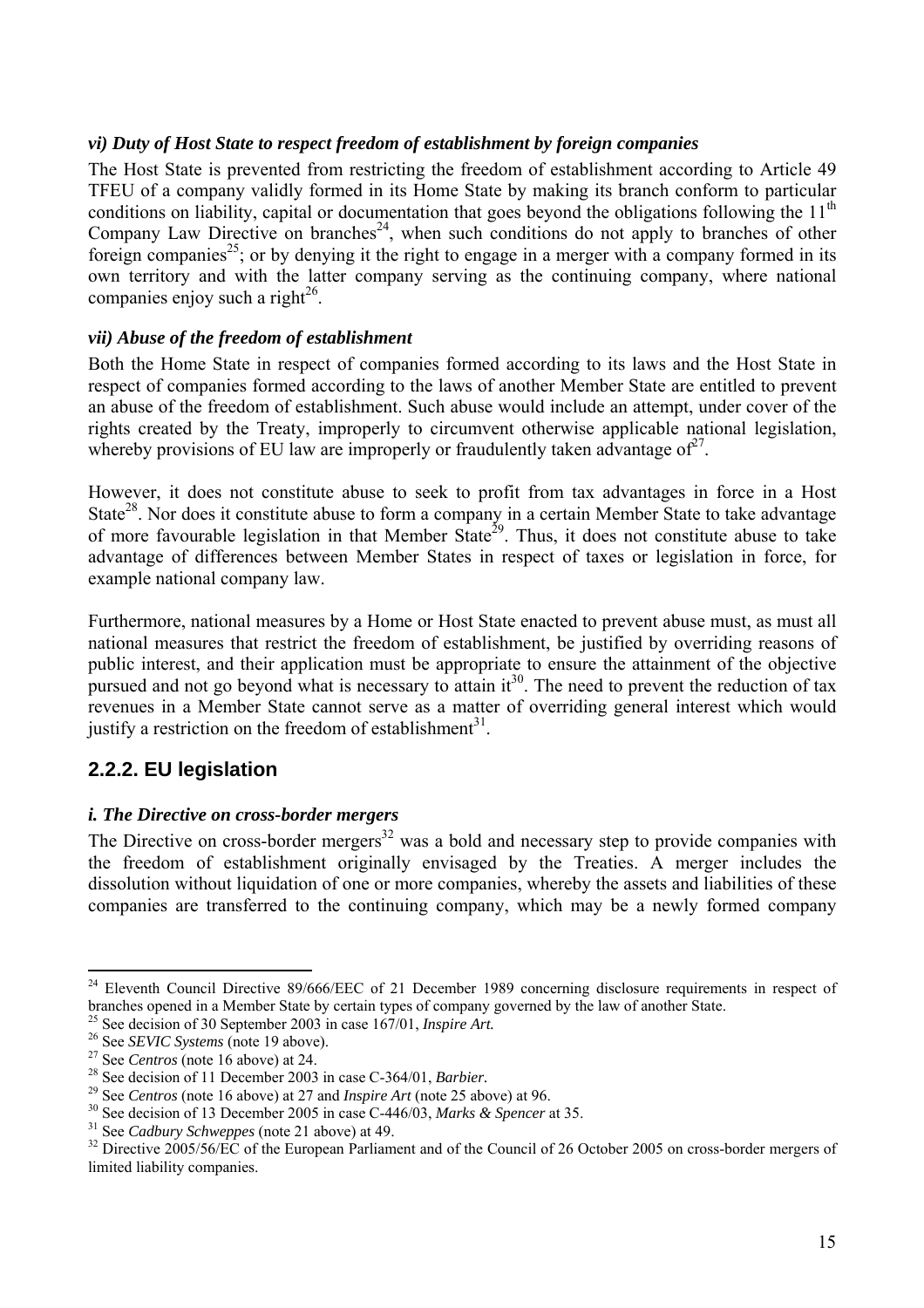### *vi) Duty of Host State to respect freedom of establishment by foreign companies*

The Host State is prevented from restricting the freedom of establishment according to Article 49 TFEU of a company validly formed in its Home State by making its branch conform to particular conditions on liability, capital or documentation that goes beyond the obligations following the 11th Company Law Directive on branches[24], when such conditions do not apply to branches of other foreign companies[25]; or by denying it the right to engage in a merger with a company formed in its own territory and with the latter company serving as the continuing company, where national companies enjoy such a right[26].

### *vii) Abuse of the freedom of establishment*

Both the Home State in respect of companies formed according to its laws and the Host State in respect of companies formed according to the laws of another Member State are entitled to prevent an abuse of the freedom of establishment. Such abuse would include an attempt, under cover of the rights created by the Treaty, improperly to circumvent otherwise applicable national legislation, whereby provisions of EU law are improperly or fraudulently taken advantage of[27].

However, it does not constitute abuse to seek to profit from tax advantages in force in a Host State[28]. Nor does it constitute abuse to form a company in a certain Member State to take advantage of more favourable legislation in that Member State[29]. Thus, it does not constitute abuse to take advantage of differences between Member States in respect of taxes or legislation in force, for example national company law.

Furthermore, national measures by a Home or Host State enacted to prevent abuse must, as must all national measures that restrict the freedom of establishment, be justified by overriding reasons of public interest, and their application must be appropriate to ensure the attainment of the objective pursued and not go beyond what is necessary to attain it[30]. The need to prevent the reduction of tax revenues in a Member State cannot serve as a matter of overriding general interest which would justify a restriction on the freedom of establishment[31].

## 2.2.2. EU legislation

### *i. The Directive on cross-border mergers*

The Directive on cross-border mergers[32] was a bold and necessary step to provide companies with the freedom of establishment originally envisaged by the Treaties. A merger includes the dissolution without liquidation of one or more companies, whereby the assets and liabilities of these companies are transferred to the continuing company, which may be a newly formed company

---

[24] Eleventh Council Directive 89/666/EEC of 21 December 1989 concerning disclosure requirements in respect of branches opened in a Member State by certain types of company governed by the law of another State.

[25] See decision of 30 September 2003 in case 167/01, *Inspire Art.*

[26] See *SEVIC Systems* (note 19 above).

[27] See *Centros* (note 16 above) at 24.

[28] See decision of 11 December 2003 in case C-364/01, *Barbier*.

[29] See *Centros* (note 16 above) at 27 and *Inspire Art* (note 25 above) at 96.

[30] See decision of 13 December 2005 in case C-446/03, *Marks & Spencer* at 35.

[31] See *Cadbury Schweppes* (note 21 above) at 49.

[32] Directive 2005/56/EC of the European Parliament and of the Council of 26 October 2005 on cross-border mergers of limited liability companies.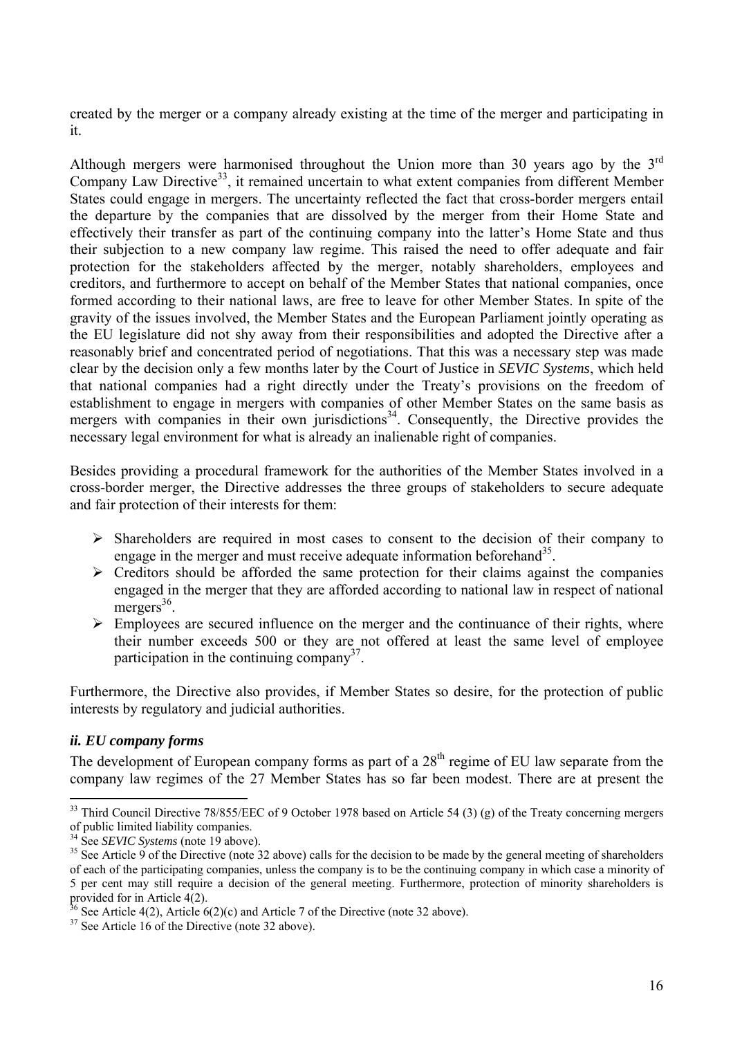created by the merger or a company already existing at the time of the merger and participating in it.

Although mergers were harmonised throughout the Union more than 30 years ago by the 3rd Company Law Directive[33], it remained uncertain to what extent companies from different Member States could engage in mergers. The uncertainty reflected the fact that cross-border mergers entail the departure by the companies that are dissolved by the merger from their Home State and effectively their transfer as part of the continuing company into the latter's Home State and thus their subjection to a new company law regime. This raised the need to offer adequate and fair protection for the stakeholders affected by the merger, notably shareholders, employees and creditors, and furthermore to accept on behalf of the Member States that national companies, once formed according to their national laws, are free to leave for other Member States. In spite of the gravity of the issues involved, the Member States and the European Parliament jointly operating as the EU legislature did not shy away from their responsibilities and adopted the Directive after a reasonably brief and concentrated period of negotiations. That this was a necessary step was made clear by the decision only a few months later by the Court of Justice in *SEVIC Systems*, which held that national companies had a right directly under the Treaty's provisions on the freedom of establishment to engage in mergers with companies of other Member States on the same basis as mergers with companies in their own jurisdictions[34]. Consequently, the Directive provides the necessary legal environment for what is already an inalienable right of companies.

Besides providing a procedural framework for the authorities of the Member States involved in a cross-border merger, the Directive addresses the three groups of stakeholders to secure adequate and fair protection of their interests for them:

- Shareholders are required in most cases to consent to the decision of their company to engage in the merger and must receive adequate information beforehand[35].
- Creditors should be afforded the same protection for their claims against the companies engaged in the merger that they are afforded according to national law in respect of national mergers[36].
- Employees are secured influence on the merger and the continuance of their rights, where their number exceeds 500 or they are not offered at least the same level of employee participation in the continuing company[37].

Furthermore, the Directive also provides, if Member States so desire, for the protection of public interests by regulatory and judicial authorities.

### *ii. EU company forms*

The development of European company forms as part of a 28th regime of EU law separate from the company law regimes of the 27 Member States has so far been modest. There are at present the

---

[33] Third Council Directive 78/855/EEC of 9 October 1978 based on Article 54 (3) (g) of the Treaty concerning mergers of public limited liability companies.

[34] See *SEVIC Systems* (note 19 above).

[35] See Article 9 of the Directive (note 32 above) calls for the decision to be made by the general meeting of shareholders of each of the participating companies, unless the company is to be the continuing company in which case a minority of 5 per cent may still require a decision of the general meeting. Furthermore, protection of minority shareholders is provided for in Article 4(2).

[36] See Article 4(2), Article 6(2)(c) and Article 7 of the Directive (note 32 above).

[37] See Article 16 of the Directive (note 32 above).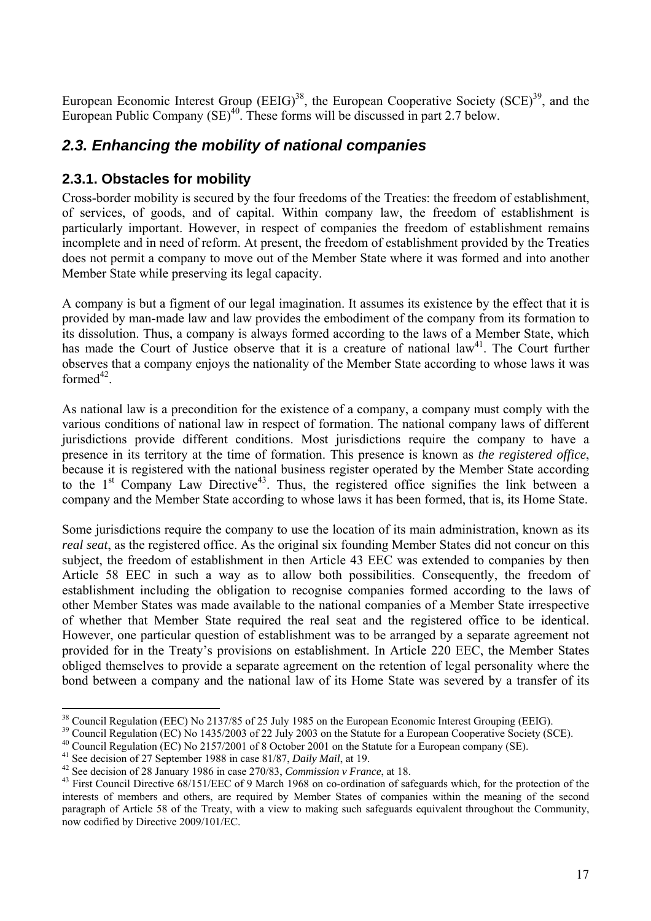European Economic Interest Group (EEIG)[38], the European Cooperative Society (SCE)[39], and the European Public Company (SE)[40]. These forms will be discussed in part 2.7 below.

## *2.3. Enhancing the mobility of national companies*

### 2.3.1. Obstacles for mobility

Cross-border mobility is secured by the four freedoms of the Treaties: the freedom of establishment, of services, of goods, and of capital. Within company law, the freedom of establishment is particularly important. However, in respect of companies the freedom of establishment remains incomplete and in need of reform. At present, the freedom of establishment provided by the Treaties does not permit a company to move out of the Member State where it was formed and into another Member State while preserving its legal capacity.

A company is but a figment of our legal imagination. It assumes its existence by the effect that it is provided by man-made law and law provides the embodiment of the company from its formation to its dissolution. Thus, a company is always formed according to the laws of a Member State, which has made the Court of Justice observe that it is a creature of national law[41]. The Court further observes that a company enjoys the nationality of the Member State according to whose laws it was formed[42].

As national law is a precondition for the existence of a company, a company must comply with the various conditions of national law in respect of formation. The national company laws of different jurisdictions provide different conditions. Most jurisdictions require the company to have a presence in its territory at the time of formation. This presence is known as *the registered office*, because it is registered with the national business register operated by the Member State according to the 1st Company Law Directive[43]. Thus, the registered office signifies the link between a company and the Member State according to whose laws it has been formed, that is, its Home State.

Some jurisdictions require the company to use the location of its main administration, known as its *real seat*, as the registered office. As the original six founding Member States did not concur on this subject, the freedom of establishment in then Article 43 EEC was extended to companies by then Article 58 EEC in such a way as to allow both possibilities. Consequently, the freedom of establishment including the obligation to recognise companies formed according to the laws of other Member States was made available to the national companies of a Member State irrespective of whether that Member State required the real seat and the registered office to be identical. However, one particular question of establishment was to be arranged by a separate agreement not provided for in the Treaty's provisions on establishment. In Article 220 EEC, the Member States obliged themselves to provide a separate agreement on the retention of legal personality where the bond between a company and the national law of its Home State was severed by a transfer of its

---

[38] Council Regulation (EEC) No 2137/85 of 25 July 1985 on the European Economic Interest Grouping (EEIG).

[39] Council Regulation (EC) No 1435/2003 of 22 July 2003 on the Statute for a European Cooperative Society (SCE).

[40] Council Regulation (EC) No 2157/2001 of 8 October 2001 on the Statute for a European company (SE).

[41] See decision of 27 September 1988 in case 81/87, *Daily Mail*, at 19.

[42] See decision of 28 January 1986 in case 270/83, *Commission v France*, at 18.

[43] First Council Directive 68/151/EEC of 9 March 1968 on co-ordination of safeguards which, for the protection of the interests of members and others, are required by Member States of companies within the meaning of the second paragraph of Article 58 of the Treaty, with a view to making such safeguards equivalent throughout the Community, now codified by Directive 2009/101/EC.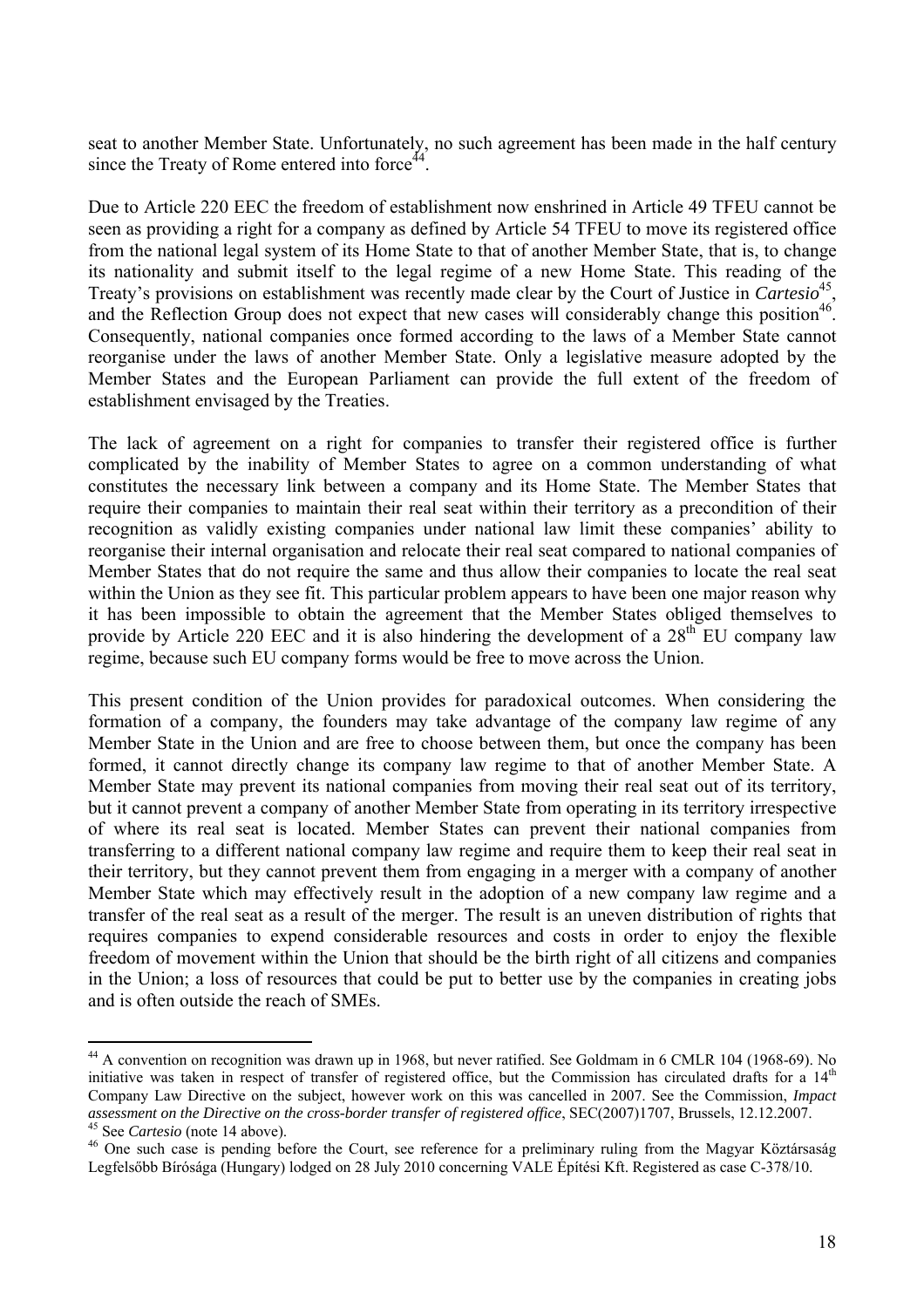seat to another Member State. Unfortunately, no such agreement has been made in the half century since the Treaty of Rome entered into force[44].

Due to Article 220 EEC the freedom of establishment now enshrined in Article 49 TFEU cannot be seen as providing a right for a company as defined by Article 54 TFEU to move its registered office from the national legal system of its Home State to that of another Member State, that is, to change its nationality and submit itself to the legal regime of a new Home State. This reading of the Treaty's provisions on establishment was recently made clear by the Court of Justice in *Cartesio*[45], and the Reflection Group does not expect that new cases will considerably change this position[46]. Consequently, national companies once formed according to the laws of a Member State cannot reorganise under the laws of another Member State. Only a legislative measure adopted by the Member States and the European Parliament can provide the full extent of the freedom of establishment envisaged by the Treaties.

The lack of agreement on a right for companies to transfer their registered office is further complicated by the inability of Member States to agree on a common understanding of what constitutes the necessary link between a company and its Home State. The Member States that require their companies to maintain their real seat within their territory as a precondition of their recognition as validly existing companies under national law limit these companies' ability to reorganise their internal organisation and relocate their real seat compared to national companies of Member States that do not require the same and thus allow their companies to locate the real seat within the Union as they see fit. This particular problem appears to have been one major reason why it has been impossible to obtain the agreement that the Member States obliged themselves to provide by Article 220 EEC and it is also hindering the development of a 28th EU company law regime, because such EU company forms would be free to move across the Union.

This present condition of the Union provides for paradoxical outcomes. When considering the formation of a company, the founders may take advantage of the company law regime of any Member State in the Union and are free to choose between them, but once the company has been formed, it cannot directly change its company law regime to that of another Member State. A Member State may prevent its national companies from moving their real seat out of its territory, but it cannot prevent a company of another Member State from operating in its territory irrespective of where its real seat is located. Member States can prevent their national companies from transferring to a different national company law regime and require them to keep their real seat in their territory, but they cannot prevent them from engaging in a merger with a company of another Member State which may effectively result in the adoption of a new company law regime and a transfer of the real seat as a result of the merger. The result is an uneven distribution of rights that requires companies to expend considerable resources and costs in order to enjoy the flexible freedom of movement within the Union that should be the birth right of all citizens and companies in the Union; a loss of resources that could be put to better use by the companies in creating jobs and is often outside the reach of SMEs.

---

[44] A convention on recognition was drawn up in 1968, but never ratified. See Goldmam in 6 CMLR 104 (1968-69). No initiative was taken in respect of transfer of registered office, but the Commission has circulated drafts for a 14th Company Law Directive on the subject, however work on this was cancelled in 2007. See the Commission, *Impact assessment on the Directive on the cross-border transfer of registered office*, SEC(2007)1707, Brussels, 12.12.2007.

[45] See *Cartesio* (note 14 above).

[46] One such case is pending before the Court, see reference for a preliminary ruling from the Magyar Köztársaság Legfelsőbb Bírósága (Hungary) lodged on 28 July 2010 concerning VALE Építési Kft. Registered as case C-378/10.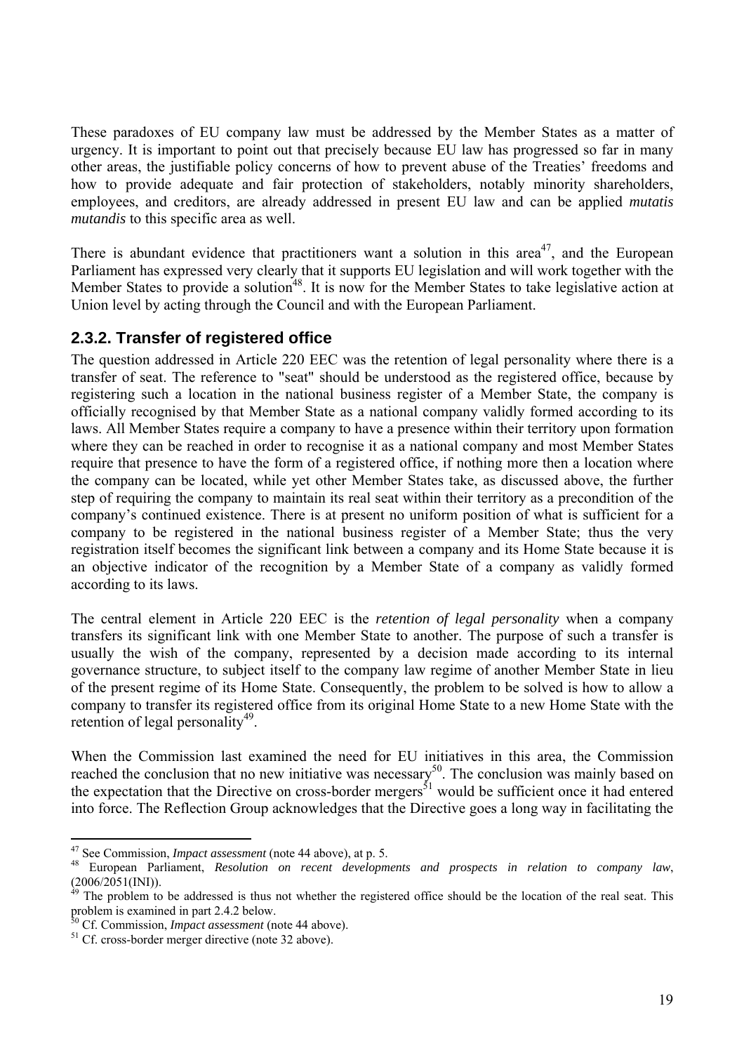These paradoxes of EU company law must be addressed by the Member States as a matter of urgency. It is important to point out that precisely because EU law has progressed so far in many other areas, the justifiable policy concerns of how to prevent abuse of the Treaties' freedoms and how to provide adequate and fair protection of stakeholders, notably minority shareholders, employees, and creditors, are already addressed in present EU law and can be applied *mutatis mutandis* to this specific area as well.

There is abundant evidence that practitioners want a solution in this area[47], and the European Parliament has expressed very clearly that it supports EU legislation and will work together with the Member States to provide a solution[48]. It is now for the Member States to take legislative action at Union level by acting through the Council and with the European Parliament.

### 2.3.2. Transfer of registered office

The question addressed in Article 220 EEC was the retention of legal personality where there is a transfer of seat. The reference to "seat" should be understood as the registered office, because by registering such a location in the national business register of a Member State, the company is officially recognised by that Member State as a national company validly formed according to its laws. All Member States require a company to have a presence within their territory upon formation where they can be reached in order to recognise it as a national company and most Member States require that presence to have the form of a registered office, if nothing more then a location where the company can be located, while yet other Member States take, as discussed above, the further step of requiring the company to maintain its real seat within their territory as a precondition of the company's continued existence. There is at present no uniform position of what is sufficient for a company to be registered in the national business register of a Member State; thus the very registration itself becomes the significant link between a company and its Home State because it is an objective indicator of the recognition by a Member State of a company as validly formed according to its laws.

The central element in Article 220 EEC is the *retention of legal personality* when a company transfers its significant link with one Member State to another. The purpose of such a transfer is usually the wish of the company, represented by a decision made according to its internal governance structure, to subject itself to the company law regime of another Member State in lieu of the present regime of its Home State. Consequently, the problem to be solved is how to allow a company to transfer its registered office from its original Home State to a new Home State with the retention of legal personality[49].

When the Commission last examined the need for EU initiatives in this area, the Commission reached the conclusion that no new initiative was necessary[50]. The conclusion was mainly based on the expectation that the Directive on cross-border mergers[51] would be sufficient once it had entered into force. The Reflection Group acknowledges that the Directive goes a long way in facilitating the

---

[47] See Commission, *Impact assessment* (note 44 above), at p. 5.

[48] European Parliament, *Resolution on recent developments and prospects in relation to company law*, (2006/2051(INI)).

[49] The problem to be addressed is thus not whether the registered office should be the location of the real seat. This problem is examined in part 2.4.2 below.

[50] Cf. Commission, *Impact assessment* (note 44 above).

[51] Cf. cross-border merger directive (note 32 above).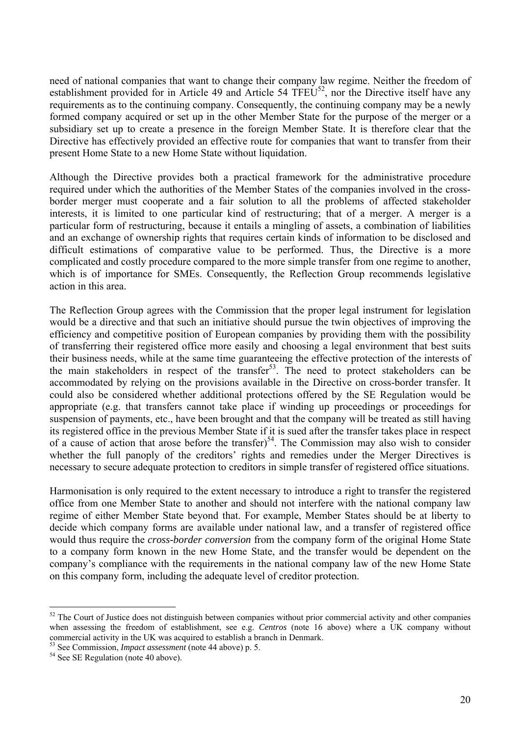need of national companies that want to change their company law regime. Neither the freedom of establishment provided for in Article 49 and Article 54 TFEU[52], nor the Directive itself have any requirements as to the continuing company. Consequently, the continuing company may be a newly formed company acquired or set up in the other Member State for the purpose of the merger or a subsidiary set up to create a presence in the foreign Member State. It is therefore clear that the Directive has effectively provided an effective route for companies that want to transfer from their present Home State to a new Home State without liquidation.

Although the Directive provides both a practical framework for the administrative procedure required under which the authorities of the Member States of the companies involved in the cross-border merger must cooperate and a fair solution to all the problems of affected stakeholder interests, it is limited to one particular kind of restructuring; that of a merger. A merger is a particular form of restructuring, because it entails a mingling of assets, a combination of liabilities and an exchange of ownership rights that requires certain kinds of information to be disclosed and difficult estimations of comparative value to be performed. Thus, the Directive is a more complicated and costly procedure compared to the more simple transfer from one regime to another, which is of importance for SMEs. Consequently, the Reflection Group recommends legislative action in this area.

The Reflection Group agrees with the Commission that the proper legal instrument for legislation would be a directive and that such an initiative should pursue the twin objectives of improving the efficiency and competitive position of European companies by providing them with the possibility of transferring their registered office more easily and choosing a legal environment that best suits their business needs, while at the same time guaranteeing the effective protection of the interests of the main stakeholders in respect of the transfer[53]. The need to protect stakeholders can be accommodated by relying on the provisions available in the Directive on cross-border transfer. It could also be considered whether additional protections offered by the SE Regulation would be appropriate (e.g. that transfers cannot take place if winding up proceedings or proceedings for suspension of payments, etc., have been brought and that the company will be treated as still having its registered office in the previous Member State if it is sued after the transfer takes place in respect of a cause of action that arose before the transfer)[54]. The Commission may also wish to consider whether the full panoply of the creditors' rights and remedies under the Merger Directives is necessary to secure adequate protection to creditors in simple transfer of registered office situations.

Harmonisation is only required to the extent necessary to introduce a right to transfer the registered office from one Member State to another and should not interfere with the national company law regime of either Member State beyond that. For example, Member States should be at liberty to decide which company forms are available under national law, and a transfer of registered office would thus require the *cross-border conversion* from the company form of the original Home State to a company form known in the new Home State, and the transfer would be dependent on the company's compliance with the requirements in the national company law of the new Home State on this company form, including the adequate level of creditor protection.

---

[52] The Court of Justice does not distinguish between companies without prior commercial activity and other companies when assessing the freedom of establishment, see e.g. *Centros* (note 16 above) where a UK company without commercial activity in the UK was acquired to establish a branch in Denmark.

[53] See Commission, *Impact assessment* (note 44 above) p. 5.

[54] See SE Regulation (note 40 above).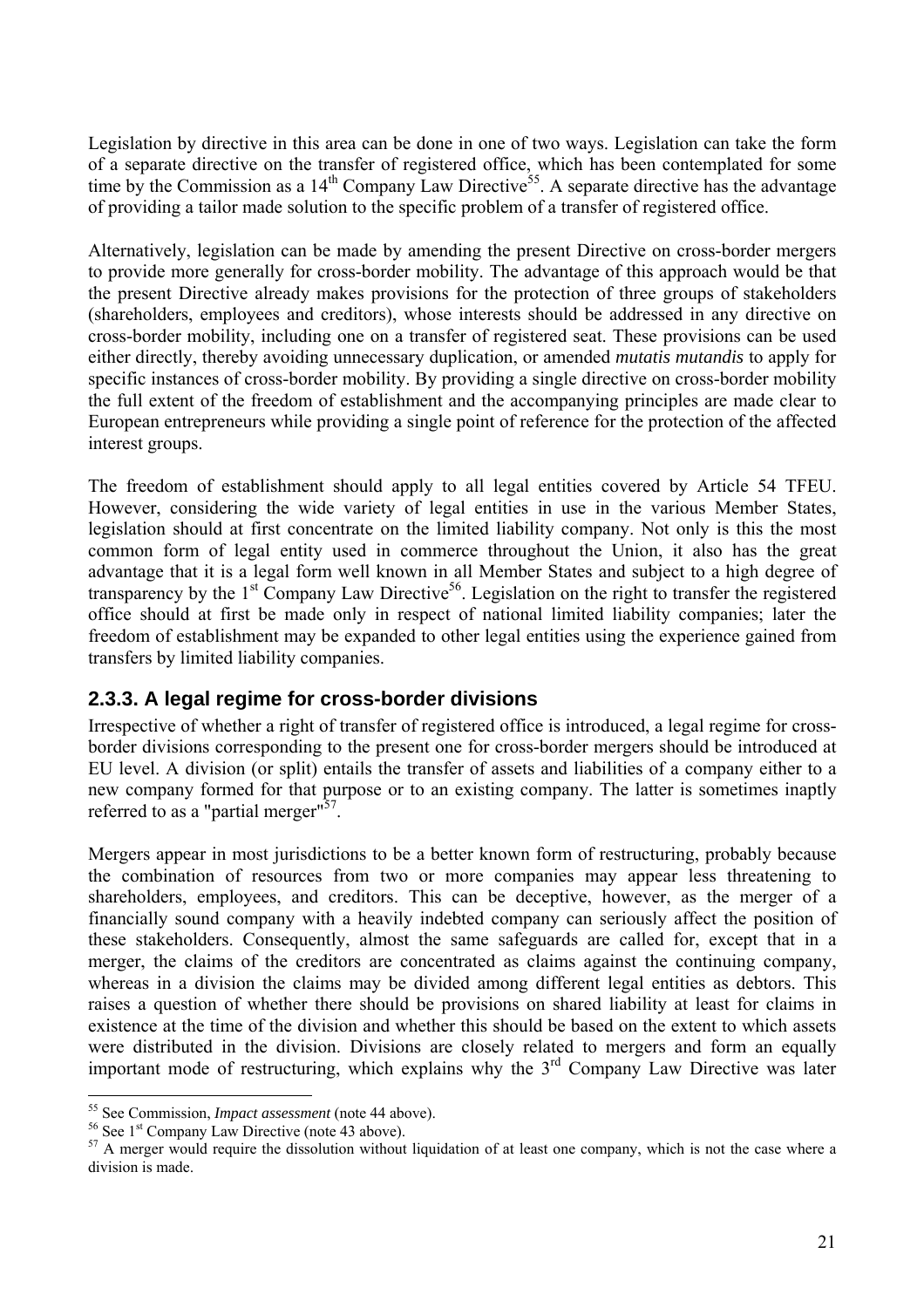Legislation by directive in this area can be done in one of two ways. Legislation can take the form of a separate directive on the transfer of registered office, which has been contemplated for some time by the Commission as a 14th Company Law Directive[55]. A separate directive has the advantage of providing a tailor made solution to the specific problem of a transfer of registered office.

Alternatively, legislation can be made by amending the present Directive on cross-border mergers to provide more generally for cross-border mobility. The advantage of this approach would be that the present Directive already makes provisions for the protection of three groups of stakeholders (shareholders, employees and creditors), whose interests should be addressed in any directive on cross-border mobility, including one on a transfer of registered seat. These provisions can be used either directly, thereby avoiding unnecessary duplication, or amended *mutatis mutandis* to apply for specific instances of cross-border mobility. By providing a single directive on cross-border mobility the full extent of the freedom of establishment and the accompanying principles are made clear to European entrepreneurs while providing a single point of reference for the protection of the affected interest groups.

The freedom of establishment should apply to all legal entities covered by Article 54 TFEU. However, considering the wide variety of legal entities in use in the various Member States, legislation should at first concentrate on the limited liability company. Not only is this the most common form of legal entity used in commerce throughout the Union, it also has the great advantage that it is a legal form well known in all Member States and subject to a high degree of transparency by the 1st Company Law Directive[56]. Legislation on the right to transfer the registered office should at first be made only in respect of national limited liability companies; later the freedom of establishment may be expanded to other legal entities using the experience gained from transfers by limited liability companies.

### 2.3.3. A legal regime for cross-border divisions

Irrespective of whether a right of transfer of registered office is introduced, a legal regime for cross-border divisions corresponding to the present one for cross-border mergers should be introduced at EU level. A division (or split) entails the transfer of assets and liabilities of a company either to a new company formed for that purpose or to an existing company. The latter is sometimes inaptly referred to as a "partial merger"[57].

Mergers appear in most jurisdictions to be a better known form of restructuring, probably because the combination of resources from two or more companies may appear less threatening to shareholders, employees, and creditors. This can be deceptive, however, as the merger of a financially sound company with a heavily indebted company can seriously affect the position of these stakeholders. Consequently, almost the same safeguards are called for, except that in a merger, the claims of the creditors are concentrated as claims against the continuing company, whereas in a division the claims may be divided among different legal entities as debtors. This raises a question of whether there should be provisions on shared liability at least for claims in existence at the time of the division and whether this should be based on the extent to which assets were distributed in the division. Divisions are closely related to mergers and form an equally important mode of restructuring, which explains why the 3rd Company Law Directive was later

---

[55] See Commission, *Impact assessment* (note 44 above).

[56] See 1st Company Law Directive (note 43 above).

[57] A merger would require the dissolution without liquidation of at least one company, which is not the case where a division is made.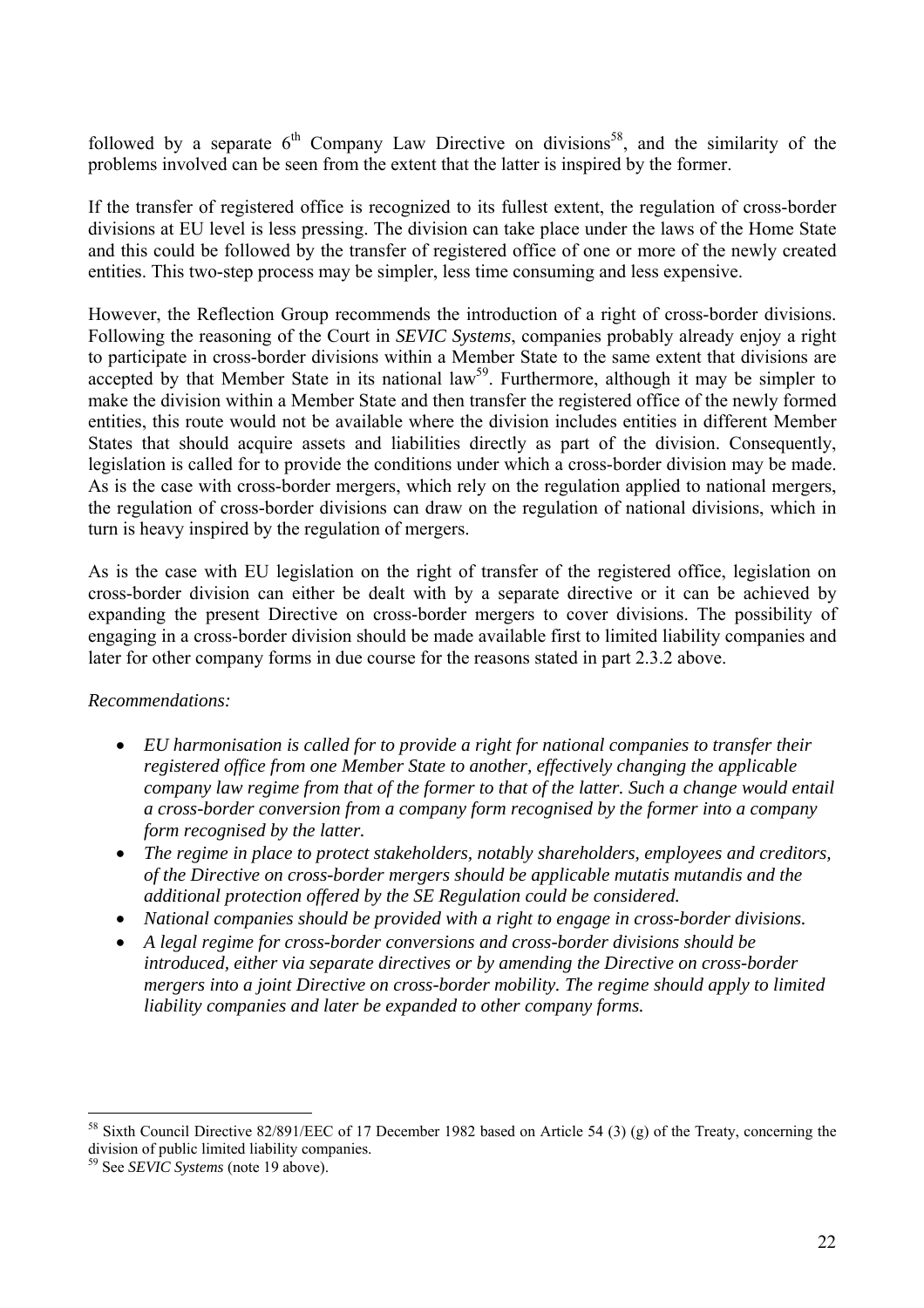followed by a separate 6th Company Law Directive on divisions[58], and the similarity of the problems involved can be seen from the extent that the latter is inspired by the former.

If the transfer of registered office is recognized to its fullest extent, the regulation of cross-border divisions at EU level is less pressing. The division can take place under the laws of the Home State and this could be followed by the transfer of registered office of one or more of the newly created entities. This two-step process may be simpler, less time consuming and less expensive.

However, the Reflection Group recommends the introduction of a right of cross-border divisions. Following the reasoning of the Court in *SEVIC Systems*, companies probably already enjoy a right to participate in cross-border divisions within a Member State to the same extent that divisions are accepted by that Member State in its national law[59]. Furthermore, although it may be simpler to make the division within a Member State and then transfer the registered office of the newly formed entities, this route would not be available where the division includes entities in different Member States that should acquire assets and liabilities directly as part of the division. Consequently, legislation is called for to provide the conditions under which a cross-border division may be made. As is the case with cross-border mergers, which rely on the regulation applied to national mergers, the regulation of cross-border divisions can draw on the regulation of national divisions, which in turn is heavy inspired by the regulation of mergers.

As is the case with EU legislation on the right of transfer of the registered office, legislation on cross-border division can either be dealt with by a separate directive or it can be achieved by expanding the present Directive on cross-border mergers to cover divisions. The possibility of engaging in a cross-border division should be made available first to limited liability companies and later for other company forms in due course for the reasons stated in part 2.3.2 above.

*Recommendations:*

- *EU harmonisation is called for to provide a right for national companies to transfer their registered office from one Member State to another, effectively changing the applicable company law regime from that of the former to that of the latter. Such a change would entail a cross-border conversion from a company form recognised by the former into a company form recognised by the latter.*
- *The regime in place to protect stakeholders, notably shareholders, employees and creditors, of the Directive on cross-border mergers should be applicable mutatis mutandis and the additional protection offered by the SE Regulation could be considered.*
- *National companies should be provided with a right to engage in cross-border divisions.*
- *A legal regime for cross-border conversions and cross-border divisions should be introduced, either via separate directives or by amending the Directive on cross-border mergers into a joint Directive on cross-border mobility. The regime should apply to limited liability companies and later be expanded to other company forms.*

---

[58] Sixth Council Directive 82/891/EEC of 17 December 1982 based on Article 54 (3) (g) of the Treaty, concerning the division of public limited liability companies.

[59] See *SEVIC Systems* (note 19 above).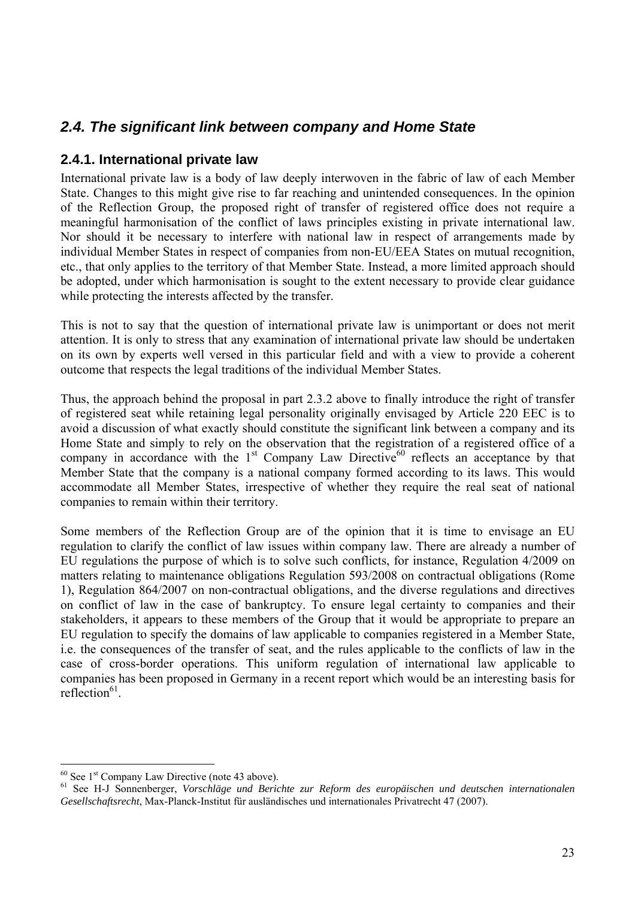## *2.4. The significant link between company and Home State*

### 2.4.1. International private law

International private law is a body of law deeply interwoven in the fabric of law of each Member State. Changes to this might give rise to far reaching and unintended consequences. In the opinion of the Reflection Group, the proposed right of transfer of registered office does not require a meaningful harmonisation of the conflict of laws principles existing in private international law. Nor should it be necessary to interfere with national law in respect of arrangements made by individual Member States in respect of companies from non-EU/EEA States on mutual recognition, etc., that only applies to the territory of that Member State. Instead, a more limited approach should be adopted, under which harmonisation is sought to the extent necessary to provide clear guidance while protecting the interests affected by the transfer.

This is not to say that the question of international private law is unimportant or does not merit attention. It is only to stress that any examination of international private law should be undertaken on its own by experts well versed in this particular field and with a view to provide a coherent outcome that respects the legal traditions of the individual Member States.

Thus, the approach behind the proposal in part 2.3.2 above to finally introduce the right of transfer of registered seat while retaining legal personality originally envisaged by Article 220 EEC is to avoid a discussion of what exactly should constitute the significant link between a company and its Home State and simply to rely on the observation that the registration of a registered office of a company in accordance with the 1st Company Law Directive[60] reflects an acceptance by that Member State that the company is a national company formed according to its laws. This would accommodate all Member States, irrespective of whether they require the real seat of national companies to remain within their territory.

Some members of the Reflection Group are of the opinion that it is time to envisage an EU regulation to clarify the conflict of law issues within company law. There are already a number of EU regulations the purpose of which is to solve such conflicts, for instance, Regulation 4/2009 on matters relating to maintenance obligations Regulation 593/2008 on contractual obligations (Rome 1), Regulation 864/2007 on non-contractual obligations, and the diverse regulations and directives on conflict of law in the case of bankruptcy. To ensure legal certainty to companies and their stakeholders, it appears to these members of the Group that it would be appropriate to prepare an EU regulation to specify the domains of law applicable to companies registered in a Member State, i.e. the consequences of the transfer of seat, and the rules applicable to the conflicts of law in the case of cross-border operations. This uniform regulation of international law applicable to companies has been proposed in Germany in a recent report which would be an interesting basis for reflection[61].

---

[60] See 1st Company Law Directive (note 43 above).

[61] See H-J Sonnenberger, *Vorschläge und Berichte zur Reform des europäischen und deutschen internationalen Gesellschaftsrecht*, Max-Planck-Institut für ausländisches und internationales Privatrecht 47 (2007).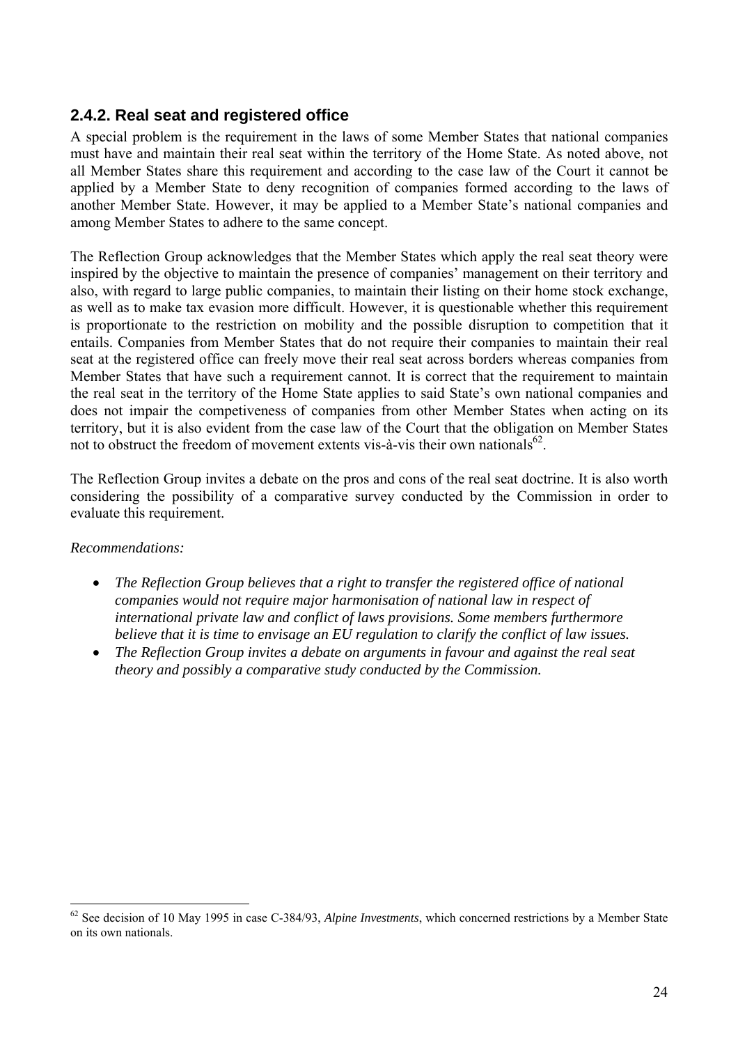## 2.4.2. Real seat and registered office

A special problem is the requirement in the laws of some Member States that national companies must have and maintain their real seat within the territory of the Home State. As noted above, not all Member States share this requirement and according to the case law of the Court it cannot be applied by a Member State to deny recognition of companies formed according to the laws of another Member State. However, it may be applied to a Member State's national companies and among Member States to adhere to the same concept.

The Reflection Group acknowledges that the Member States which apply the real seat theory were inspired by the objective to maintain the presence of companies' management on their territory and also, with regard to large public companies, to maintain their listing on their home stock exchange, as well as to make tax evasion more difficult. However, it is questionable whether this requirement is proportionate to the restriction on mobility and the possible disruption to competition that it entails. Companies from Member States that do not require their companies to maintain their real seat at the registered office can freely move their real seat across borders whereas companies from Member States that have such a requirement cannot. It is correct that the requirement to maintain the real seat in the territory of the Home State applies to said State's own national companies and does not impair the competiveness of companies from other Member States when acting on its territory, but it is also evident from the case law of the Court that the obligation on Member States not to obstruct the freedom of movement extents vis-à-vis their own nationals[62].

The Reflection Group invites a debate on the pros and cons of the real seat doctrine. It is also worth considering the possibility of a comparative survey conducted by the Commission in order to evaluate this requirement.

*Recommendations:*

- *The Reflection Group believes that a right to transfer the registered office of national companies would not require major harmonisation of national law in respect of international private law and conflict of laws provisions. Some members furthermore believe that it is time to envisage an EU regulation to clarify the conflict of law issues.*
- *The Reflection Group invites a debate on arguments in favour and against the real seat theory and possibly a comparative study conducted by the Commission.*

---

[62] See decision of 10 May 1995 in case C-384/93, *Alpine Investments*, which concerned restrictions by a Member State on its own nationals.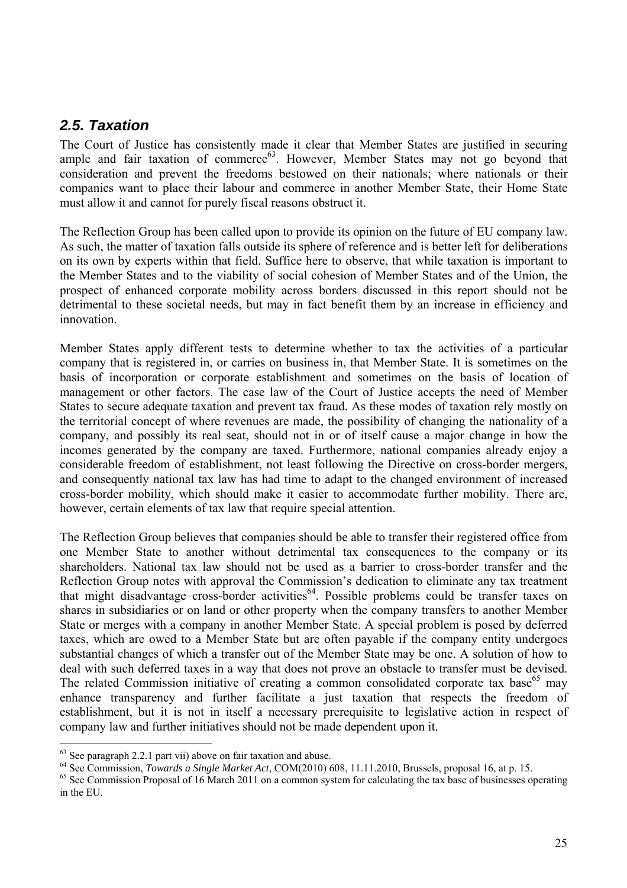## *2.5. Taxation*

The Court of Justice has consistently made it clear that Member States are justified in securing ample and fair taxation of commerce[63]. However, Member States may not go beyond that consideration and prevent the freedoms bestowed on their nationals; where nationals or their companies want to place their labour and commerce in another Member State, their Home State must allow it and cannot for purely fiscal reasons obstruct it.

The Reflection Group has been called upon to provide its opinion on the future of EU company law. As such, the matter of taxation falls outside its sphere of reference and is better left for deliberations on its own by experts within that field. Suffice here to observe, that while taxation is important to the Member States and to the viability of social cohesion of Member States and of the Union, the prospect of enhanced corporate mobility across borders discussed in this report should not be detrimental to these societal needs, but may in fact benefit them by an increase in efficiency and innovation.

Member States apply different tests to determine whether to tax the activities of a particular company that is registered in, or carries on business in, that Member State. It is sometimes on the basis of incorporation or corporate establishment and sometimes on the basis of location of management or other factors. The case law of the Court of Justice accepts the need of Member States to secure adequate taxation and prevent tax fraud. As these modes of taxation rely mostly on the territorial concept of where revenues are made, the possibility of changing the nationality of a company, and possibly its real seat, should not in or of itself cause a major change in how the incomes generated by the company are taxed. Furthermore, national companies already enjoy a considerable freedom of establishment, not least following the Directive on cross-border mergers, and consequently national tax law has had time to adapt to the changed environment of increased cross-border mobility, which should make it easier to accommodate further mobility. There are, however, certain elements of tax law that require special attention.

The Reflection Group believes that companies should be able to transfer their registered office from one Member State to another without detrimental tax consequences to the company or its shareholders. National tax law should not be used as a barrier to cross-border transfer and the Reflection Group notes with approval the Commission's dedication to eliminate any tax treatment that might disadvantage cross-border activities[64]. Possible problems could be transfer taxes on shares in subsidiaries or on land or other property when the company transfers to another Member State or merges with a company in another Member State. A special problem is posed by deferred taxes, which are owed to a Member State but are often payable if the company entity undergoes substantial changes of which a transfer out of the Member State may be one. A solution of how to deal with such deferred taxes in a way that does not prove an obstacle to transfer must be devised. The related Commission initiative of creating a common consolidated corporate tax base[65] may enhance transparency and further facilitate a just taxation that respects the freedom of establishment, but it is not in itself a necessary prerequisite to legislative action in respect of company law and further initiatives should not be made dependent upon it.

---

[63] See paragraph 2.2.1 part vii) above on fair taxation and abuse.

[64] See Commission, *Towards a Single Market Act*, COM(2010) 608, 11.11.2010, Brussels, proposal 16, at p. 15.

[65] See Commission Proposal of 16 March 2011 on a common system for calculating the tax base of businesses operating in the EU.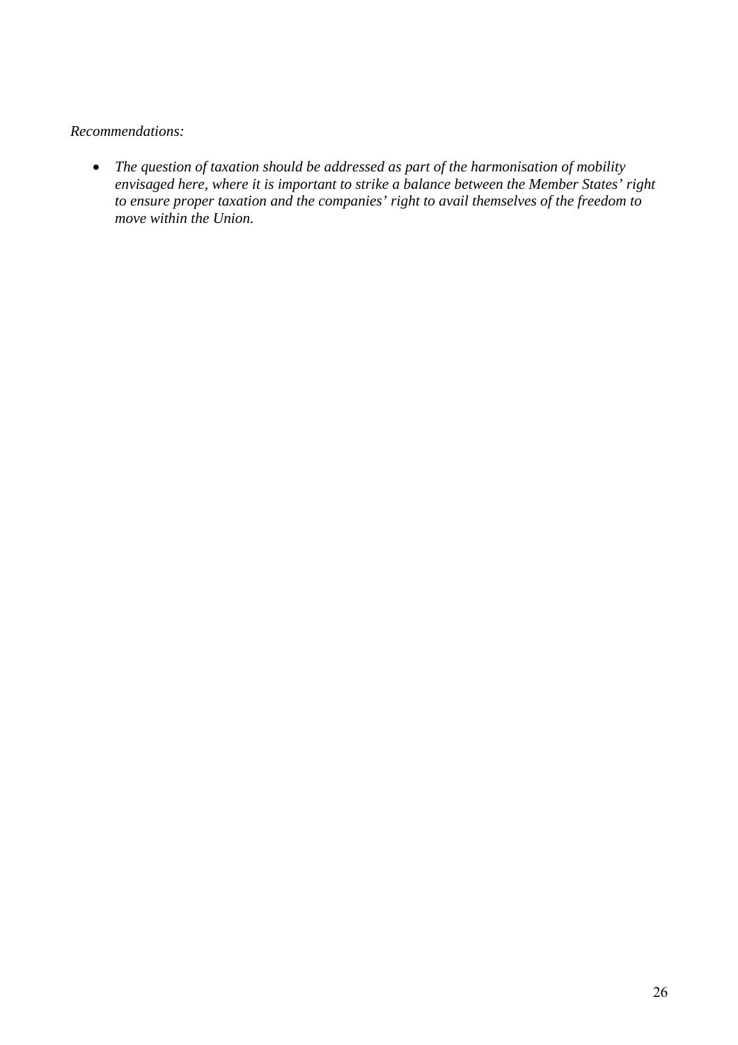*Recommendations:*

- *The question of taxation should be addressed as part of the harmonisation of mobility envisaged here, where it is important to strike a balance between the Member States' right to ensure proper taxation and the companies' right to avail themselves of the freedom to move within the Union.*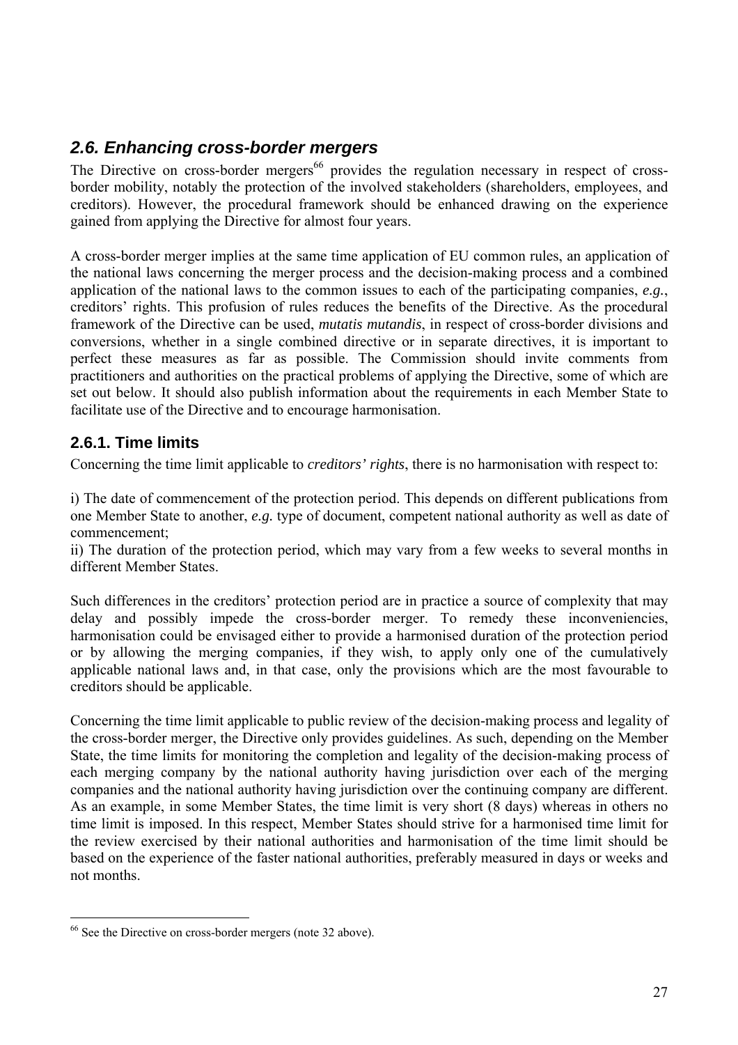## *2.6. Enhancing cross-border mergers*

The Directive on cross-border mergers[66] provides the regulation necessary in respect of cross-border mobility, notably the protection of the involved stakeholders (shareholders, employees, and creditors). However, the procedural framework should be enhanced drawing on the experience gained from applying the Directive for almost four years.

A cross-border merger implies at the same time application of EU common rules, an application of the national laws concerning the merger process and the decision-making process and a combined application of the national laws to the common issues to each of the participating companies, *e.g.*, creditors' rights. This profusion of rules reduces the benefits of the Directive. As the procedural framework of the Directive can be used, *mutatis mutandis*, in respect of cross-border divisions and conversions, whether in a single combined directive or in separate directives, it is important to perfect these measures as far as possible. The Commission should invite comments from practitioners and authorities on the practical problems of applying the Directive, some of which are set out below. It should also publish information about the requirements in each Member State to facilitate use of the Directive and to encourage harmonisation.

### 2.6.1. Time limits

Concerning the time limit applicable to *creditors' rights*, there is no harmonisation with respect to:

i) The date of commencement of the protection period. This depends on different publications from one Member State to another, *e.g.* type of document, competent national authority as well as date of commencement;
ii) The duration of the protection period, which may vary from a few weeks to several months in different Member States.

Such differences in the creditors' protection period are in practice a source of complexity that may delay and possibly impede the cross-border merger. To remedy these inconveniencies, harmonisation could be envisaged either to provide a harmonised duration of the protection period or by allowing the merging companies, if they wish, to apply only one of the cumulatively applicable national laws and, in that case, only the provisions which are the most favourable to creditors should be applicable.

Concerning the time limit applicable to public review of the decision-making process and legality of the cross-border merger, the Directive only provides guidelines. As such, depending on the Member State, the time limits for monitoring the completion and legality of the decision-making process of each merging company by the national authority having jurisdiction over each of the merging companies and the national authority having jurisdiction over the continuing company are different. As an example, in some Member States, the time limit is very short (8 days) whereas in others no time limit is imposed. In this respect, Member States should strive for a harmonised time limit for the review exercised by their national authorities and harmonisation of the time limit should be based on the experience of the faster national authorities, preferably measured in days or weeks and not months.

---

[66] See the Directive on cross-border mergers (note 32 above).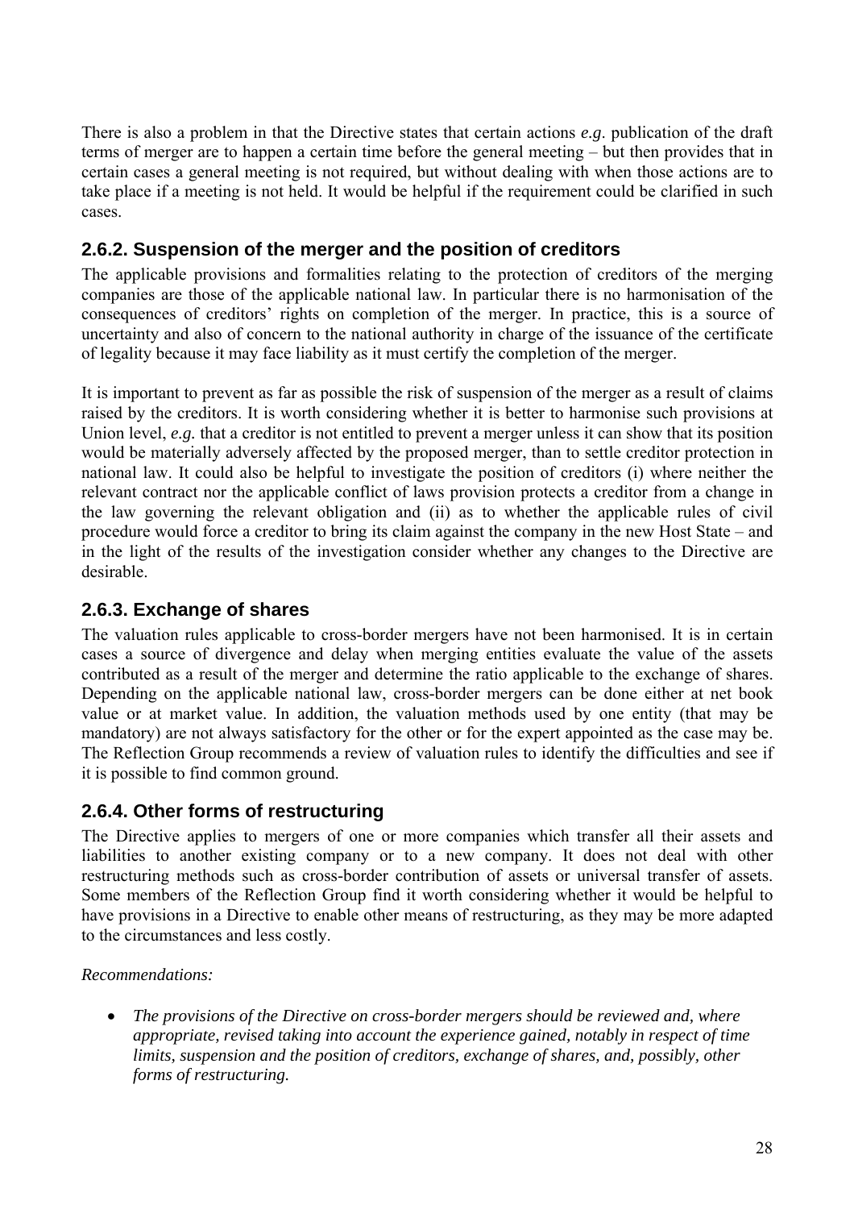There is also a problem in that the Directive states that certain actions *e.g*. publication of the draft terms of merger are to happen a certain time before the general meeting – but then provides that in certain cases a general meeting is not required, but without dealing with when those actions are to take place if a meeting is not held. It would be helpful if the requirement could be clarified in such cases.

### 2.6.2. Suspension of the merger and the position of creditors

The applicable provisions and formalities relating to the protection of creditors of the merging companies are those of the applicable national law. In particular there is no harmonisation of the consequences of creditors' rights on completion of the merger. In practice, this is a source of uncertainty and also of concern to the national authority in charge of the issuance of the certificate of legality because it may face liability as it must certify the completion of the merger.

It is important to prevent as far as possible the risk of suspension of the merger as a result of claims raised by the creditors. It is worth considering whether it is better to harmonise such provisions at Union level, *e.g.* that a creditor is not entitled to prevent a merger unless it can show that its position would be materially adversely affected by the proposed merger, than to settle creditor protection in national law. It could also be helpful to investigate the position of creditors (i) where neither the relevant contract nor the applicable conflict of laws provision protects a creditor from a change in the law governing the relevant obligation and (ii) as to whether the applicable rules of civil procedure would force a creditor to bring its claim against the company in the new Host State – and in the light of the results of the investigation consider whether any changes to the Directive are desirable.

### 2.6.3. Exchange of shares

The valuation rules applicable to cross-border mergers have not been harmonised. It is in certain cases a source of divergence and delay when merging entities evaluate the value of the assets contributed as a result of the merger and determine the ratio applicable to the exchange of shares. Depending on the applicable national law, cross-border mergers can be done either at net book value or at market value. In addition, the valuation methods used by one entity (that may be mandatory) are not always satisfactory for the other or for the expert appointed as the case may be. The Reflection Group recommends a review of valuation rules to identify the difficulties and see if it is possible to find common ground.

### 2.6.4. Other forms of restructuring

The Directive applies to mergers of one or more companies which transfer all their assets and liabilities to another existing company or to a new company. It does not deal with other restructuring methods such as cross-border contribution of assets or universal transfer of assets. Some members of the Reflection Group find it worth considering whether it would be helpful to have provisions in a Directive to enable other means of restructuring, as they may be more adapted to the circumstances and less costly.

*Recommendations:*

- *The provisions of the Directive on cross-border mergers should be reviewed and, where appropriate, revised taking into account the experience gained, notably in respect of time limits, suspension and the position of creditors, exchange of shares, and, possibly, other forms of restructuring.*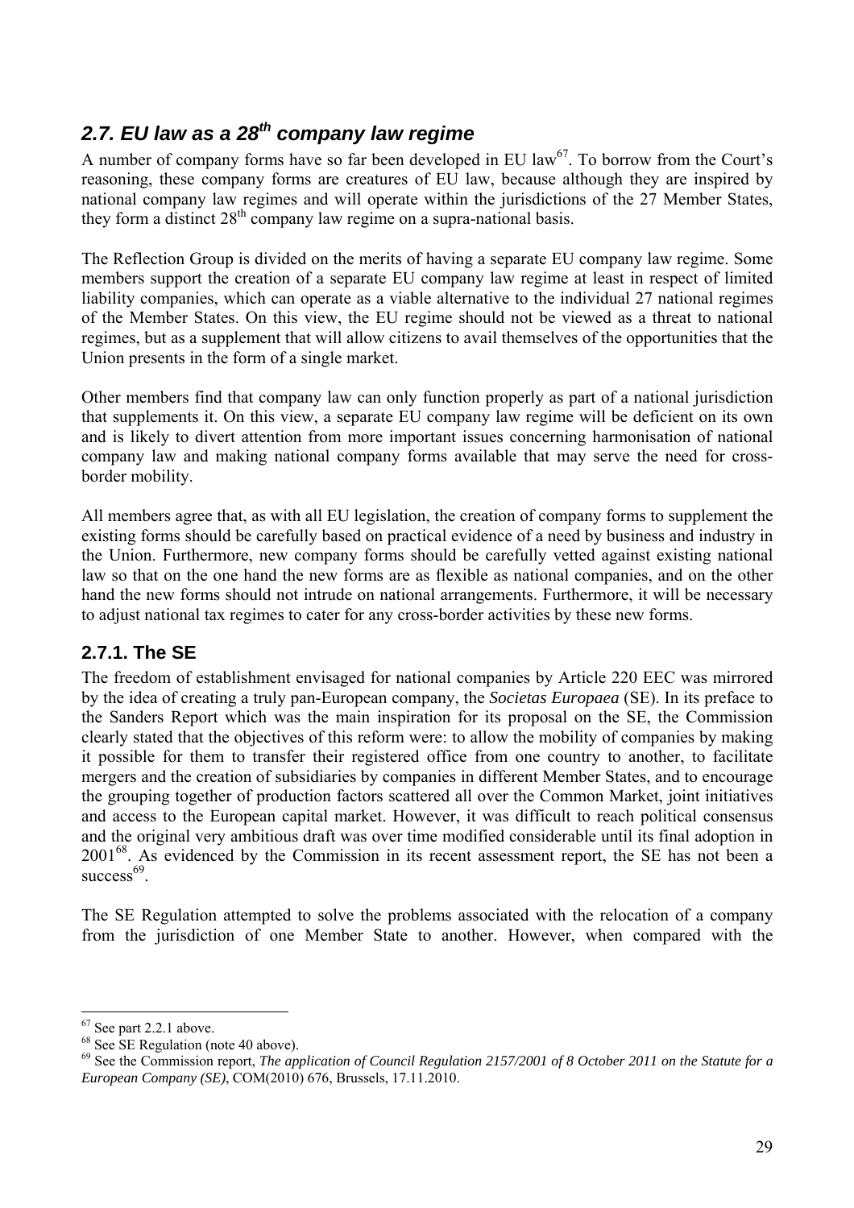## 2.7. EU law as a 28th company law regime

A number of company forms have so far been developed in EU law[67]. To borrow from the Court's reasoning, these company forms are creatures of EU law, because although they are inspired by national company law regimes and will operate within the jurisdictions of the 27 Member States, they form a distinct 28th company law regime on a supra-national basis.

The Reflection Group is divided on the merits of having a separate EU company law regime. Some members support the creation of a separate EU company law regime at least in respect of limited liability companies, which can operate as a viable alternative to the individual 27 national regimes of the Member States. On this view, the EU regime should not be viewed as a threat to national regimes, but as a supplement that will allow citizens to avail themselves of the opportunities that the Union presents in the form of a single market.

Other members find that company law can only function properly as part of a national jurisdiction that supplements it. On this view, a separate EU company law regime will be deficient on its own and is likely to divert attention from more important issues concerning harmonisation of national company law and making national company forms available that may serve the need for cross-border mobility.

All members agree that, as with all EU legislation, the creation of company forms to supplement the existing forms should be carefully based on practical evidence of a need by business and industry in the Union. Furthermore, new company forms should be carefully vetted against existing national law so that on the one hand the new forms are as flexible as national companies, and on the other hand the new forms should not intrude on national arrangements. Furthermore, it will be necessary to adjust national tax regimes to cater for any cross-border activities by these new forms.

### 2.7.1. The SE

The freedom of establishment envisaged for national companies by Article 220 EEC was mirrored by the idea of creating a truly pan-European company, the *Societas Europaea* (SE). In its preface to the Sanders Report which was the main inspiration for its proposal on the SE, the Commission clearly stated that the objectives of this reform were: to allow the mobility of companies by making it possible for them to transfer their registered office from one country to another, to facilitate mergers and the creation of subsidiaries by companies in different Member States, and to encourage the grouping together of production factors scattered all over the Common Market, joint initiatives and access to the European capital market. However, it was difficult to reach political consensus and the original very ambitious draft was over time modified considerable until its final adoption in 2001[68]. As evidenced by the Commission in its recent assessment report, the SE has not been a success[69].

The SE Regulation attempted to solve the problems associated with the relocation of a company from the jurisdiction of one Member State to another. However, when compared with the

---

[67] See part 2.2.1 above.

[68] See SE Regulation (note 40 above).

[69] See the Commission report, *The application of Council Regulation 2157/2001 of 8 October 2011 on the Statute for a European Company (SE)*, COM(2010) 676, Brussels, 17.11.2010.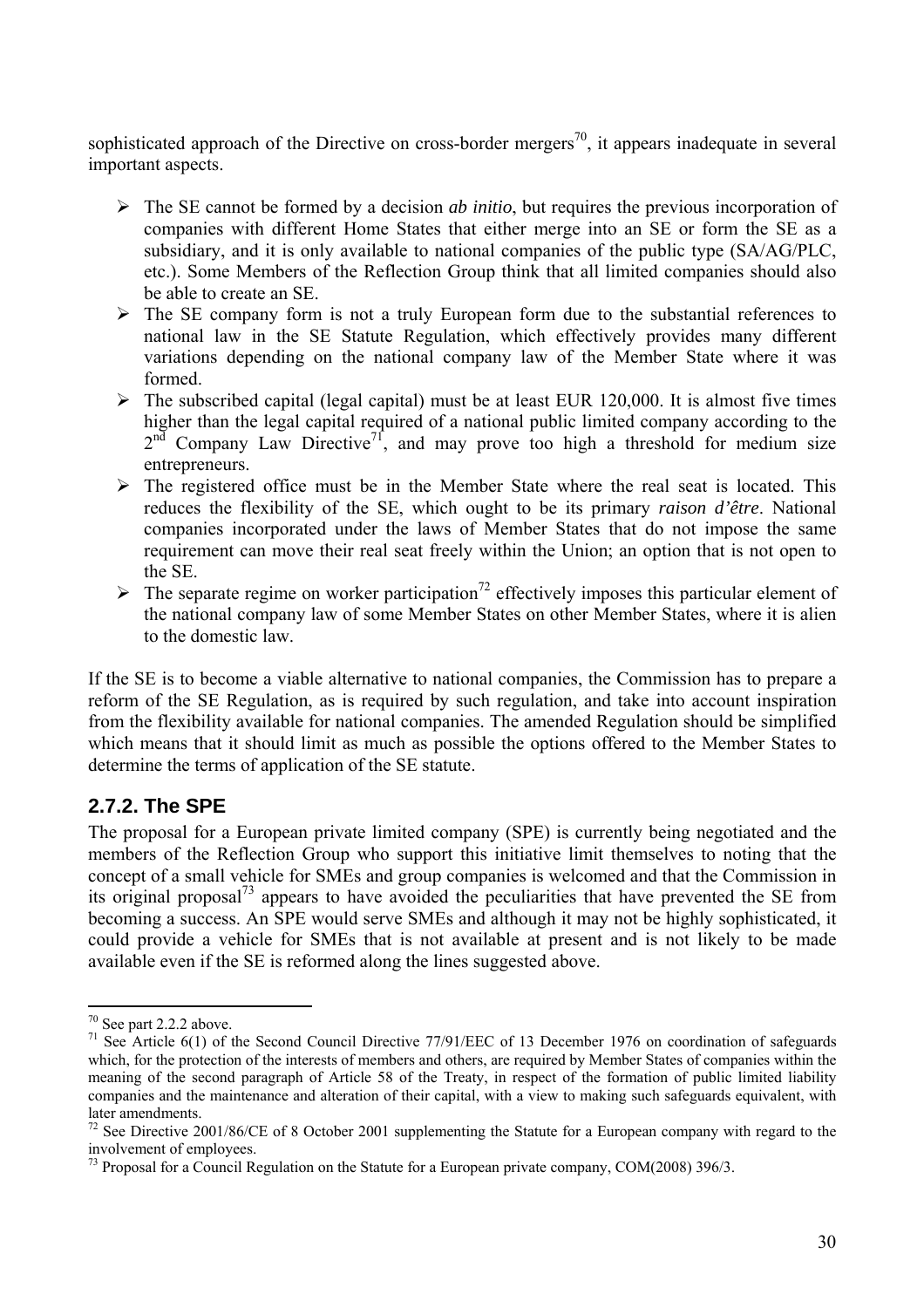sophisticated approach of the Directive on cross-border mergers[70], it appears inadequate in several important aspects.

- The SE cannot be formed by a decision *ab initio*, but requires the previous incorporation of companies with different Home States that either merge into an SE or form the SE as a subsidiary, and it is only available to national companies of the public type (SA/AG/PLC, etc.). Some Members of the Reflection Group think that all limited companies should also be able to create an SE.
- The SE company form is not a truly European form due to the substantial references to national law in the SE Statute Regulation, which effectively provides many different variations depending on the national company law of the Member State where it was formed.
- The subscribed capital (legal capital) must be at least EUR 120,000. It is almost five times higher than the legal capital required of a national public limited company according to the 2nd Company Law Directive[71], and may prove too high a threshold for medium size entrepreneurs.
- The registered office must be in the Member State where the real seat is located. This reduces the flexibility of the SE, which ought to be its primary *raison d'être*. National companies incorporated under the laws of Member States that do not impose the same requirement can move their real seat freely within the Union; an option that is not open to the SE.
- The separate regime on worker participation[72] effectively imposes this particular element of the national company law of some Member States on other Member States, where it is alien to the domestic law.

If the SE is to become a viable alternative to national companies, the Commission has to prepare a reform of the SE Regulation, as is required by such regulation, and take into account inspiration from the flexibility available for national companies. The amended Regulation should be simplified which means that it should limit as much as possible the options offered to the Member States to determine the terms of application of the SE statute.

## 2.7.2. The SPE

The proposal for a European private limited company (SPE) is currently being negotiated and the members of the Reflection Group who support this initiative limit themselves to noting that the concept of a small vehicle for SMEs and group companies is welcomed and that the Commission in its original proposal[73] appears to have avoided the peculiarities that have prevented the SE from becoming a success. An SPE would serve SMEs and although it may not be highly sophisticated, it could provide a vehicle for SMEs that is not available at present and is not likely to be made available even if the SE is reformed along the lines suggested above.

---

[70] See part 2.2.2 above.

[71] See Article 6(1) of the Second Council Directive 77/91/EEC of 13 December 1976 on coordination of safeguards which, for the protection of the interests of members and others, are required by Member States of companies within the meaning of the second paragraph of Article 58 of the Treaty, in respect of the formation of public limited liability companies and the maintenance and alteration of their capital, with a view to making such safeguards equivalent, with later amendments.

[72] See Directive 2001/86/CE of 8 October 2001 supplementing the Statute for a European company with regard to the involvement of employees.

[73] Proposal for a Council Regulation on the Statute for a European private company, COM(2008) 396/3.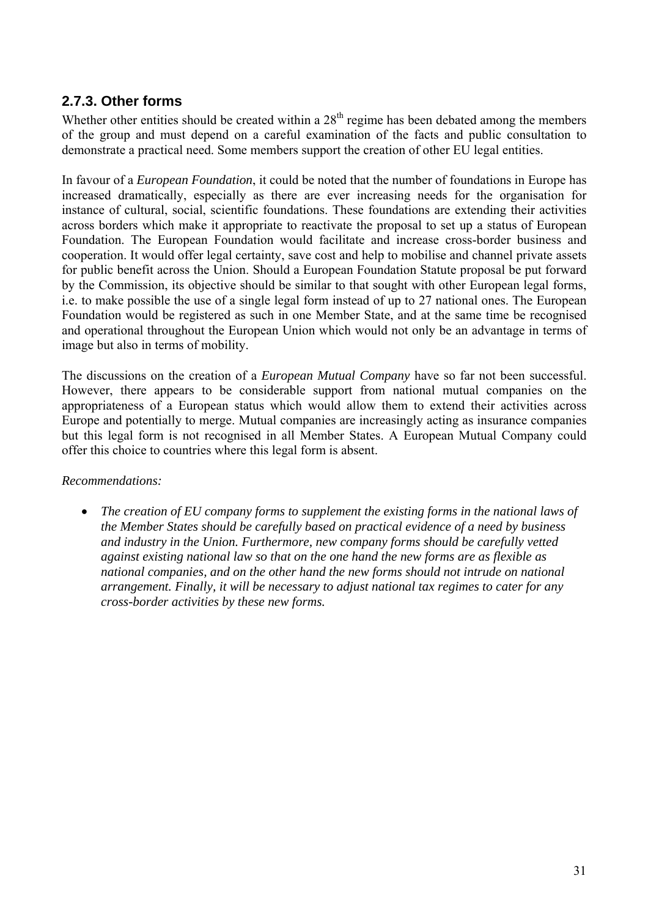### 2.7.3. Other forms

Whether other entities should be created within a 28th regime has been debated among the members of the group and must depend on a careful examination of the facts and public consultation to demonstrate a practical need. Some members support the creation of other EU legal entities.

In favour of a *European Foundation*, it could be noted that the number of foundations in Europe has increased dramatically, especially as there are ever increasing needs for the organisation for instance of cultural, social, scientific foundations. These foundations are extending their activities across borders which make it appropriate to reactivate the proposal to set up a status of European Foundation. The European Foundation would facilitate and increase cross-border business and cooperation. It would offer legal certainty, save cost and help to mobilise and channel private assets for public benefit across the Union. Should a European Foundation Statute proposal be put forward by the Commission, its objective should be similar to that sought with other European legal forms, i.e. to make possible the use of a single legal form instead of up to 27 national ones. The European Foundation would be registered as such in one Member State, and at the same time be recognised and operational throughout the European Union which would not only be an advantage in terms of image but also in terms of mobility.

The discussions on the creation of a *European Mutual Company* have so far not been successful. However, there appears to be considerable support from national mutual companies on the appropriateness of a European status which would allow them to extend their activities across Europe and potentially to merge. Mutual companies are increasingly acting as insurance companies but this legal form is not recognised in all Member States. A European Mutual Company could offer this choice to countries where this legal form is absent.

*Recommendations:*

- *The creation of EU company forms to supplement the existing forms in the national laws of the Member States should be carefully based on practical evidence of a need by business and industry in the Union. Furthermore, new company forms should be carefully vetted against existing national law so that on the one hand the new forms are as flexible as national companies, and on the other hand the new forms should not intrude on national arrangement. Finally, it will be necessary to adjust national tax regimes to cater for any cross-border activities by these new forms.*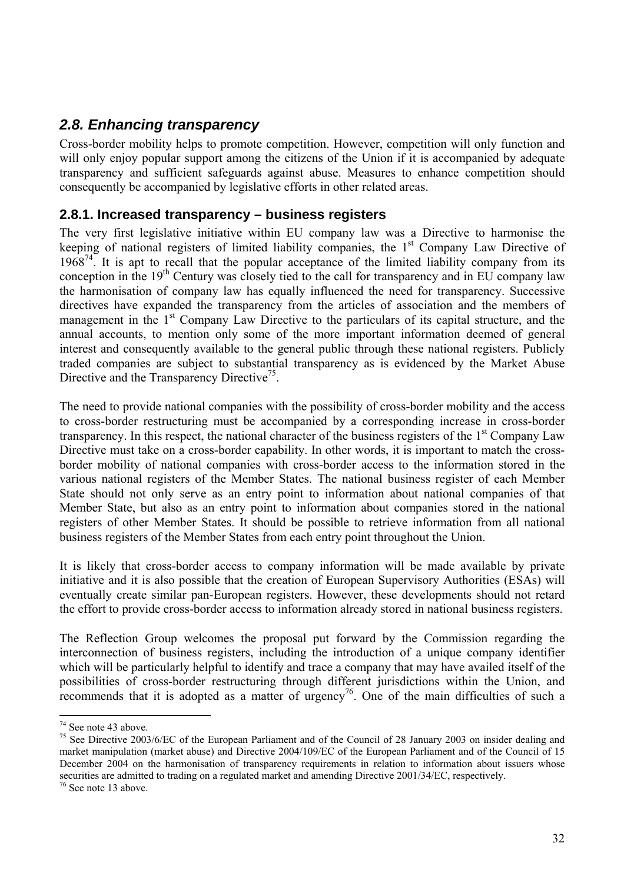## *2.8. Enhancing transparency*

Cross-border mobility helps to promote competition. However, competition will only function and will only enjoy popular support among the citizens of the Union if it is accompanied by adequate transparency and sufficient safeguards against abuse. Measures to enhance competition should consequently be accompanied by legislative efforts in other related areas.

### 2.8.1. Increased transparency – business registers

The very first legislative initiative within EU company law was a Directive to harmonise the keeping of national registers of limited liability companies, the 1st Company Law Directive of 1968[74]. It is apt to recall that the popular acceptance of the limited liability company from its conception in the 19th Century was closely tied to the call for transparency and in EU company law the harmonisation of company law has equally influenced the need for transparency. Successive directives have expanded the transparency from the articles of association and the members of management in the 1st Company Law Directive to the particulars of its capital structure, and the annual accounts, to mention only some of the more important information deemed of general interest and consequently available to the general public through these national registers. Publicly traded companies are subject to substantial transparency as is evidenced by the Market Abuse Directive and the Transparency Directive[75].

The need to provide national companies with the possibility of cross-border mobility and the access to cross-border restructuring must be accompanied by a corresponding increase in cross-border transparency. In this respect, the national character of the business registers of the 1st Company Law Directive must take on a cross-border capability. In other words, it is important to match the cross-border mobility of national companies with cross-border access to the information stored in the various national registers of the Member States. The national business register of each Member State should not only serve as an entry point to information about national companies of that Member State, but also as an entry point to information about companies stored in the national registers of other Member States. It should be possible to retrieve information from all national business registers of the Member States from each entry point throughout the Union.

It is likely that cross-border access to company information will be made available by private initiative and it is also possible that the creation of European Supervisory Authorities (ESAs) will eventually create similar pan-European registers. However, these developments should not retard the effort to provide cross-border access to information already stored in national business registers.

The Reflection Group welcomes the proposal put forward by the Commission regarding the interconnection of business registers, including the introduction of a unique company identifier which will be particularly helpful to identify and trace a company that may have availed itself of the possibilities of cross-border restructuring through different jurisdictions within the Union, and recommends that it is adopted as a matter of urgency[76]. One of the main difficulties of such a

---

[74] See note 43 above.

[75] See Directive 2003/6/EC of the European Parliament and of the Council of 28 January 2003 on insider dealing and market manipulation (market abuse) and Directive 2004/109/EC of the European Parliament and of the Council of 15 December 2004 on the harmonisation of transparency requirements in relation to information about issuers whose securities are admitted to trading on a regulated market and amending Directive 2001/34/EC, respectively.

[76] See note 13 above.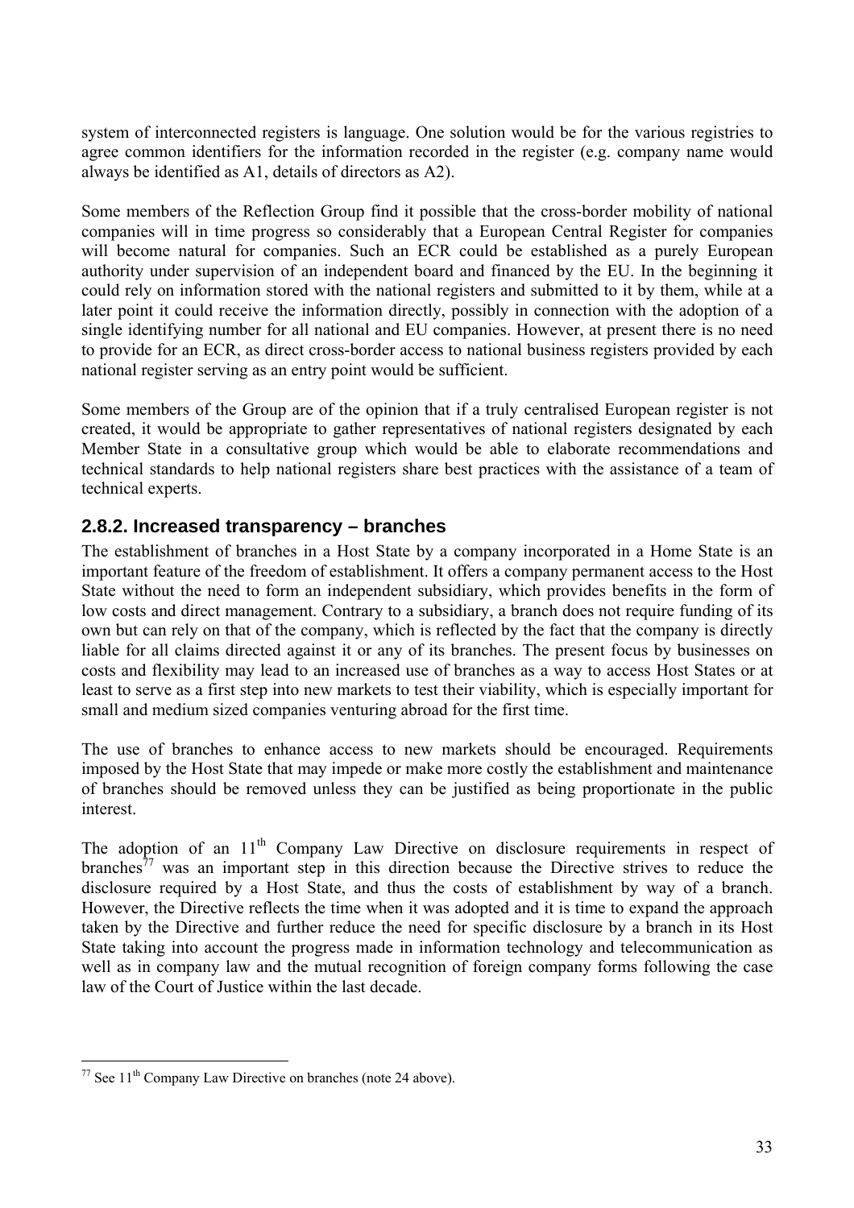system of interconnected registers is language. One solution would be for the various registries to agree common identifiers for the information recorded in the register (e.g. company name would always be identified as A1, details of directors as A2).

Some members of the Reflection Group find it possible that the cross-border mobility of national companies will in time progress so considerably that a European Central Register for companies will become natural for companies. Such an ECR could be established as a purely European authority under supervision of an independent board and financed by the EU. In the beginning it could rely on information stored with the national registers and submitted to it by them, while at a later point it could receive the information directly, possibly in connection with the adoption of a single identifying number for all national and EU companies. However, at present there is no need to provide for an ECR, as direct cross-border access to national business registers provided by each national register serving as an entry point would be sufficient.

Some members of the Group are of the opinion that if a truly centralised European register is not created, it would be appropriate to gather representatives of national registers designated by each Member State in a consultative group which would be able to elaborate recommendations and technical standards to help national registers share best practices with the assistance of a team of technical experts.

### 2.8.2. Increased transparency – branches

The establishment of branches in a Host State by a company incorporated in a Home State is an important feature of the freedom of establishment. It offers a company permanent access to the Host State without the need to form an independent subsidiary, which provides benefits in the form of low costs and direct management. Contrary to a subsidiary, a branch does not require funding of its own but can rely on that of the company, which is reflected by the fact that the company is directly liable for all claims directed against it or any of its branches. The present focus by businesses on costs and flexibility may lead to an increased use of branches as a way to access Host States or at least to serve as a first step into new markets to test their viability, which is especially important for small and medium sized companies venturing abroad for the first time.

The use of branches to enhance access to new markets should be encouraged. Requirements imposed by the Host State that may impede or make more costly the establishment and maintenance of branches should be removed unless they can be justified as being proportionate in the public interest.

The adoption of an 11th Company Law Directive on disclosure requirements in respect of branches[77] was an important step in this direction because the Directive strives to reduce the disclosure required by a Host State, and thus the costs of establishment by way of a branch. However, the Directive reflects the time when it was adopted and it is time to expand the approach taken by the Directive and further reduce the need for specific disclosure by a branch in its Host State taking into account the progress made in information technology and telecommunication as well as in company law and the mutual recognition of foreign company forms following the case law of the Court of Justice within the last decade.

---

[77] See 11th Company Law Directive on branches (note 24 above).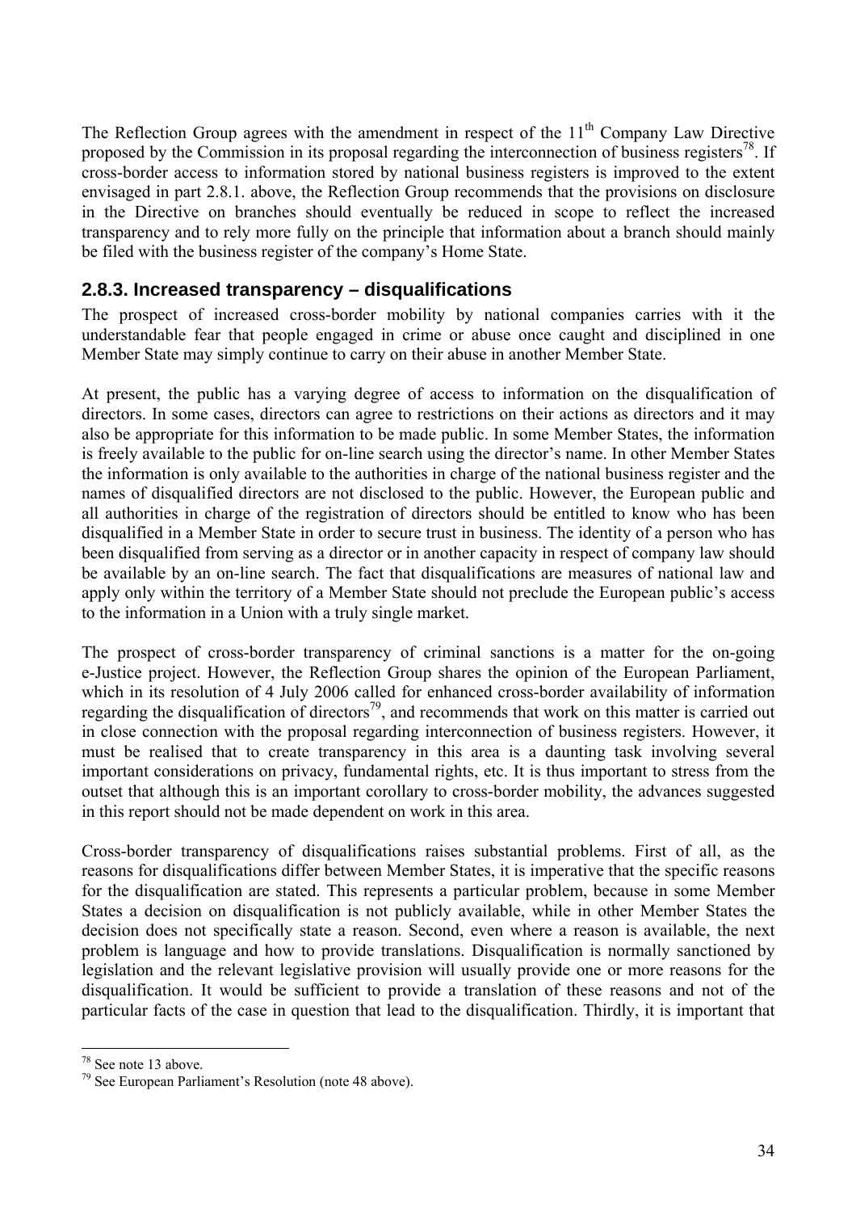The Reflection Group agrees with the amendment in respect of the 11th Company Law Directive proposed by the Commission in its proposal regarding the interconnection of business registers[78]. If cross-border access to information stored by national business registers is improved to the extent envisaged in part 2.8.1. above, the Reflection Group recommends that the provisions on disclosure in the Directive on branches should eventually be reduced in scope to reflect the increased transparency and to rely more fully on the principle that information about a branch should mainly be filed with the business register of the company's Home State.

## 2.8.3. Increased transparency – disqualifications

The prospect of increased cross-border mobility by national companies carries with it the understandable fear that people engaged in crime or abuse once caught and disciplined in one Member State may simply continue to carry on their abuse in another Member State.

At present, the public has a varying degree of access to information on the disqualification of directors. In some cases, directors can agree to restrictions on their actions as directors and it may also be appropriate for this information to be made public. In some Member States, the information is freely available to the public for on-line search using the director's name. In other Member States the information is only available to the authorities in charge of the national business register and the names of disqualified directors are not disclosed to the public. However, the European public and all authorities in charge of the registration of directors should be entitled to know who has been disqualified in a Member State in order to secure trust in business. The identity of a person who has been disqualified from serving as a director or in another capacity in respect of company law should be available by an on-line search. The fact that disqualifications are measures of national law and apply only within the territory of a Member State should not preclude the European public's access to the information in a Union with a truly single market.

The prospect of cross-border transparency of criminal sanctions is a matter for the on-going e-Justice project. However, the Reflection Group shares the opinion of the European Parliament, which in its resolution of 4 July 2006 called for enhanced cross-border availability of information regarding the disqualification of directors[79], and recommends that work on this matter is carried out in close connection with the proposal regarding interconnection of business registers. However, it must be realised that to create transparency in this area is a daunting task involving several important considerations on privacy, fundamental rights, etc. It is thus important to stress from the outset that although this is an important corollary to cross-border mobility, the advances suggested in this report should not be made dependent on work in this area.

Cross-border transparency of disqualifications raises substantial problems. First of all, as the reasons for disqualifications differ between Member States, it is imperative that the specific reasons for the disqualification are stated. This represents a particular problem, because in some Member States a decision on disqualification is not publicly available, while in other Member States the decision does not specifically state a reason. Second, even where a reason is available, the next problem is language and how to provide translations. Disqualification is normally sanctioned by legislation and the relevant legislative provision will usually provide one or more reasons for the disqualification. It would be sufficient to provide a translation of these reasons and not of the particular facts of the case in question that lead to the disqualification. Thirdly, it is important that

[78] See note 13 above.

[79] See European Parliament's Resolution (note 48 above).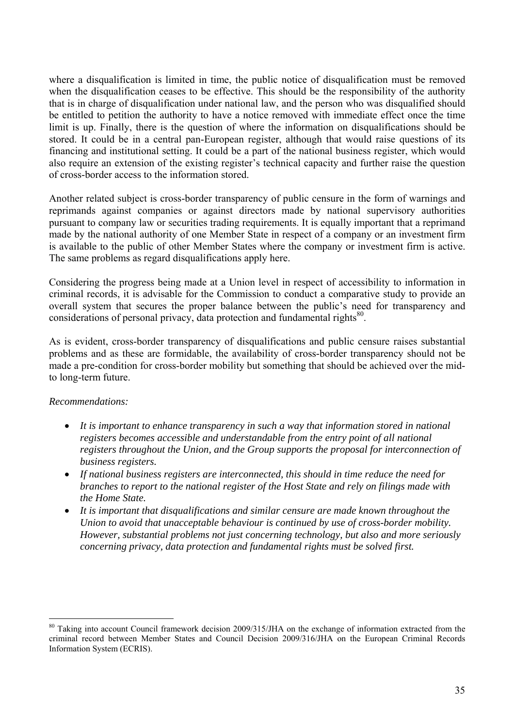where a disqualification is limited in time, the public notice of disqualification must be removed when the disqualification ceases to be effective. This should be the responsibility of the authority that is in charge of disqualification under national law, and the person who was disqualified should be entitled to petition the authority to have a notice removed with immediate effect once the time limit is up. Finally, there is the question of where the information on disqualifications should be stored. It could be in a central pan-European register, although that would raise questions of its financing and institutional setting. It could be a part of the national business register, which would also require an extension of the existing register's technical capacity and further raise the question of cross-border access to the information stored.

Another related subject is cross-border transparency of public censure in the form of warnings and reprimands against companies or against directors made by national supervisory authorities pursuant to company law or securities trading requirements. It is equally important that a reprimand made by the national authority of one Member State in respect of a company or an investment firm is available to the public of other Member States where the company or investment firm is active. The same problems as regard disqualifications apply here.

Considering the progress being made at a Union level in respect of accessibility to information in criminal records, it is advisable for the Commission to conduct a comparative study to provide an overall system that secures the proper balance between the public's need for transparency and considerations of personal privacy, data protection and fundamental rights[80].

As is evident, cross-border transparency of disqualifications and public censure raises substantial problems and as these are formidable, the availability of cross-border transparency should not be made a pre-condition for cross-border mobility but something that should be achieved over the mid- to long-term future.

*Recommendations:*

- *It is important to enhance transparency in such a way that information stored in national registers becomes accessible and understandable from the entry point of all national registers throughout the Union, and the Group supports the proposal for interconnection of business registers.*
- *If national business registers are interconnected, this should in time reduce the need for branches to report to the national register of the Host State and rely on filings made with the Home State.*
- *It is important that disqualifications and similar censure are made known throughout the Union to avoid that unacceptable behaviour is continued by use of cross-border mobility. However, substantial problems not just concerning technology, but also and more seriously concerning privacy, data protection and fundamental rights must be solved first.*

[80] Taking into account Council framework decision 2009/315/JHA on the exchange of information extracted from the criminal record between Member States and Council Decision 2009/316/JHA on the European Criminal Records Information System (ECRIS).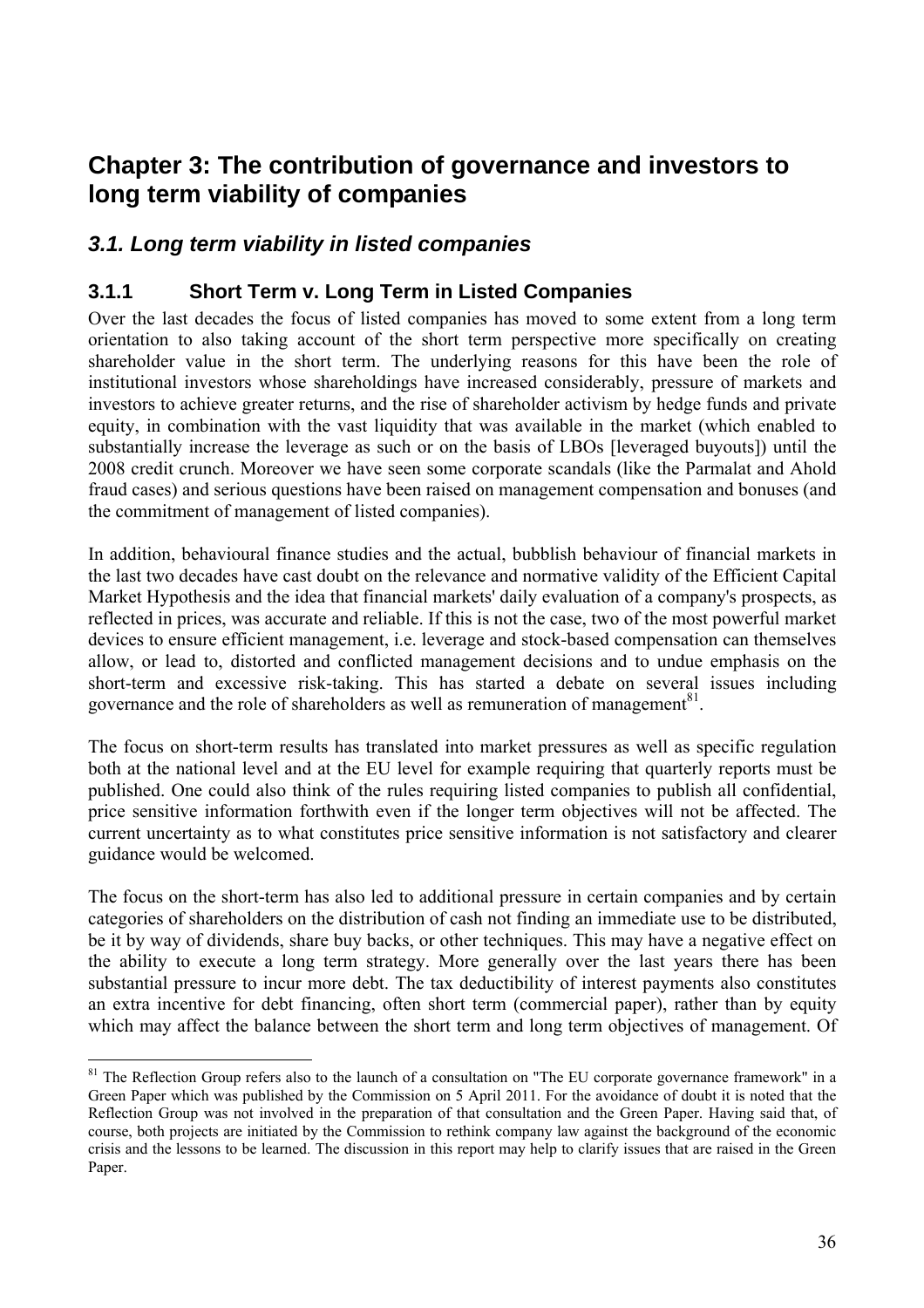# Chapter 3: The contribution of governance and investors to long term viability of companies

## *3.1. Long term viability in listed companies*

### 3.1.1 Short Term v. Long Term in Listed Companies

Over the last decades the focus of listed companies has moved to some extent from a long term orientation to also taking account of the short term perspective more specifically on creating shareholder value in the short term. The underlying reasons for this have been the role of institutional investors whose shareholdings have increased considerably, pressure of markets and investors to achieve greater returns, and the rise of shareholder activism by hedge funds and private equity, in combination with the vast liquidity that was available in the market (which enabled to substantially increase the leverage as such or on the basis of LBOs [leveraged buyouts]) until the 2008 credit crunch. Moreover we have seen some corporate scandals (like the Parmalat and Ahold fraud cases) and serious questions have been raised on management compensation and bonuses (and the commitment of management of listed companies).

In addition, behavioural finance studies and the actual, bubblish behaviour of financial markets in the last two decades have cast doubt on the relevance and normative validity of the Efficient Capital Market Hypothesis and the idea that financial markets' daily evaluation of a company's prospects, as reflected in prices, was accurate and reliable. If this is not the case, two of the most powerful market devices to ensure efficient management, i.e. leverage and stock-based compensation can themselves allow, or lead to, distorted and conflicted management decisions and to undue emphasis on the short-term and excessive risk-taking. This has started a debate on several issues including governance and the role of shareholders as well as remuneration of management[81].

The focus on short-term results has translated into market pressures as well as specific regulation both at the national level and at the EU level for example requiring that quarterly reports must be published. One could also think of the rules requiring listed companies to publish all confidential, price sensitive information forthwith even if the longer term objectives will not be affected. The current uncertainty as to what constitutes price sensitive information is not satisfactory and clearer guidance would be welcomed.

The focus on the short-term has also led to additional pressure in certain companies and by certain categories of shareholders on the distribution of cash not finding an immediate use to be distributed, be it by way of dividends, share buy backs, or other techniques. This may have a negative effect on the ability to execute a long term strategy. More generally over the last years there has been substantial pressure to incur more debt. The tax deductibility of interest payments also constitutes an extra incentive for debt financing, often short term (commercial paper), rather than by equity which may affect the balance between the short term and long term objectives of management. Of

---

[81] The Reflection Group refers also to the launch of a consultation on "The EU corporate governance framework" in a Green Paper which was published by the Commission on 5 April 2011. For the avoidance of doubt it is noted that the Reflection Group was not involved in the preparation of that consultation and the Green Paper. Having said that, of course, both projects are initiated by the Commission to rethink company law against the background of the economic crisis and the lessons to be learned. The discussion in this report may help to clarify issues that are raised in the Green Paper.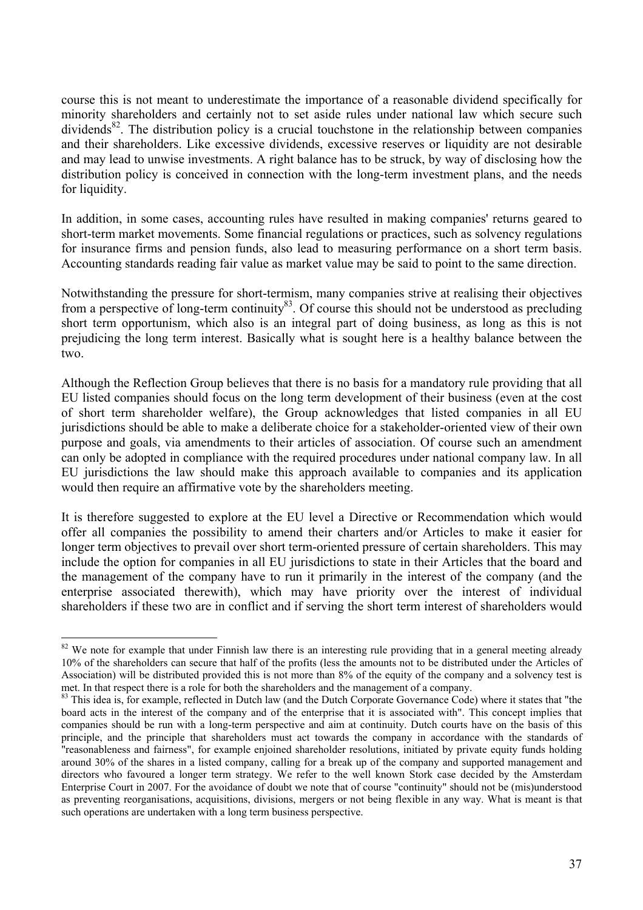course this is not meant to underestimate the importance of a reasonable dividend specifically for minority shareholders and certainly not to set aside rules under national law which secure such dividends[82]. The distribution policy is a crucial touchstone in the relationship between companies and their shareholders. Like excessive dividends, excessive reserves or liquidity are not desirable and may lead to unwise investments. A right balance has to be struck, by way of disclosing how the distribution policy is conceived in connection with the long-term investment plans, and the needs for liquidity.

In addition, in some cases, accounting rules have resulted in making companies' returns geared to short-term market movements. Some financial regulations or practices, such as solvency regulations for insurance firms and pension funds, also lead to measuring performance on a short term basis. Accounting standards reading fair value as market value may be said to point to the same direction.

Notwithstanding the pressure for short-termism, many companies strive at realising their objectives from a perspective of long-term continuity[83]. Of course this should not be understood as precluding short term opportunism, which also is an integral part of doing business, as long as this is not prejudicing the long term interest. Basically what is sought here is a healthy balance between the two.

Although the Reflection Group believes that there is no basis for a mandatory rule providing that all EU listed companies should focus on the long term development of their business (even at the cost of short term shareholder welfare), the Group acknowledges that listed companies in all EU jurisdictions should be able to make a deliberate choice for a stakeholder-oriented view of their own purpose and goals, via amendments to their articles of association. Of course such an amendment can only be adopted in compliance with the required procedures under national company law. In all EU jurisdictions the law should make this approach available to companies and its application would then require an affirmative vote by the shareholders meeting.

It is therefore suggested to explore at the EU level a Directive or Recommendation which would offer all companies the possibility to amend their charters and/or Articles to make it easier for longer term objectives to prevail over short term-oriented pressure of certain shareholders. This may include the option for companies in all EU jurisdictions to state in their Articles that the board and the management of the company have to run it primarily in the interest of the company (and the enterprise associated therewith), which may have priority over the interest of individual shareholders if these two are in conflict and if serving the short term interest of shareholders would

---

[82] We note for example that under Finnish law there is an interesting rule providing that in a general meeting already 10% of the shareholders can secure that half of the profits (less the amounts not to be distributed under the Articles of Association) will be distributed provided this is not more than 8% of the equity of the company and a solvency test is met. In that respect there is a role for both the shareholders and the management of a company.

[83] This idea is, for example, reflected in Dutch law (and the Dutch Corporate Governance Code) where it states that "the board acts in the interest of the company and of the enterprise that it is associated with". This concept implies that companies should be run with a long-term perspective and aim at continuity. Dutch courts have on the basis of this principle, and the principle that shareholders must act towards the company in accordance with the standards of "reasonableness and fairness", for example enjoined shareholder resolutions, initiated by private equity funds holding around 30% of the shares in a listed company, calling for a break up of the company and supported management and directors who favoured a longer term strategy. We refer to the well known Stork case decided by the Amsterdam Enterprise Court in 2007. For the avoidance of doubt we note that of course "continuity" should not be (mis)understood as preventing reorganisations, acquisitions, divisions, mergers or not being flexible in any way. What is meant is that such operations are undertaken with a long term business perspective.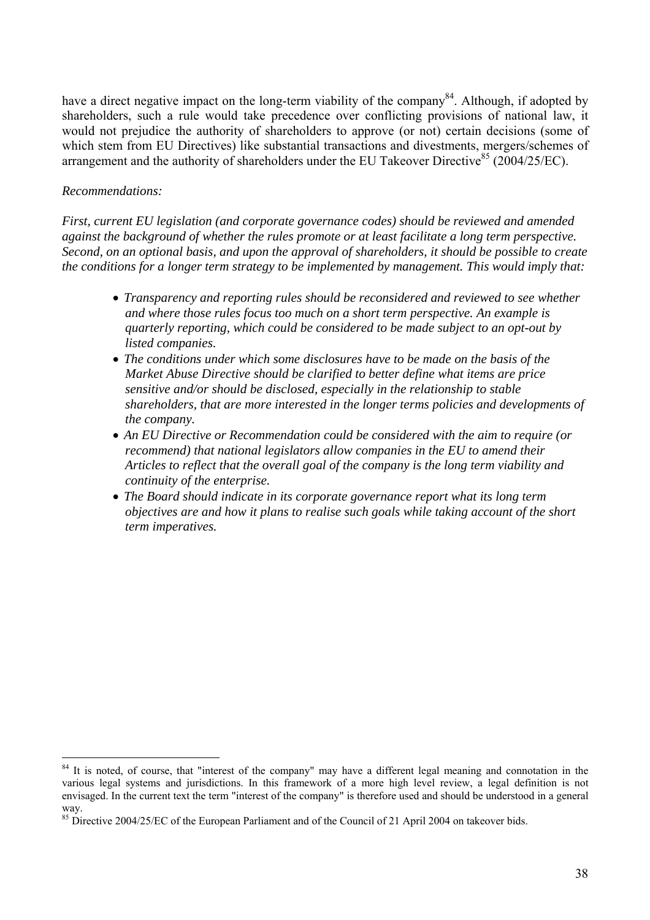have a direct negative impact on the long-term viability of the company[84]. Although, if adopted by shareholders, such a rule would take precedence over conflicting provisions of national law, it would not prejudice the authority of shareholders to approve (or not) certain decisions (some of which stem from EU Directives) like substantial transactions and divestments, mergers/schemes of arrangement and the authority of shareholders under the EU Takeover Directive[85] (2004/25/EC).

*Recommendations:*

*First, current EU legislation (and corporate governance codes) should be reviewed and amended against the background of whether the rules promote or at least facilitate a long term perspective. Second, on an optional basis, and upon the approval of shareholders, it should be possible to create the conditions for a longer term strategy to be implemented by management. This would imply that:*

- *Transparency and reporting rules should be reconsidered and reviewed to see whether and where those rules focus too much on a short term perspective. An example is quarterly reporting, which could be considered to be made subject to an opt-out by listed companies.*
- *The conditions under which some disclosures have to be made on the basis of the Market Abuse Directive should be clarified to better define what items are price sensitive and/or should be disclosed, especially in the relationship to stable shareholders, that are more interested in the longer terms policies and developments of the company.*
- *An EU Directive or Recommendation could be considered with the aim to require (or recommend) that national legislators allow companies in the EU to amend their Articles to reflect that the overall goal of the company is the long term viability and continuity of the enterprise.*
- *The Board should indicate in its corporate governance report what its long term objectives are and how it plans to realise such goals while taking account of the short term imperatives.*

---

[84] It is noted, of course, that "interest of the company" may have a different legal meaning and connotation in the various legal systems and jurisdictions. In this framework of a more high level review, a legal definition is not envisaged. In the current text the term "interest of the company" is therefore used and should be understood in a general way.

[85] Directive 2004/25/EC of the European Parliament and of the Council of 21 April 2004 on takeover bids.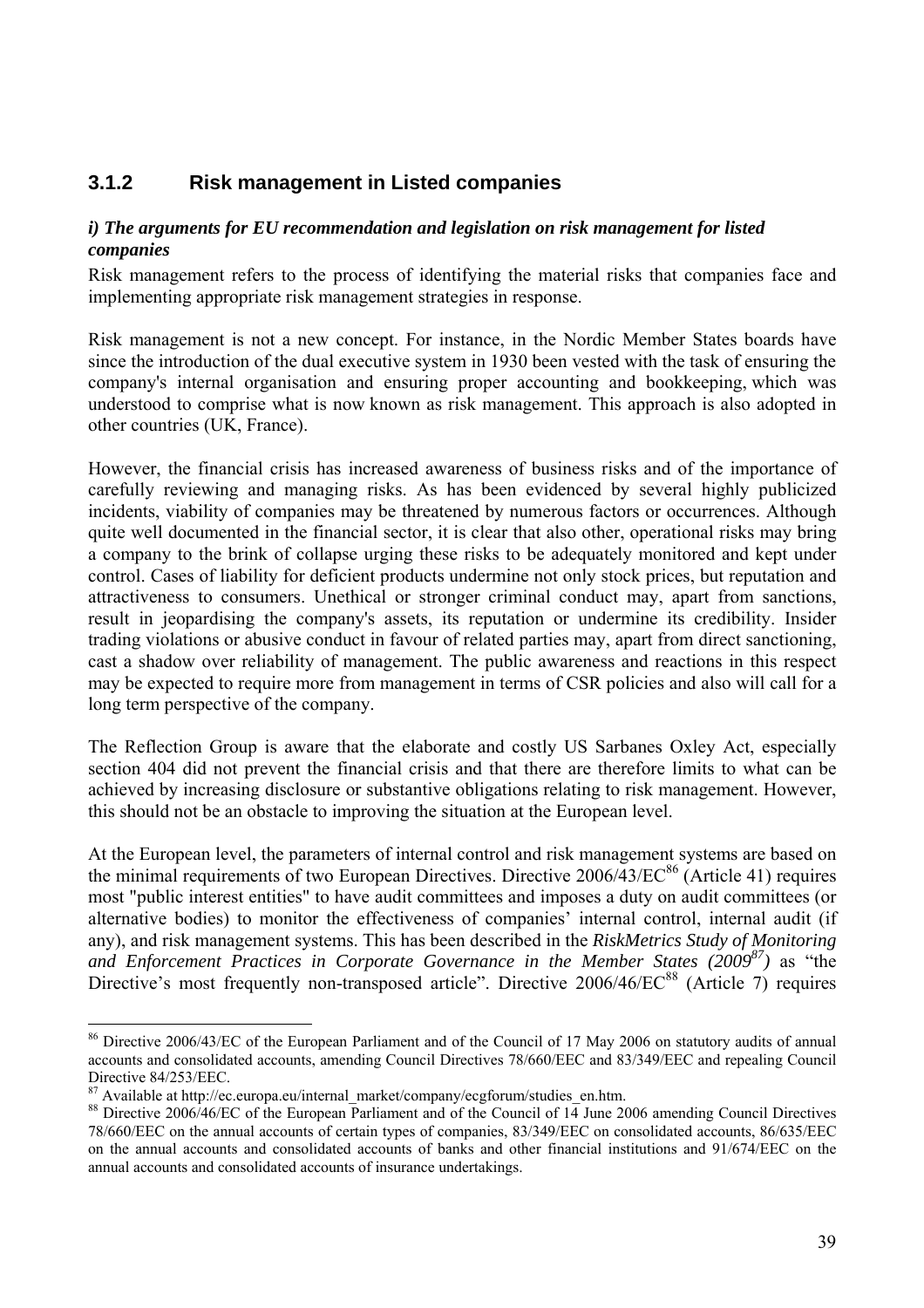### 3.1.2 Risk management in Listed companies

#### *i) The arguments for EU recommendation and legislation on risk management for listed companies*

Risk management refers to the process of identifying the material risks that companies face and implementing appropriate risk management strategies in response.

Risk management is not a new concept. For instance, in the Nordic Member States boards have since the introduction of the dual executive system in 1930 been vested with the task of ensuring the company's internal organisation and ensuring proper accounting and bookkeeping, which was understood to comprise what is now known as risk management. This approach is also adopted in other countries (UK, France).

However, the financial crisis has increased awareness of business risks and of the importance of carefully reviewing and managing risks. As has been evidenced by several highly publicized incidents, viability of companies may be threatened by numerous factors or occurrences. Although quite well documented in the financial sector, it is clear that also other, operational risks may bring a company to the brink of collapse urging these risks to be adequately monitored and kept under control. Cases of liability for deficient products undermine not only stock prices, but reputation and attractiveness to consumers. Unethical or stronger criminal conduct may, apart from sanctions, result in jeopardising the company's assets, its reputation or undermine its credibility. Insider trading violations or abusive conduct in favour of related parties may, apart from direct sanctioning, cast a shadow over reliability of management. The public awareness and reactions in this respect may be expected to require more from management in terms of CSR policies and also will call for a long term perspective of the company.

The Reflection Group is aware that the elaborate and costly US Sarbanes Oxley Act, especially section 404 did not prevent the financial crisis and that there are therefore limits to what can be achieved by increasing disclosure or substantive obligations relating to risk management. However, this should not be an obstacle to improving the situation at the European level.

At the European level, the parameters of internal control and risk management systems are based on the minimal requirements of two European Directives. Directive 2006/43/EC[86] (Article 41) requires most "public interest entities" to have audit committees and imposes a duty on audit committees (or alternative bodies) to monitor the effectiveness of companies' internal control, internal audit (if any), and risk management systems. This has been described in the *RiskMetrics Study of Monitoring and Enforcement Practices in Corporate Governance in the Member States (2009[87])* as "the Directive's most frequently non-transposed article". Directive 2006/46/EC[88] (Article 7) requires

---

[86] Directive 2006/43/EC of the European Parliament and of the Council of 17 May 2006 on statutory audits of annual accounts and consolidated accounts, amending Council Directives 78/660/EEC and 83/349/EEC and repealing Council Directive 84/253/EEC.

[87] Available at http://ec.europa.eu/internal_market/company/ecgforum/studies_en.htm.

[88] Directive 2006/46/EC of the European Parliament and of the Council of 14 June 2006 amending Council Directives 78/660/EEC on the annual accounts of certain types of companies, 83/349/EEC on consolidated accounts, 86/635/EEC on the annual accounts and consolidated accounts of banks and other financial institutions and 91/674/EEC on the annual accounts and consolidated accounts of insurance undertakings.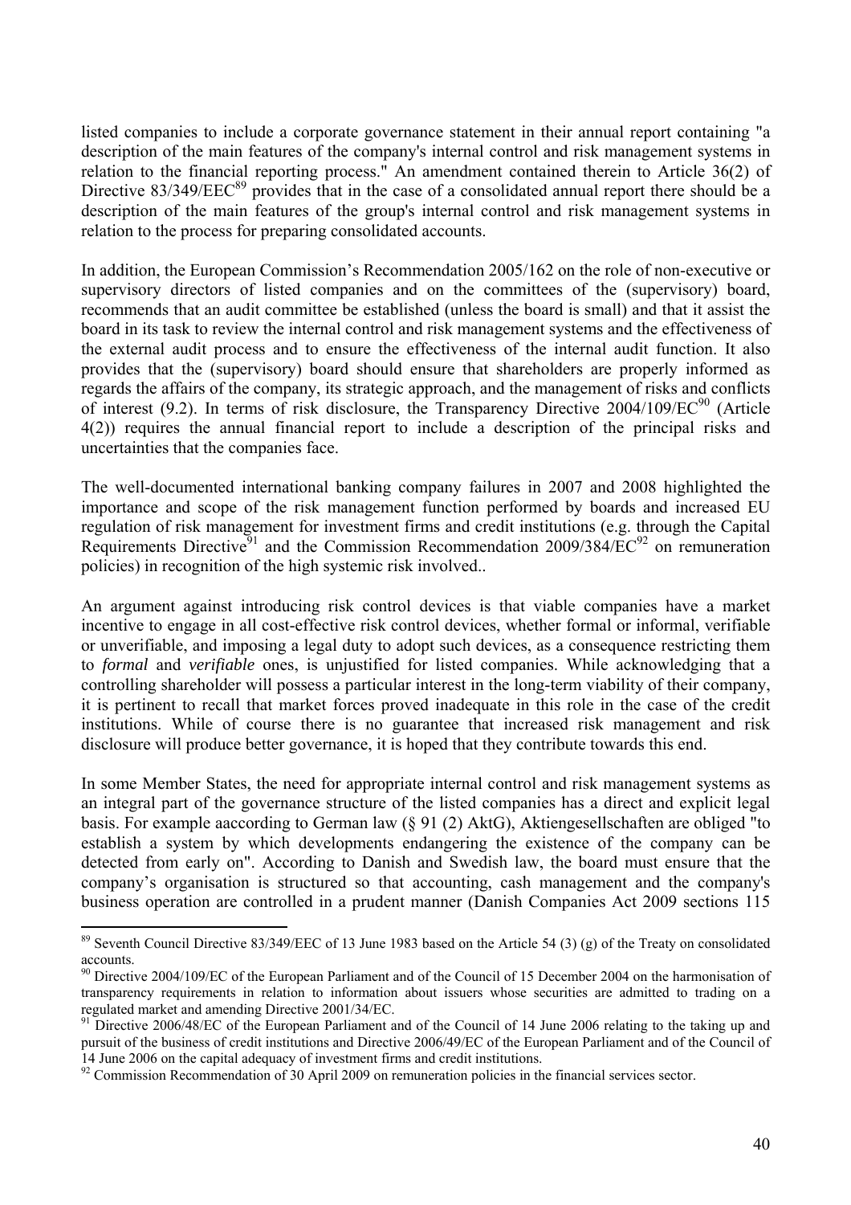listed companies to include a corporate governance statement in their annual report containing "a description of the main features of the company's internal control and risk management systems in relation to the financial reporting process." An amendment contained therein to Article 36(2) of Directive 83/349/EEC[89] provides that in the case of a consolidated annual report there should be a description of the main features of the group's internal control and risk management systems in relation to the process for preparing consolidated accounts.

In addition, the European Commission's Recommendation 2005/162 on the role of non-executive or supervisory directors of listed companies and on the committees of the (supervisory) board, recommends that an audit committee be established (unless the board is small) and that it assist the board in its task to review the internal control and risk management systems and the effectiveness of the external audit process and to ensure the effectiveness of the internal audit function. It also provides that the (supervisory) board should ensure that shareholders are properly informed as regards the affairs of the company, its strategic approach, and the management of risks and conflicts of interest (9.2). In terms of risk disclosure, the Transparency Directive 2004/109/EC[90] (Article 4(2)) requires the annual financial report to include a description of the principal risks and uncertainties that the companies face.

The well-documented international banking company failures in 2007 and 2008 highlighted the importance and scope of the risk management function performed by boards and increased EU regulation of risk management for investment firms and credit institutions (e.g. through the Capital Requirements Directive[91] and the Commission Recommendation 2009/384/EC[92] on remuneration policies) in recognition of the high systemic risk involved..

An argument against introducing risk control devices is that viable companies have a market incentive to engage in all cost-effective risk control devices, whether formal or informal, verifiable or unverifiable, and imposing a legal duty to adopt such devices, as a consequence restricting them to *formal* and *verifiable* ones, is unjustified for listed companies. While acknowledging that a controlling shareholder will possess a particular interest in the long-term viability of their company, it is pertinent to recall that market forces proved inadequate in this role in the case of the credit institutions. While of course there is no guarantee that increased risk management and risk disclosure will produce better governance, it is hoped that they contribute towards this end.

In some Member States, the need for appropriate internal control and risk management systems as an integral part of the governance structure of the listed companies has a direct and explicit legal basis. For example aaccording to German law (§ 91 (2) AktG), Aktiengesellschaften are obliged "to establish a system by which developments endangering the existence of the company can be detected from early on". According to Danish and Swedish law, the board must ensure that the company's organisation is structured so that accounting, cash management and the company's business operation are controlled in a prudent manner (Danish Companies Act 2009 sections 115

---

[89] Seventh Council Directive 83/349/EEC of 13 June 1983 based on the Article 54 (3) (g) of the Treaty on consolidated accounts.

[90] Directive 2004/109/EC of the European Parliament and of the Council of 15 December 2004 on the harmonisation of transparency requirements in relation to information about issuers whose securities are admitted to trading on a regulated market and amending Directive 2001/34/EC.

[91] Directive 2006/48/EC of the European Parliament and of the Council of 14 June 2006 relating to the taking up and pursuit of the business of credit institutions and Directive 2006/49/EC of the European Parliament and of the Council of 14 June 2006 on the capital adequacy of investment firms and credit institutions.

[92] Commission Recommendation of 30 April 2009 on remuneration policies in the financial services sector.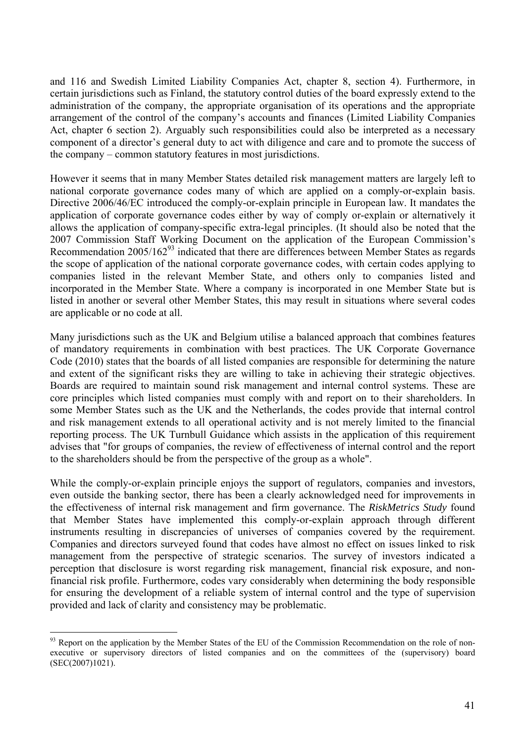and 116 and Swedish Limited Liability Companies Act, chapter 8, section 4). Furthermore, in certain jurisdictions such as Finland, the statutory control duties of the board expressly extend to the administration of the company, the appropriate organisation of its operations and the appropriate arrangement of the control of the company's accounts and finances (Limited Liability Companies Act, chapter 6 section 2). Arguably such responsibilities could also be interpreted as a necessary component of a director's general duty to act with diligence and care and to promote the success of the company – common statutory features in most jurisdictions.

However it seems that in many Member States detailed risk management matters are largely left to national corporate governance codes many of which are applied on a comply-or-explain basis. Directive 2006/46/EC introduced the comply-or-explain principle in European law. It mandates the application of corporate governance codes either by way of comply or-explain or alternatively it allows the application of company-specific extra-legal principles. (It should also be noted that the 2007 Commission Staff Working Document on the application of the European Commission's Recommendation 2005/162[93] indicated that there are differences between Member States as regards the scope of application of the national corporate governance codes, with certain codes applying to companies listed in the relevant Member State, and others only to companies listed and incorporated in the Member State. Where a company is incorporated in one Member State but is listed in another or several other Member States, this may result in situations where several codes are applicable or no code at all.

Many jurisdictions such as the UK and Belgium utilise a balanced approach that combines features of mandatory requirements in combination with best practices. The UK Corporate Governance Code (2010) states that the boards of all listed companies are responsible for determining the nature and extent of the significant risks they are willing to take in achieving their strategic objectives. Boards are required to maintain sound risk management and internal control systems. These are core principles which listed companies must comply with and report on to their shareholders. In some Member States such as the UK and the Netherlands, the codes provide that internal control and risk management extends to all operational activity and is not merely limited to the financial reporting process. The UK Turnbull Guidance which assists in the application of this requirement advises that "for groups of companies, the review of effectiveness of internal control and the report to the shareholders should be from the perspective of the group as a whole".

While the comply-or-explain principle enjoys the support of regulators, companies and investors, even outside the banking sector, there has been a clearly acknowledged need for improvements in the effectiveness of internal risk management and firm governance. The *RiskMetrics Study* found that Member States have implemented this comply-or-explain approach through different instruments resulting in discrepancies of universes of companies covered by the requirement. Companies and directors surveyed found that codes have almost no effect on issues linked to risk management from the perspective of strategic scenarios. The survey of investors indicated a perception that disclosure is worst regarding risk management, financial risk exposure, and non-financial risk profile. Furthermore, codes vary considerably when determining the body responsible for ensuring the development of a reliable system of internal control and the type of supervision provided and lack of clarity and consistency may be problematic.

---

[93] Report on the application by the Member States of the EU of the Commission Recommendation on the role of non-executive or supervisory directors of listed companies and on the committees of the (supervisory) board (SEC(2007)1021).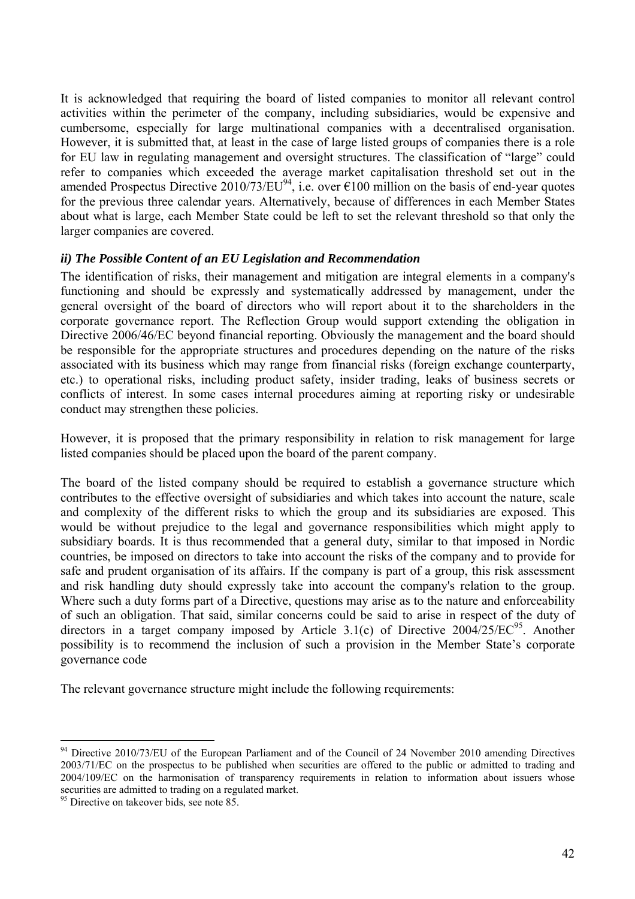It is acknowledged that requiring the board of listed companies to monitor all relevant control activities within the perimeter of the company, including subsidiaries, would be expensive and cumbersome, especially for large multinational companies with a decentralised organisation. However, it is submitted that, at least in the case of large listed groups of companies there is a role for EU law in regulating management and oversight structures. The classification of "large" could refer to companies which exceeded the average market capitalisation threshold set out in the amended Prospectus Directive 2010/73/EU[94], i.e. over €100 million on the basis of end-year quotes for the previous three calendar years. Alternatively, because of differences in each Member States about what is large, each Member State could be left to set the relevant threshold so that only the larger companies are covered.

### *ii) The Possible Content of an EU Legislation and Recommendation*

The identification of risks, their management and mitigation are integral elements in a company's functioning and should be expressly and systematically addressed by management, under the general oversight of the board of directors who will report about it to the shareholders in the corporate governance report. The Reflection Group would support extending the obligation in Directive 2006/46/EC beyond financial reporting. Obviously the management and the board should be responsible for the appropriate structures and procedures depending on the nature of the risks associated with its business which may range from financial risks (foreign exchange counterparty, etc.) to operational risks, including product safety, insider trading, leaks of business secrets or conflicts of interest. In some cases internal procedures aiming at reporting risky or undesirable conduct may strengthen these policies.

However, it is proposed that the primary responsibility in relation to risk management for large listed companies should be placed upon the board of the parent company.

The board of the listed company should be required to establish a governance structure which contributes to the effective oversight of subsidiaries and which takes into account the nature, scale and complexity of the different risks to which the group and its subsidiaries are exposed. This would be without prejudice to the legal and governance responsibilities which might apply to subsidiary boards. It is thus recommended that a general duty, similar to that imposed in Nordic countries, be imposed on directors to take into account the risks of the company and to provide for safe and prudent organisation of its affairs. If the company is part of a group, this risk assessment and risk handling duty should expressly take into account the company's relation to the group. Where such a duty forms part of a Directive, questions may arise as to the nature and enforceability of such an obligation. That said, similar concerns could be said to arise in respect of the duty of directors in a target company imposed by Article 3.1(c) of Directive 2004/25/EC[95]. Another possibility is to recommend the inclusion of such a provision in the Member State's corporate governance code

The relevant governance structure might include the following requirements:

---

[94] Directive 2010/73/EU of the European Parliament and of the Council of 24 November 2010 amending Directives 2003/71/EC on the prospectus to be published when securities are offered to the public or admitted to trading and 2004/109/EC on the harmonisation of transparency requirements in relation to information about issuers whose securities are admitted to trading on a regulated market.

[95] Directive on takeover bids, see note 85.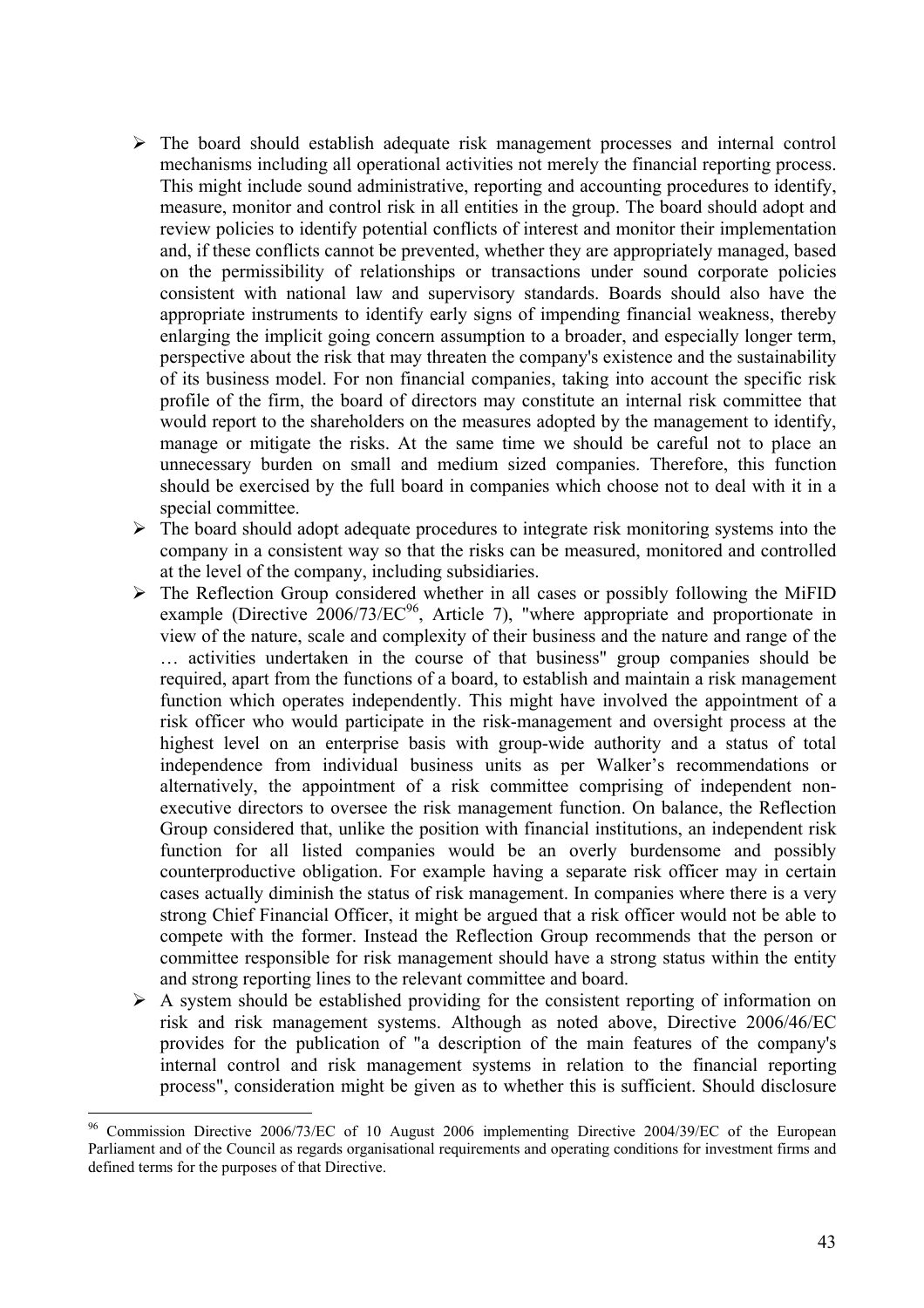- The board should establish adequate risk management processes and internal control mechanisms including all operational activities not merely the financial reporting process. This might include sound administrative, reporting and accounting procedures to identify, measure, monitor and control risk in all entities in the group. The board should adopt and review policies to identify potential conflicts of interest and monitor their implementation and, if these conflicts cannot be prevented, whether they are appropriately managed, based on the permissibility of relationships or transactions under sound corporate policies consistent with national law and supervisory standards. Boards should also have the appropriate instruments to identify early signs of impending financial weakness, thereby enlarging the implicit going concern assumption to a broader, and especially longer term, perspective about the risk that may threaten the company's existence and the sustainability of its business model. For non financial companies, taking into account the specific risk profile of the firm, the board of directors may constitute an internal risk committee that would report to the shareholders on the measures adopted by the management to identify, manage or mitigate the risks. At the same time we should be careful not to place an unnecessary burden on small and medium sized companies. Therefore, this function should be exercised by the full board in companies which choose not to deal with it in a special committee.
- The board should adopt adequate procedures to integrate risk monitoring systems into the company in a consistent way so that the risks can be measured, monitored and controlled at the level of the company, including subsidiaries.
- The Reflection Group considered whether in all cases or possibly following the MiFID example (Directive 2006/73/EC[96], Article 7), "where appropriate and proportionate in view of the nature, scale and complexity of their business and the nature and range of the … activities undertaken in the course of that business" group companies should be required, apart from the functions of a board, to establish and maintain a risk management function which operates independently. This might have involved the appointment of a risk officer who would participate in the risk-management and oversight process at the highest level on an enterprise basis with group-wide authority and a status of total independence from individual business units as per Walker's recommendations or alternatively, the appointment of a risk committee comprising of independent non-executive directors to oversee the risk management function. On balance, the Reflection Group considered that, unlike the position with financial institutions, an independent risk function for all listed companies would be an overly burdensome and possibly counterproductive obligation. For example having a separate risk officer may in certain cases actually diminish the status of risk management. In companies where there is a very strong Chief Financial Officer, it might be argued that a risk officer would not be able to compete with the former. Instead the Reflection Group recommends that the person or committee responsible for risk management should have a strong status within the entity and strong reporting lines to the relevant committee and board.
- A system should be established providing for the consistent reporting of information on risk and risk management systems. Although as noted above, Directive 2006/46/EC provides for the publication of "a description of the main features of the company's internal control and risk management systems in relation to the financial reporting process", consideration might be given as to whether this is sufficient. Should disclosure

---

[96] Commission Directive 2006/73/EC of 10 August 2006 implementing Directive 2004/39/EC of the European Parliament and of the Council as regards organisational requirements and operating conditions for investment firms and defined terms for the purposes of that Directive.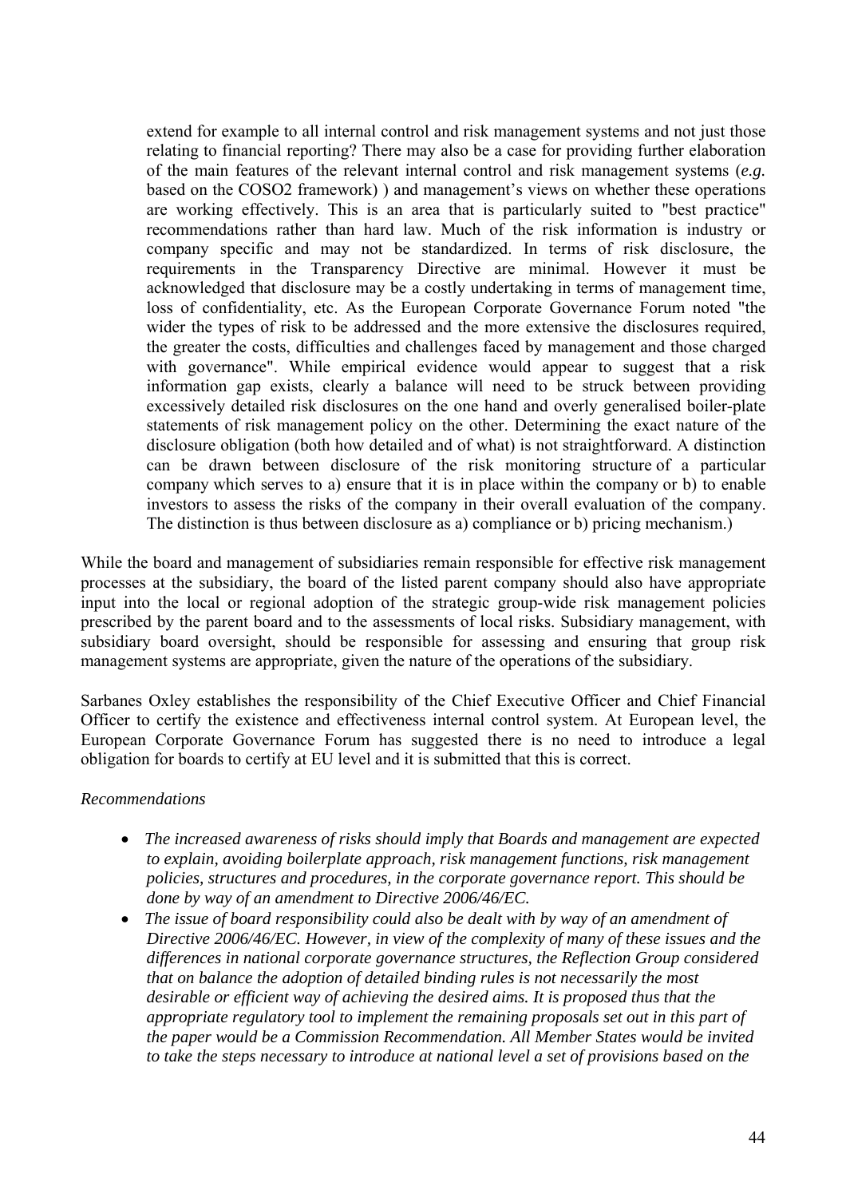extend for example to all internal control and risk management systems and not just those relating to financial reporting? There may also be a case for providing further elaboration of the main features of the relevant internal control and risk management systems (*e.g.* based on the COSO2 framework) ) and management's views on whether these operations are working effectively. This is an area that is particularly suited to "best practice" recommendations rather than hard law. Much of the risk information is industry or company specific and may not be standardized. In terms of risk disclosure, the requirements in the Transparency Directive are minimal. However it must be acknowledged that disclosure may be a costly undertaking in terms of management time, loss of confidentiality, etc. As the European Corporate Governance Forum noted "the wider the types of risk to be addressed and the more extensive the disclosures required, the greater the costs, difficulties and challenges faced by management and those charged with governance". While empirical evidence would appear to suggest that a risk information gap exists, clearly a balance will need to be struck between providing excessively detailed risk disclosures on the one hand and overly generalised boiler-plate statements of risk management policy on the other. Determining the exact nature of the disclosure obligation (both how detailed and of what) is not straightforward. A distinction can be drawn between disclosure of the risk monitoring structure of a particular company which serves to a) ensure that it is in place within the company or b) to enable investors to assess the risks of the company in their overall evaluation of the company. The distinction is thus between disclosure as a) compliance or b) pricing mechanism.)

While the board and management of subsidiaries remain responsible for effective risk management processes at the subsidiary, the board of the listed parent company should also have appropriate input into the local or regional adoption of the strategic group-wide risk management policies prescribed by the parent board and to the assessments of local risks. Subsidiary management, with subsidiary board oversight, should be responsible for assessing and ensuring that group risk management systems are appropriate, given the nature of the operations of the subsidiary.

Sarbanes Oxley establishes the responsibility of the Chief Executive Officer and Chief Financial Officer to certify the existence and effectiveness internal control system. At European level, the European Corporate Governance Forum has suggested there is no need to introduce a legal obligation for boards to certify at EU level and it is submitted that this is correct.

*Recommendations*

- *The increased awareness of risks should imply that Boards and management are expected to explain, avoiding boilerplate approach, risk management functions, risk management policies, structures and procedures, in the corporate governance report. This should be done by way of an amendment to Directive 2006/46/EC.*
- *The issue of board responsibility could also be dealt with by way of an amendment of Directive 2006/46/EC. However, in view of the complexity of many of these issues and the differences in national corporate governance structures, the Reflection Group considered that on balance the adoption of detailed binding rules is not necessarily the most desirable or efficient way of achieving the desired aims. It is proposed thus that the appropriate regulatory tool to implement the remaining proposals set out in this part of the paper would be a Commission Recommendation. All Member States would be invited to take the steps necessary to introduce at national level a set of provisions based on the*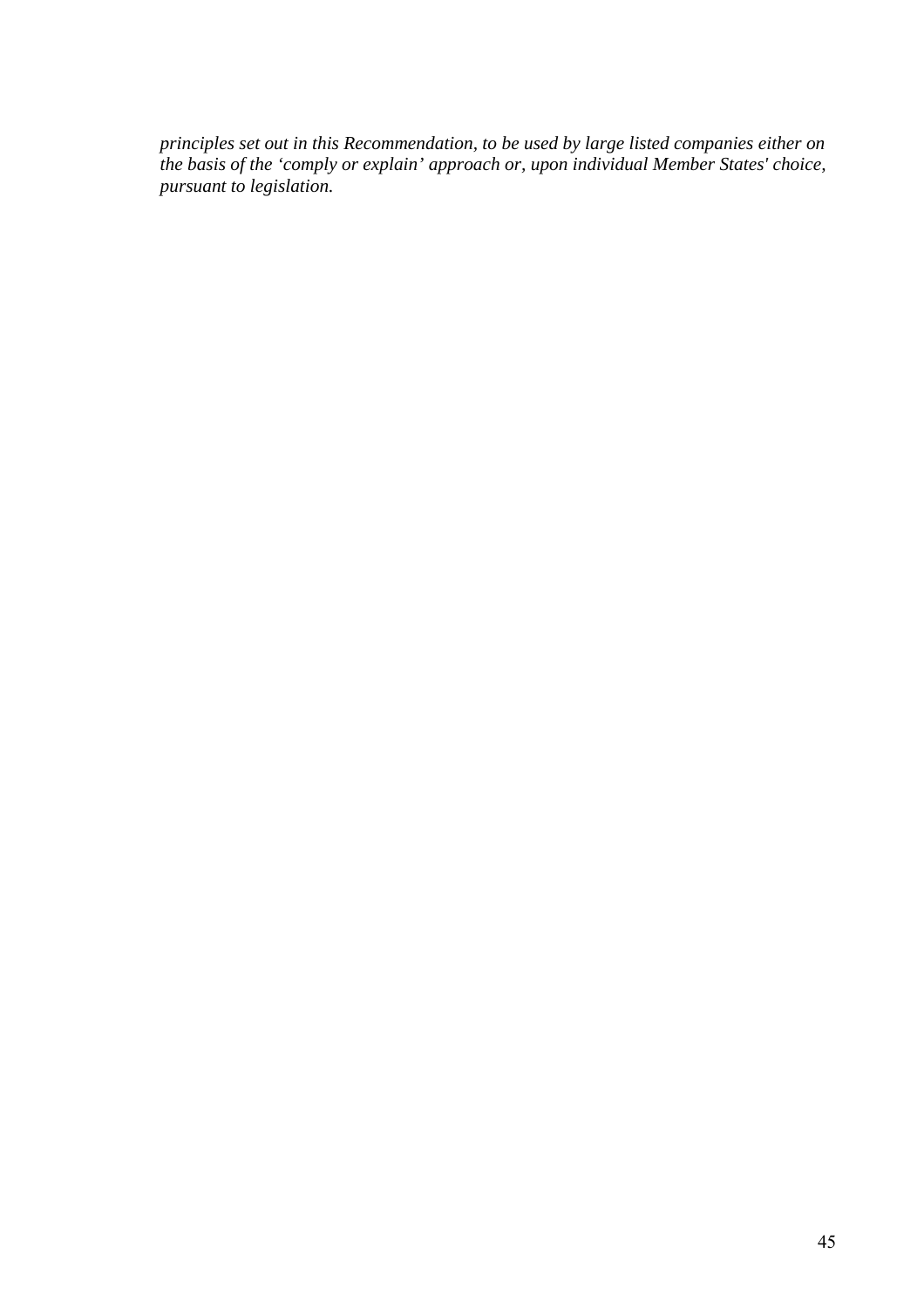*principles set out in this Recommendation, to be used by large listed companies either on the basis of the 'comply or explain' approach or, upon individual Member States' choice, pursuant to legislation.*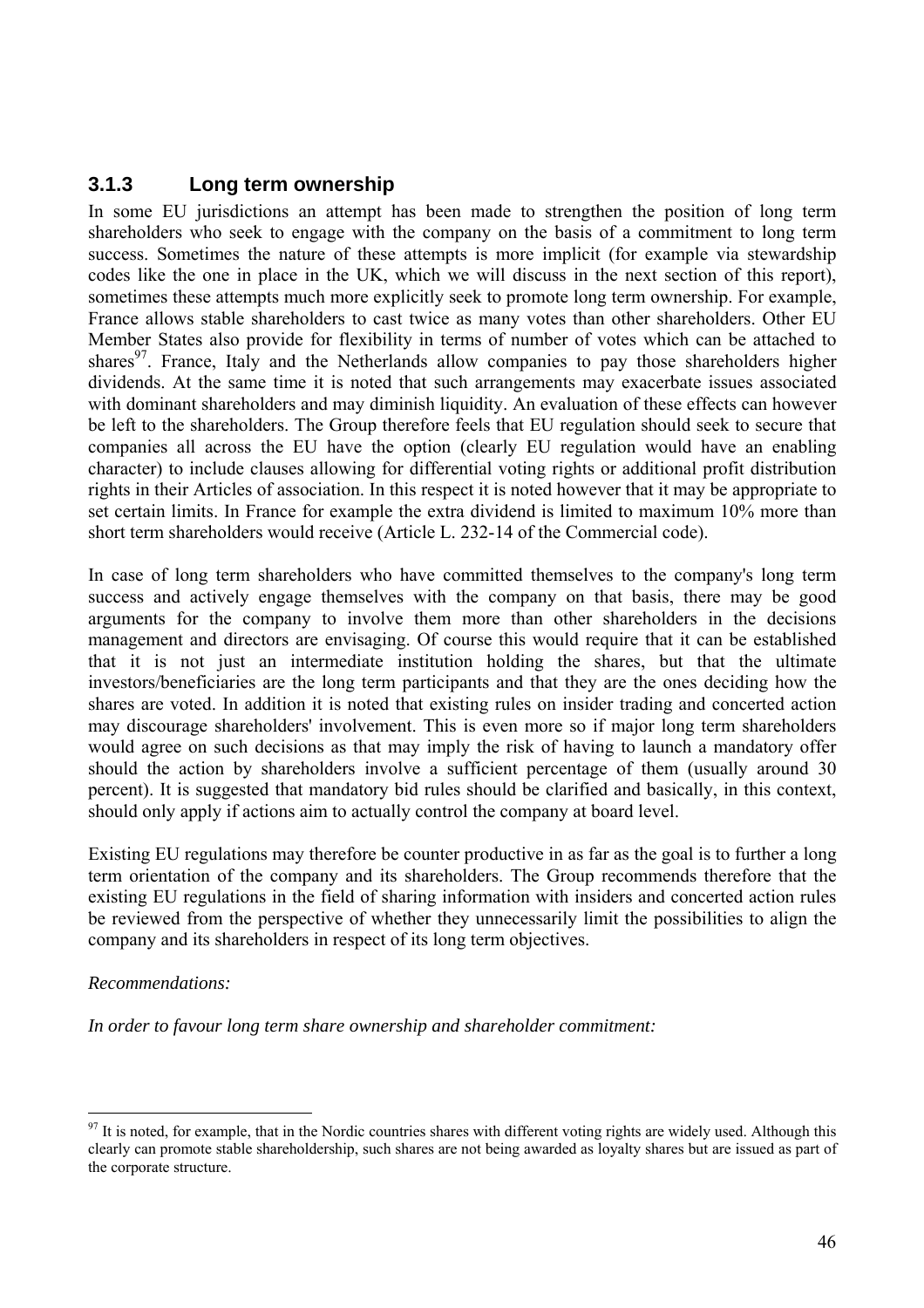### 3.1.3 Long term ownership

In some EU jurisdictions an attempt has been made to strengthen the position of long term shareholders who seek to engage with the company on the basis of a commitment to long term success. Sometimes the nature of these attempts is more implicit (for example via stewardship codes like the one in place in the UK, which we will discuss in the next section of this report), sometimes these attempts much more explicitly seek to promote long term ownership. For example, France allows stable shareholders to cast twice as many votes than other shareholders. Other EU Member States also provide for flexibility in terms of number of votes which can be attached to shares[97]. France, Italy and the Netherlands allow companies to pay those shareholders higher dividends. At the same time it is noted that such arrangements may exacerbate issues associated with dominant shareholders and may diminish liquidity. An evaluation of these effects can however be left to the shareholders. The Group therefore feels that EU regulation should seek to secure that companies all across the EU have the option (clearly EU regulation would have an enabling character) to include clauses allowing for differential voting rights or additional profit distribution rights in their Articles of association. In this respect it is noted however that it may be appropriate to set certain limits. In France for example the extra dividend is limited to maximum 10% more than short term shareholders would receive (Article L. 232-14 of the Commercial code).

In case of long term shareholders who have committed themselves to the company's long term success and actively engage themselves with the company on that basis, there may be good arguments for the company to involve them more than other shareholders in the decisions management and directors are envisaging. Of course this would require that it can be established that it is not just an intermediate institution holding the shares, but that the ultimate investors/beneficiaries are the long term participants and that they are the ones deciding how the shares are voted. In addition it is noted that existing rules on insider trading and concerted action may discourage shareholders' involvement. This is even more so if major long term shareholders would agree on such decisions as that may imply the risk of having to launch a mandatory offer should the action by shareholders involve a sufficient percentage of them (usually around 30 percent). It is suggested that mandatory bid rules should be clarified and basically, in this context, should only apply if actions aim to actually control the company at board level.

Existing EU regulations may therefore be counter productive in as far as the goal is to further a long term orientation of the company and its shareholders. The Group recommends therefore that the existing EU regulations in the field of sharing information with insiders and concerted action rules be reviewed from the perspective of whether they unnecessarily limit the possibilities to align the company and its shareholders in respect of its long term objectives.

*Recommendations:*

*In order to favour long term share ownership and shareholder commitment:*

---

[97] It is noted, for example, that in the Nordic countries shares with different voting rights are widely used. Although this clearly can promote stable shareholdership, such shares are not being awarded as loyalty shares but are issued as part of the corporate structure.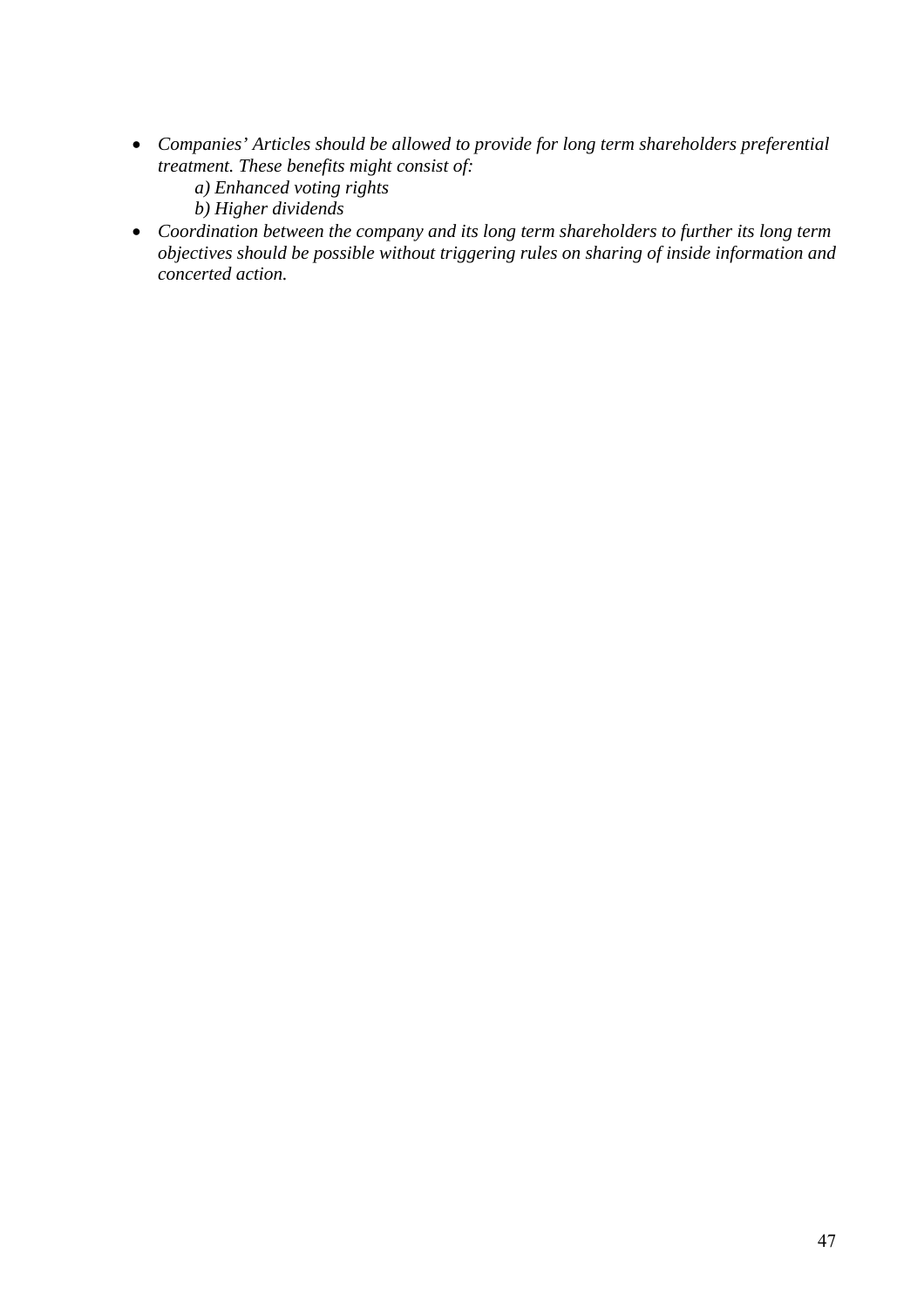- *Companies' Articles should be allowed to provide for long term shareholders preferential treatment. These benefits might consist of:*
  - *a) Enhanced voting rights*
  - *b) Higher dividends*
- *Coordination between the company and its long term shareholders to further its long term objectives should be possible without triggering rules on sharing of inside information and concerted action.*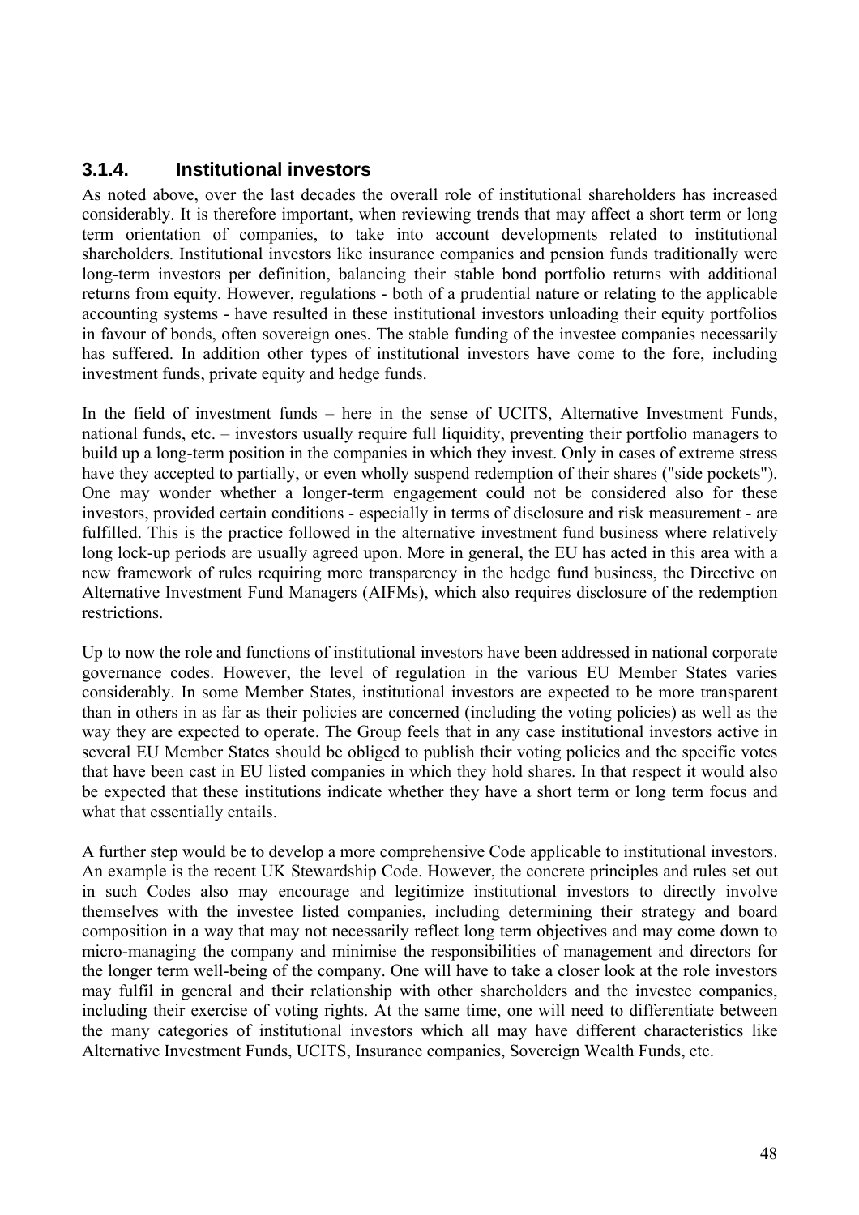### 3.1.4. Institutional investors

As noted above, over the last decades the overall role of institutional shareholders has increased considerably. It is therefore important, when reviewing trends that may affect a short term or long term orientation of companies, to take into account developments related to institutional shareholders. Institutional investors like insurance companies and pension funds traditionally were long-term investors per definition, balancing their stable bond portfolio returns with additional returns from equity. However, regulations - both of a prudential nature or relating to the applicable accounting systems - have resulted in these institutional investors unloading their equity portfolios in favour of bonds, often sovereign ones. The stable funding of the investee companies necessarily has suffered. In addition other types of institutional investors have come to the fore, including investment funds, private equity and hedge funds.

In the field of investment funds – here in the sense of UCITS, Alternative Investment Funds, national funds, etc. – investors usually require full liquidity, preventing their portfolio managers to build up a long-term position in the companies in which they invest. Only in cases of extreme stress have they accepted to partially, or even wholly suspend redemption of their shares ("side pockets"). One may wonder whether a longer-term engagement could not be considered also for these investors, provided certain conditions - especially in terms of disclosure and risk measurement - are fulfilled. This is the practice followed in the alternative investment fund business where relatively long lock-up periods are usually agreed upon. More in general, the EU has acted in this area with a new framework of rules requiring more transparency in the hedge fund business, the Directive on Alternative Investment Fund Managers (AIFMs), which also requires disclosure of the redemption restrictions.

Up to now the role and functions of institutional investors have been addressed in national corporate governance codes. However, the level of regulation in the various EU Member States varies considerably. In some Member States, institutional investors are expected to be more transparent than in others in as far as their policies are concerned (including the voting policies) as well as the way they are expected to operate. The Group feels that in any case institutional investors active in several EU Member States should be obliged to publish their voting policies and the specific votes that have been cast in EU listed companies in which they hold shares. In that respect it would also be expected that these institutions indicate whether they have a short term or long term focus and what that essentially entails.

A further step would be to develop a more comprehensive Code applicable to institutional investors. An example is the recent UK Stewardship Code. However, the concrete principles and rules set out in such Codes also may encourage and legitimize institutional investors to directly involve themselves with the investee listed companies, including determining their strategy and board composition in a way that may not necessarily reflect long term objectives and may come down to micro-managing the company and minimise the responsibilities of management and directors for the longer term well-being of the company. One will have to take a closer look at the role investors may fulfil in general and their relationship with other shareholders and the investee companies, including their exercise of voting rights. At the same time, one will need to differentiate between the many categories of institutional investors which all may have different characteristics like Alternative Investment Funds, UCITS, Insurance companies, Sovereign Wealth Funds, etc.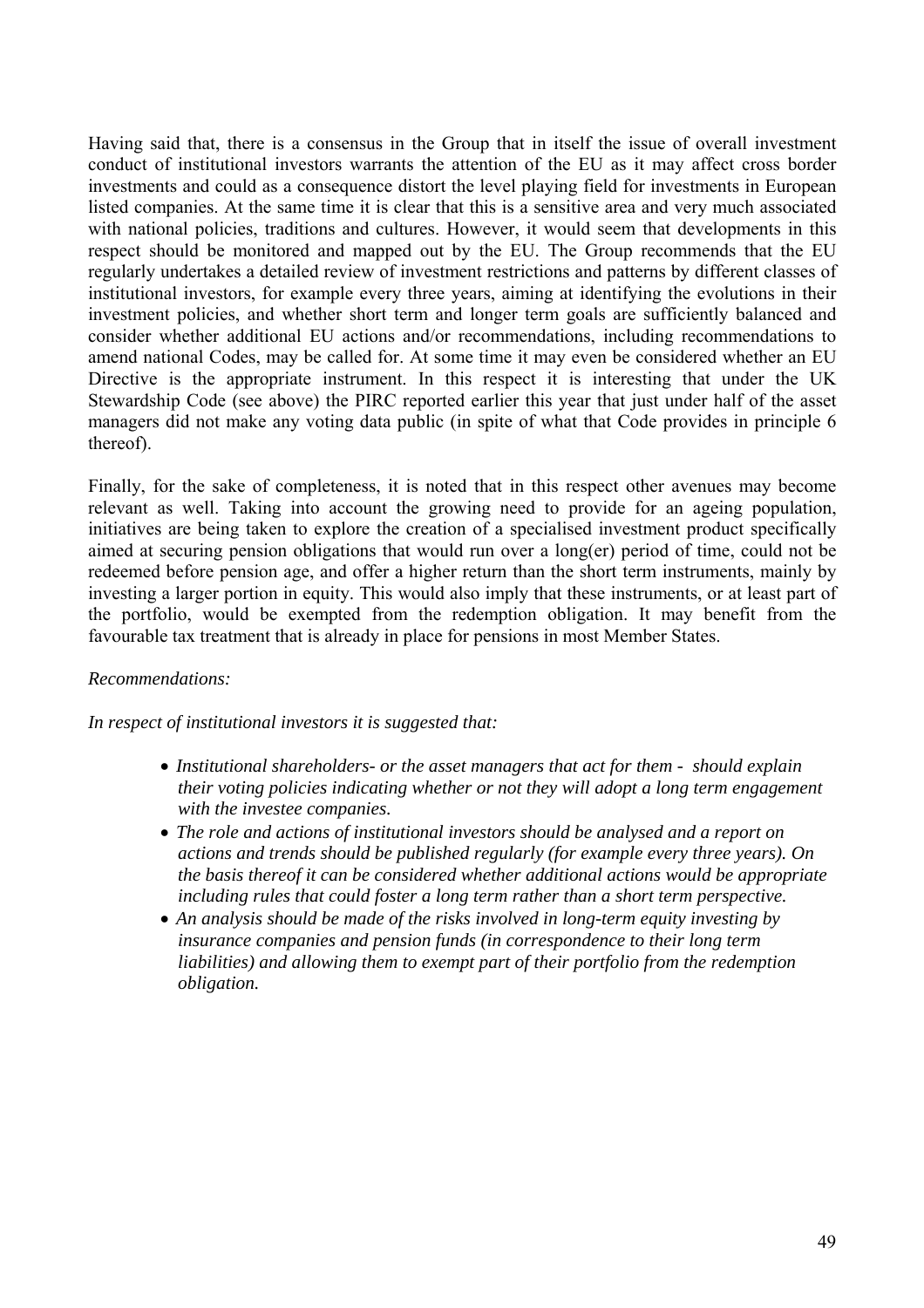Having said that, there is a consensus in the Group that in itself the issue of overall investment conduct of institutional investors warrants the attention of the EU as it may affect cross border investments and could as a consequence distort the level playing field for investments in European listed companies. At the same time it is clear that this is a sensitive area and very much associated with national policies, traditions and cultures. However, it would seem that developments in this respect should be monitored and mapped out by the EU. The Group recommends that the EU regularly undertakes a detailed review of investment restrictions and patterns by different classes of institutional investors, for example every three years, aiming at identifying the evolutions in their investment policies, and whether short term and longer term goals are sufficiently balanced and consider whether additional EU actions and/or recommendations, including recommendations to amend national Codes, may be called for. At some time it may even be considered whether an EU Directive is the appropriate instrument. In this respect it is interesting that under the UK Stewardship Code (see above) the PIRC reported earlier this year that just under half of the asset managers did not make any voting data public (in spite of what that Code provides in principle 6 thereof).

Finally, for the sake of completeness, it is noted that in this respect other avenues may become relevant as well. Taking into account the growing need to provide for an ageing population, initiatives are being taken to explore the creation of a specialised investment product specifically aimed at securing pension obligations that would run over a long(er) period of time, could not be redeemed before pension age, and offer a higher return than the short term instruments, mainly by investing a larger portion in equity. This would also imply that these instruments, or at least part of the portfolio, would be exempted from the redemption obligation. It may benefit from the favourable tax treatment that is already in place for pensions in most Member States.

*Recommendations:*

*In respect of institutional investors it is suggested that:*

- *Institutional shareholders- or the asset managers that act for them - should explain their voting policies indicating whether or not they will adopt a long term engagement with the investee companies.*
- *The role and actions of institutional investors should be analysed and a report on actions and trends should be published regularly (for example every three years). On the basis thereof it can be considered whether additional actions would be appropriate including rules that could foster a long term rather than a short term perspective.*
- *An analysis should be made of the risks involved in long-term equity investing by insurance companies and pension funds (in correspondence to their long term liabilities) and allowing them to exempt part of their portfolio from the redemption obligation.*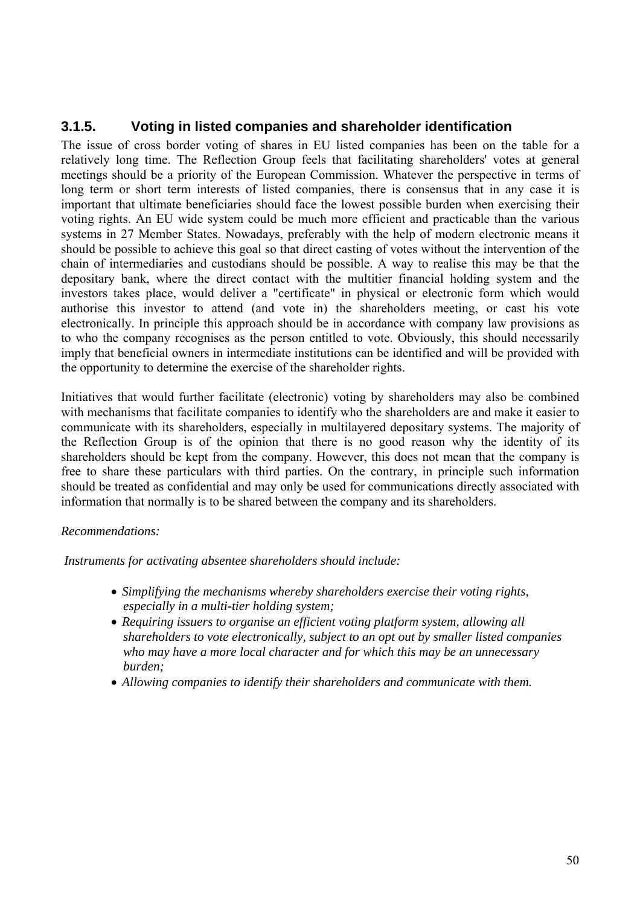### 3.1.5. Voting in listed companies and shareholder identification

The issue of cross border voting of shares in EU listed companies has been on the table for a relatively long time. The Reflection Group feels that facilitating shareholders' votes at general meetings should be a priority of the European Commission. Whatever the perspective in terms of long term or short term interests of listed companies, there is consensus that in any case it is important that ultimate beneficiaries should face the lowest possible burden when exercising their voting rights. An EU wide system could be much more efficient and practicable than the various systems in 27 Member States. Nowadays, preferably with the help of modern electronic means it should be possible to achieve this goal so that direct casting of votes without the intervention of the chain of intermediaries and custodians should be possible. A way to realise this may be that the depositary bank, where the direct contact with the multitier financial holding system and the investors takes place, would deliver a "certificate" in physical or electronic form which would authorise this investor to attend (and vote in) the shareholders meeting, or cast his vote electronically. In principle this approach should be in accordance with company law provisions as to who the company recognises as the person entitled to vote. Obviously, this should necessarily imply that beneficial owners in intermediate institutions can be identified and will be provided with the opportunity to determine the exercise of the shareholder rights.

Initiatives that would further facilitate (electronic) voting by shareholders may also be combined with mechanisms that facilitate companies to identify who the shareholders are and make it easier to communicate with its shareholders, especially in multilayered depositary systems. The majority of the Reflection Group is of the opinion that there is no good reason why the identity of its shareholders should be kept from the company. However, this does not mean that the company is free to share these particulars with third parties. On the contrary, in principle such information should be treated as confidential and may only be used for communications directly associated with information that normally is to be shared between the company and its shareholders.

*Recommendations:*

*Instruments for activating absentee shareholders should include:*

- *Simplifying the mechanisms whereby shareholders exercise their voting rights, especially in a multi-tier holding system;*
- *Requiring issuers to organise an efficient voting platform system, allowing all shareholders to vote electronically, subject to an opt out by smaller listed companies who may have a more local character and for which this may be an unnecessary burden;*
- *Allowing companies to identify their shareholders and communicate with them.*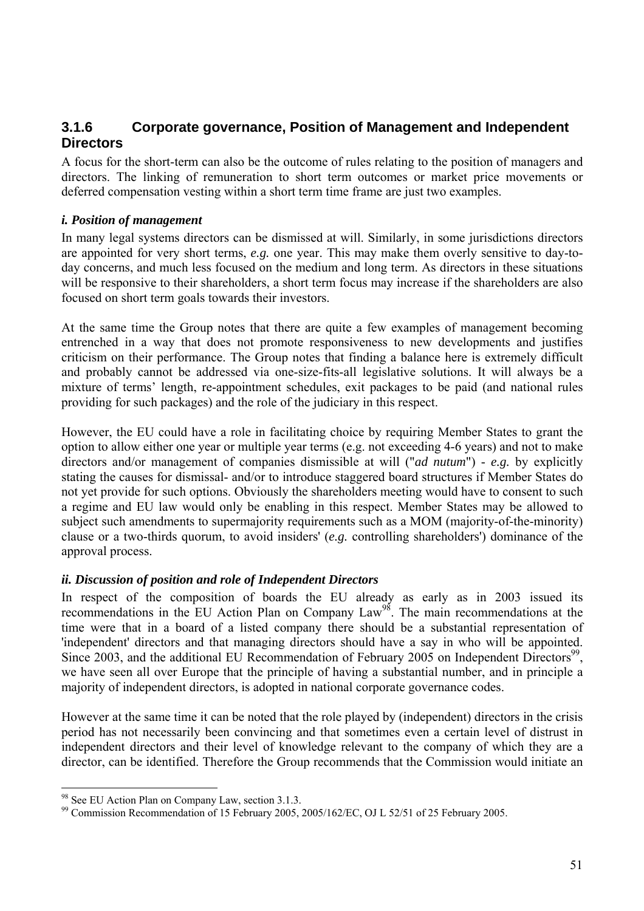### 3.1.6 Corporate governance, Position of Management and Independent Directors

A focus for the short-term can also be the outcome of rules relating to the position of managers and directors. The linking of remuneration to short term outcomes or market price movements or deferred compensation vesting within a short term time frame are just two examples.

#### *i. Position of management*

In many legal systems directors can be dismissed at will. Similarly, in some jurisdictions directors are appointed for very short terms, *e.g.* one year. This may make them overly sensitive to day-to-day concerns, and much less focused on the medium and long term. As directors in these situations will be responsive to their shareholders, a short term focus may increase if the shareholders are also focused on short term goals towards their investors.

At the same time the Group notes that there are quite a few examples of management becoming entrenched in a way that does not promote responsiveness to new developments and justifies criticism on their performance. The Group notes that finding a balance here is extremely difficult and probably cannot be addressed via one-size-fits-all legislative solutions. It will always be a mixture of terms' length, re-appointment schedules, exit packages to be paid (and national rules providing for such packages) and the role of the judiciary in this respect.

However, the EU could have a role in facilitating choice by requiring Member States to grant the option to allow either one year or multiple year terms (e.g. not exceeding 4-6 years) and not to make directors and/or management of companies dismissible at will ("*ad nutum*") - *e.g.* by explicitly stating the causes for dismissal- and/or to introduce staggered board structures if Member States do not yet provide for such options. Obviously the shareholders meeting would have to consent to such a regime and EU law would only be enabling in this respect. Member States may be allowed to subject such amendments to supermajority requirements such as a MOM (majority-of-the-minority) clause or a two-thirds quorum, to avoid insiders' (*e.g.* controlling shareholders') dominance of the approval process.

#### *ii. Discussion of position and role of Independent Directors*

In respect of the composition of boards the EU already as early as in 2003 issued its recommendations in the EU Action Plan on Company Law[98]. The main recommendations at the time were that in a board of a listed company there should be a substantial representation of 'independent' directors and that managing directors should have a say in who will be appointed. Since 2003, and the additional EU Recommendation of February 2005 on Independent Directors[99], we have seen all over Europe that the principle of having a substantial number, and in principle a majority of independent directors, is adopted in national corporate governance codes.

However at the same time it can be noted that the role played by (independent) directors in the crisis period has not necessarily been convincing and that sometimes even a certain level of distrust in independent directors and their level of knowledge relevant to the company of which they are a director, can be identified. Therefore the Group recommends that the Commission would initiate an

[98] See EU Action Plan on Company Law, section 3.1.3.

[99] Commission Recommendation of 15 February 2005, 2005/162/EC, OJ L 52/51 of 25 February 2005.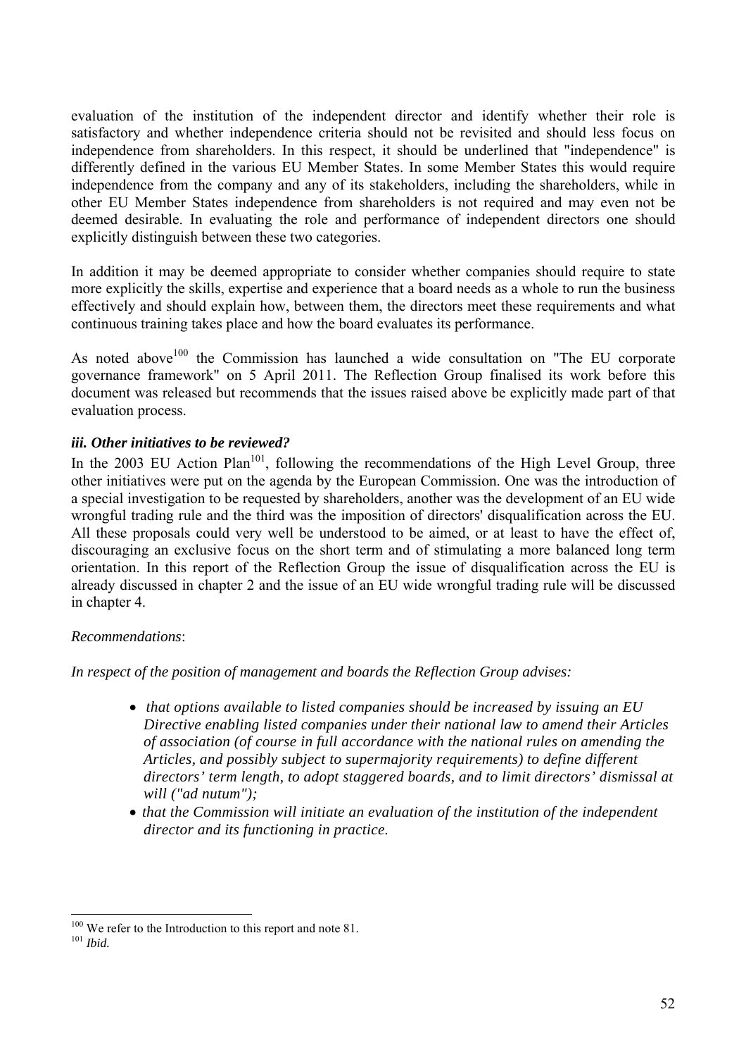evaluation of the institution of the independent director and identify whether their role is satisfactory and whether independence criteria should not be revisited and should less focus on independence from shareholders. In this respect, it should be underlined that "independence" is differently defined in the various EU Member States. In some Member States this would require independence from the company and any of its stakeholders, including the shareholders, while in other EU Member States independence from shareholders is not required and may even not be deemed desirable. In evaluating the role and performance of independent directors one should explicitly distinguish between these two categories.

In addition it may be deemed appropriate to consider whether companies should require to state more explicitly the skills, expertise and experience that a board needs as a whole to run the business effectively and should explain how, between them, the directors meet these requirements and what continuous training takes place and how the board evaluates its performance.

As noted above[100] the Commission has launched a wide consultation on "The EU corporate governance framework" on 5 April 2011. The Reflection Group finalised its work before this document was released but recommends that the issues raised above be explicitly made part of that evaluation process.

### *iii. Other initiatives to be reviewed?*

In the 2003 EU Action Plan[101], following the recommendations of the High Level Group, three other initiatives were put on the agenda by the European Commission. One was the introduction of a special investigation to be requested by shareholders, another was the development of an EU wide wrongful trading rule and the third was the imposition of directors' disqualification across the EU. All these proposals could very well be understood to be aimed, or at least to have the effect of, discouraging an exclusive focus on the short term and of stimulating a more balanced long term orientation. In this report of the Reflection Group the issue of disqualification across the EU is already discussed in chapter 2 and the issue of an EU wide wrongful trading rule will be discussed in chapter 4.

*Recommendations*:

*In respect of the position of management and boards the Reflection Group advises:*

- *that options available to listed companies should be increased by issuing an EU Directive enabling listed companies under their national law to amend their Articles of association (of course in full accordance with the national rules on amending the Articles, and possibly subject to supermajority requirements) to define different directors' term length, to adopt staggered boards, and to limit directors' dismissal at will ("ad nutum");*
- *that the Commission will initiate an evaluation of the institution of the independent director and its functioning in practice.*

---

[100] We refer to the Introduction to this report and note 81.

[101] *Ibid.*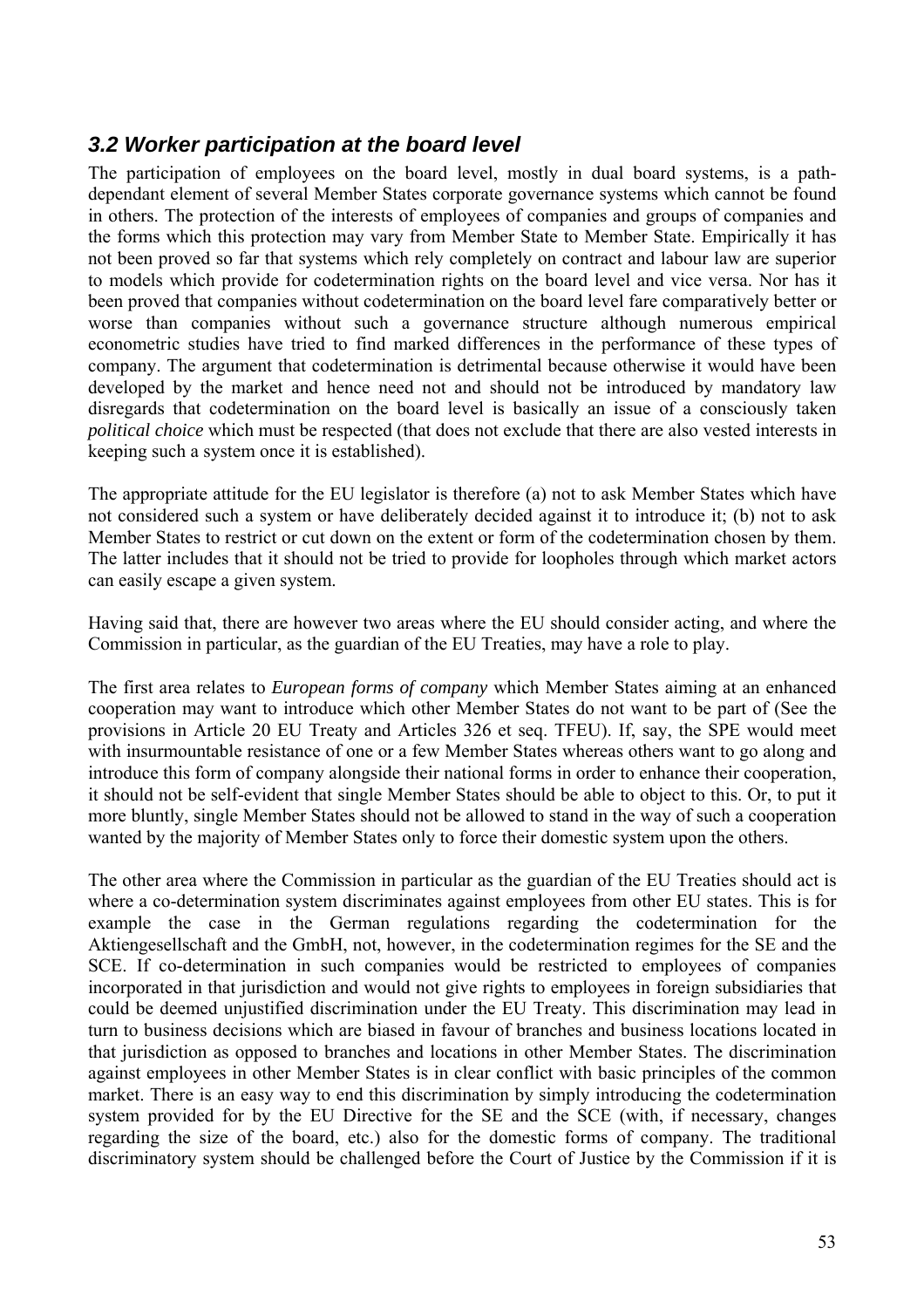### *3.2 Worker participation at the board level*

The participation of employees on the board level, mostly in dual board systems, is a path-dependant element of several Member States corporate governance systems which cannot be found in others. The protection of the interests of employees of companies and groups of companies and the forms which this protection may vary from Member State to Member State. Empirically it has not been proved so far that systems which rely completely on contract and labour law are superior to models which provide for codetermination rights on the board level and vice versa. Nor has it been proved that companies without codetermination on the board level fare comparatively better or worse than companies without such a governance structure although numerous empirical econometric studies have tried to find marked differences in the performance of these types of company. The argument that codetermination is detrimental because otherwise it would have been developed by the market and hence need not and should not be introduced by mandatory law disregards that codetermination on the board level is basically an issue of a consciously taken *political choice* which must be respected (that does not exclude that there are also vested interests in keeping such a system once it is established).

The appropriate attitude for the EU legislator is therefore (a) not to ask Member States which have not considered such a system or have deliberately decided against it to introduce it; (b) not to ask Member States to restrict or cut down on the extent or form of the codetermination chosen by them. The latter includes that it should not be tried to provide for loopholes through which market actors can easily escape a given system.

Having said that, there are however two areas where the EU should consider acting, and where the Commission in particular, as the guardian of the EU Treaties, may have a role to play.

The first area relates to *European forms of company* which Member States aiming at an enhanced cooperation may want to introduce which other Member States do not want to be part of (See the provisions in Article 20 EU Treaty and Articles 326 et seq. TFEU). If, say, the SPE would meet with insurmountable resistance of one or a few Member States whereas others want to go along and introduce this form of company alongside their national forms in order to enhance their cooperation, it should not be self-evident that single Member States should be able to object to this. Or, to put it more bluntly, single Member States should not be allowed to stand in the way of such a cooperation wanted by the majority of Member States only to force their domestic system upon the others.

The other area where the Commission in particular as the guardian of the EU Treaties should act is where a co-determination system discriminates against employees from other EU states. This is for example the case in the German regulations regarding the codetermination for the Aktiengesellschaft and the GmbH, not, however, in the codetermination regimes for the SE and the SCE. If co-determination in such companies would be restricted to employees of companies incorporated in that jurisdiction and would not give rights to employees in foreign subsidiaries that could be deemed unjustified discrimination under the EU Treaty. This discrimination may lead in turn to business decisions which are biased in favour of branches and business locations located in that jurisdiction as opposed to branches and locations in other Member States. The discrimination against employees in other Member States is in clear conflict with basic principles of the common market. There is an easy way to end this discrimination by simply introducing the codetermination system provided for by the EU Directive for the SE and the SCE (with, if necessary, changes regarding the size of the board, etc.) also for the domestic forms of company. The traditional discriminatory system should be challenged before the Court of Justice by the Commission if it is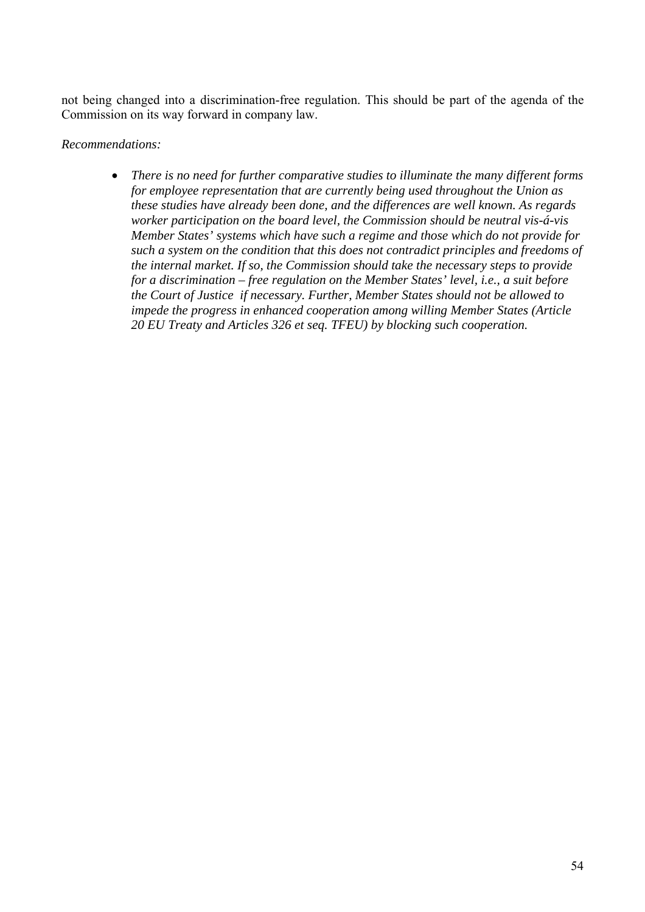not being changed into a discrimination-free regulation. This should be part of the agenda of the Commission on its way forward in company law.

*Recommendations:*

- *There is no need for further comparative studies to illuminate the many different forms for employee representation that are currently being used throughout the Union as these studies have already been done, and the differences are well known. As regards worker participation on the board level, the Commission should be neutral vis-á-vis Member States' systems which have such a regime and those which do not provide for such a system on the condition that this does not contradict principles and freedoms of the internal market. If so, the Commission should take the necessary steps to provide for a discrimination – free regulation on the Member States' level, i.e., a suit before the Court of Justice if necessary. Further, Member States should not be allowed to impede the progress in enhanced cooperation among willing Member States (Article 20 EU Treaty and Articles 326 et seq. TFEU) by blocking such cooperation.*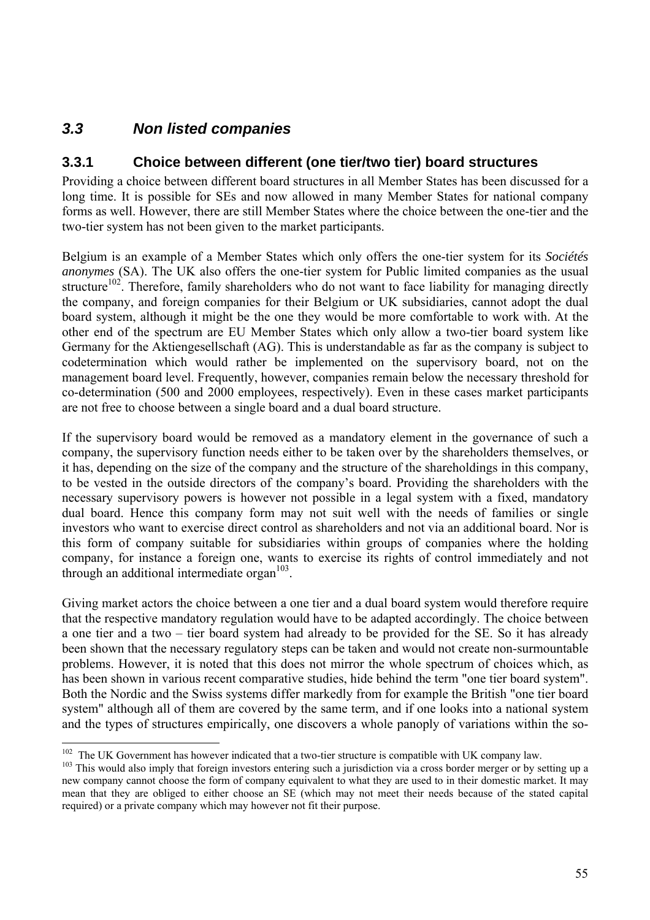## *3.3 Non listed companies*

### 3.3.1 Choice between different (one tier/two tier) board structures

Providing a choice between different board structures in all Member States has been discussed for a long time. It is possible for SEs and now allowed in many Member States for national company forms as well. However, there are still Member States where the choice between the one-tier and the two-tier system has not been given to the market participants.

Belgium is an example of a Member States which only offers the one-tier system for its *Sociétés anonymes* (SA). The UK also offers the one-tier system for Public limited companies as the usual structure[102]. Therefore, family shareholders who do not want to face liability for managing directly the company, and foreign companies for their Belgium or UK subsidiaries, cannot adopt the dual board system, although it might be the one they would be more comfortable to work with. At the other end of the spectrum are EU Member States which only allow a two-tier board system like Germany for the Aktiengesellschaft (AG). This is understandable as far as the company is subject to codetermination which would rather be implemented on the supervisory board, not on the management board level. Frequently, however, companies remain below the necessary threshold for co-determination (500 and 2000 employees, respectively). Even in these cases market participants are not free to choose between a single board and a dual board structure.

If the supervisory board would be removed as a mandatory element in the governance of such a company, the supervisory function needs either to be taken over by the shareholders themselves, or it has, depending on the size of the company and the structure of the shareholdings in this company, to be vested in the outside directors of the company's board. Providing the shareholders with the necessary supervisory powers is however not possible in a legal system with a fixed, mandatory dual board. Hence this company form may not suit well with the needs of families or single investors who want to exercise direct control as shareholders and not via an additional board. Nor is this form of company suitable for subsidiaries within groups of companies where the holding company, for instance a foreign one, wants to exercise its rights of control immediately and not through an additional intermediate organ[103].

Giving market actors the choice between a one tier and a dual board system would therefore require that the respective mandatory regulation would have to be adapted accordingly. The choice between a one tier and a two – tier board system had already to be provided for the SE. So it has already been shown that the necessary regulatory steps can be taken and would not create non-surmountable problems. However, it is noted that this does not mirror the whole spectrum of choices which, as has been shown in various recent comparative studies, hide behind the term "one tier board system". Both the Nordic and the Swiss systems differ markedly from for example the British "one tier board system" although all of them are covered by the same term, and if one looks into a national system and the types of structures empirically, one discovers a whole panoply of variations within the so-

---

[102] The UK Government has however indicated that a two-tier structure is compatible with UK company law.

[103] This would also imply that foreign investors entering such a jurisdiction via a cross border merger or by setting up a new company cannot choose the form of company equivalent to what they are used to in their domestic market. It may mean that they are obliged to either choose an SE (which may not meet their needs because of the stated capital required) or a private company which may however not fit their purpose.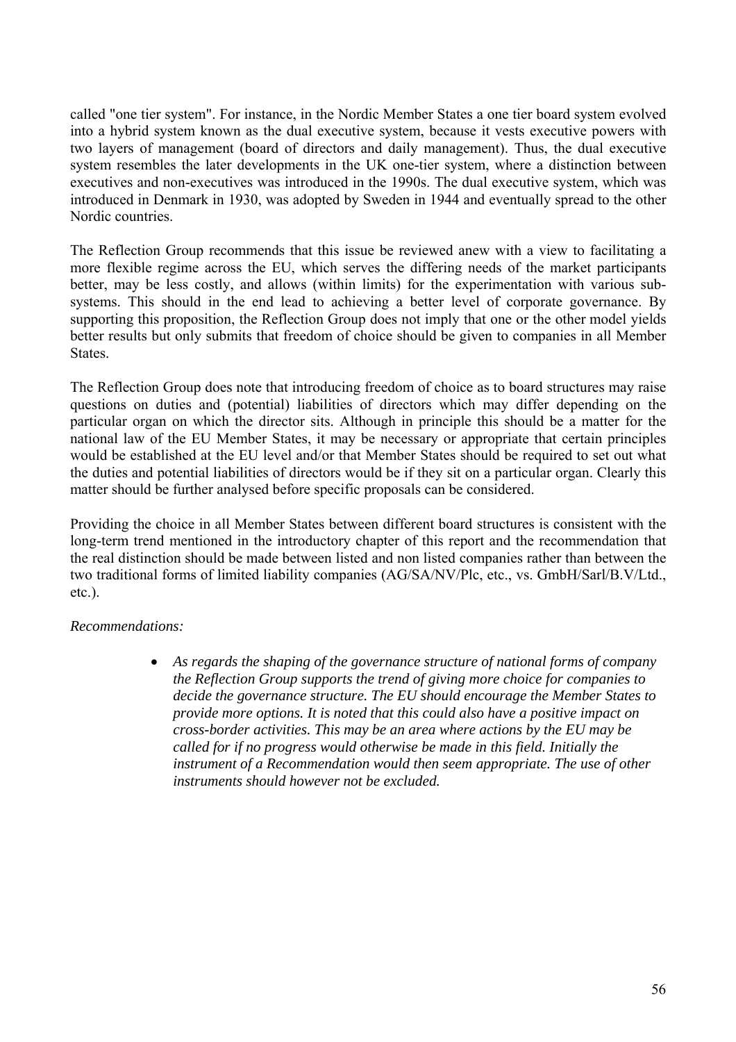called "one tier system". For instance, in the Nordic Member States a one tier board system evolved into a hybrid system known as the dual executive system, because it vests executive powers with two layers of management (board of directors and daily management). Thus, the dual executive system resembles the later developments in the UK one-tier system, where a distinction between executives and non-executives was introduced in the 1990s. The dual executive system, which was introduced in Denmark in 1930, was adopted by Sweden in 1944 and eventually spread to the other Nordic countries.

The Reflection Group recommends that this issue be reviewed anew with a view to facilitating a more flexible regime across the EU, which serves the differing needs of the market participants better, may be less costly, and allows (within limits) for the experimentation with various sub-systems. This should in the end lead to achieving a better level of corporate governance. By supporting this proposition, the Reflection Group does not imply that one or the other model yields better results but only submits that freedom of choice should be given to companies in all Member States.

The Reflection Group does note that introducing freedom of choice as to board structures may raise questions on duties and (potential) liabilities of directors which may differ depending on the particular organ on which the director sits. Although in principle this should be a matter for the national law of the EU Member States, it may be necessary or appropriate that certain principles would be established at the EU level and/or that Member States should be required to set out what the duties and potential liabilities of directors would be if they sit on a particular organ. Clearly this matter should be further analysed before specific proposals can be considered.

Providing the choice in all Member States between different board structures is consistent with the long-term trend mentioned in the introductory chapter of this report and the recommendation that the real distinction should be made between listed and non listed companies rather than between the two traditional forms of limited liability companies (AG/SA/NV/Plc, etc., vs. GmbH/Sarl/B.V/Ltd., etc.).

*Recommendations:*

- *As regards the shaping of the governance structure of national forms of company the Reflection Group supports the trend of giving more choice for companies to decide the governance structure. The EU should encourage the Member States to provide more options. It is noted that this could also have a positive impact on cross-border activities. This may be an area where actions by the EU may be called for if no progress would otherwise be made in this field. Initially the instrument of a Recommendation would then seem appropriate. The use of other instruments should however not be excluded.*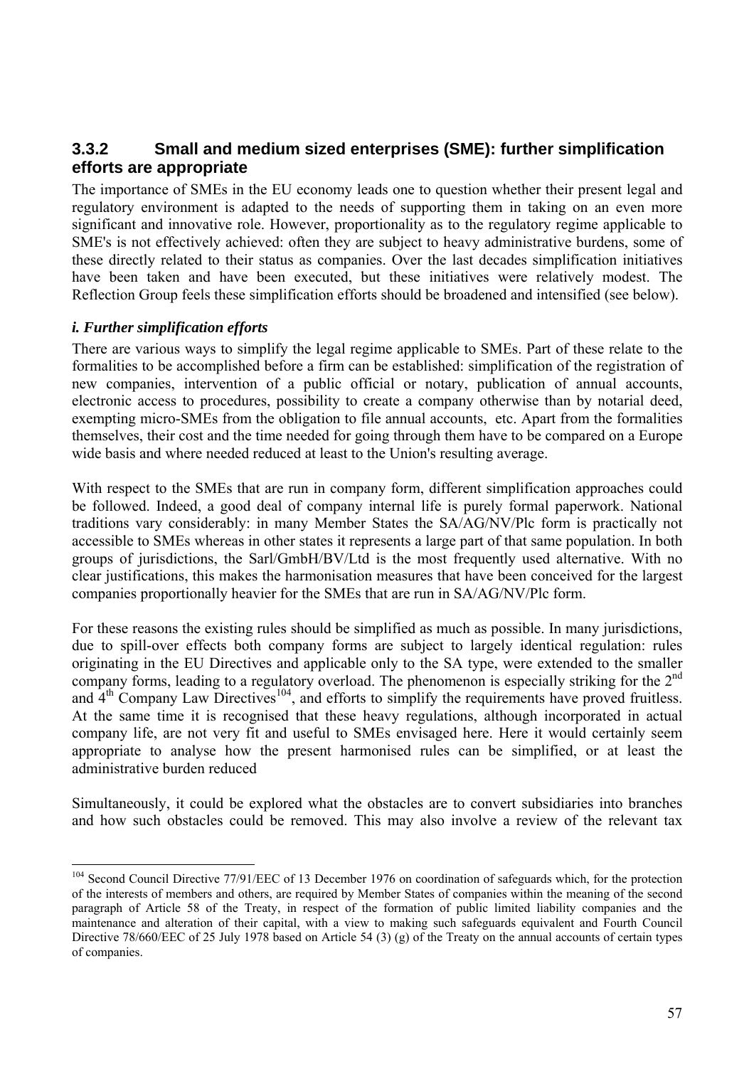### 3.3.2 Small and medium sized enterprises (SME): further simplification efforts are appropriate

The importance of SMEs in the EU economy leads one to question whether their present legal and regulatory environment is adapted to the needs of supporting them in taking on an even more significant and innovative role. However, proportionality as to the regulatory regime applicable to SME's is not effectively achieved: often they are subject to heavy administrative burdens, some of these directly related to their status as companies. Over the last decades simplification initiatives have been taken and have been executed, but these initiatives were relatively modest. The Reflection Group feels these simplification efforts should be broadened and intensified (see below).

#### *i. Further simplification efforts*

There are various ways to simplify the legal regime applicable to SMEs. Part of these relate to the formalities to be accomplished before a firm can be established: simplification of the registration of new companies, intervention of a public official or notary, publication of annual accounts, electronic access to procedures, possibility to create a company otherwise than by notarial deed, exempting micro-SMEs from the obligation to file annual accounts, etc. Apart from the formalities themselves, their cost and the time needed for going through them have to be compared on a Europe wide basis and where needed reduced at least to the Union's resulting average.

With respect to the SMEs that are run in company form, different simplification approaches could be followed. Indeed, a good deal of company internal life is purely formal paperwork. National traditions vary considerably: in many Member States the SA/AG/NV/Plc form is practically not accessible to SMEs whereas in other states it represents a large part of that same population. In both groups of jurisdictions, the Sarl/GmbH/BV/Ltd is the most frequently used alternative. With no clear justifications, this makes the harmonisation measures that have been conceived for the largest companies proportionally heavier for the SMEs that are run in SA/AG/NV/Plc form.

For these reasons the existing rules should be simplified as much as possible. In many jurisdictions, due to spill-over effects both company forms are subject to largely identical regulation: rules originating in the EU Directives and applicable only to the SA type, were extended to the smaller company forms, leading to a regulatory overload. The phenomenon is especially striking for the 2nd and 4th Company Law Directives[104], and efforts to simplify the requirements have proved fruitless. At the same time it is recognised that these heavy regulations, although incorporated in actual company life, are not very fit and useful to SMEs envisaged here. Here it would certainly seem appropriate to analyse how the present harmonised rules can be simplified, or at least the administrative burden reduced

Simultaneously, it could be explored what the obstacles are to convert subsidiaries into branches and how such obstacles could be removed. This may also involve a review of the relevant tax

---

[104] Second Council Directive 77/91/EEC of 13 December 1976 on coordination of safeguards which, for the protection of the interests of members and others, are required by Member States of companies within the meaning of the second paragraph of Article 58 of the Treaty, in respect of the formation of public limited liability companies and the maintenance and alteration of their capital, with a view to making such safeguards equivalent and Fourth Council Directive 78/660/EEC of 25 July 1978 based on Article 54 (3) (g) of the Treaty on the annual accounts of certain types of companies.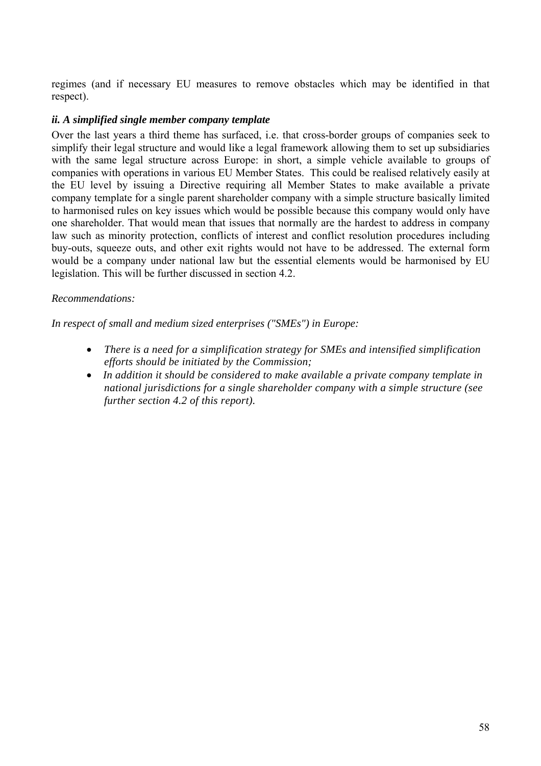regimes (and if necessary EU measures to remove obstacles which may be identified in that respect).

### *ii. A simplified single member company template*

Over the last years a third theme has surfaced, i.e. that cross-border groups of companies seek to simplify their legal structure and would like a legal framework allowing them to set up subsidiaries with the same legal structure across Europe: in short, a simple vehicle available to groups of companies with operations in various EU Member States. This could be realised relatively easily at the EU level by issuing a Directive requiring all Member States to make available a private company template for a single parent shareholder company with a simple structure basically limited to harmonised rules on key issues which would be possible because this company would only have one shareholder. That would mean that issues that normally are the hardest to address in company law such as minority protection, conflicts of interest and conflict resolution procedures including buy-outs, squeeze outs, and other exit rights would not have to be addressed. The external form would be a company under national law but the essential elements would be harmonised by EU legislation. This will be further discussed in section 4.2.

*Recommendations:*

*In respect of small and medium sized enterprises ("SMEs") in Europe:*

- *There is a need for a simplification strategy for SMEs and intensified simplification efforts should be initiated by the Commission;*
- *In addition it should be considered to make available a private company template in national jurisdictions for a single shareholder company with a simple structure (see further section 4.2 of this report).*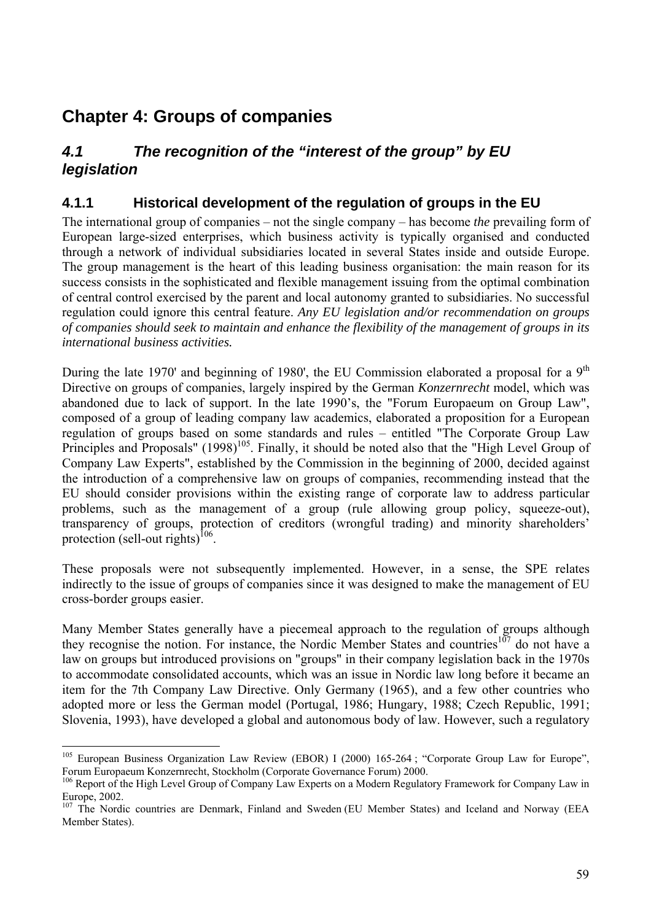# Chapter 4: Groups of companies

## 4.1 The recognition of the "interest of the group" by EU legislation

### 4.1.1 Historical development of the regulation of groups in the EU

The international group of companies – not the single company – has become *the* prevailing form of European large-sized enterprises, which business activity is typically organised and conducted through a network of individual subsidiaries located in several States inside and outside Europe. The group management is the heart of this leading business organisation: the main reason for its success consists in the sophisticated and flexible management issuing from the optimal combination of central control exercised by the parent and local autonomy granted to subsidiaries. No successful regulation could ignore this central feature. *Any EU legislation and/or recommendation on groups of companies should seek to maintain and enhance the flexibility of the management of groups in its international business activities.*

During the late 1970' and beginning of 1980', the EU Commission elaborated a proposal for a 9th Directive on groups of companies, largely inspired by the German *Konzernrecht* model, which was abandoned due to lack of support. In the late 1990's, the "Forum Europaeum on Group Law", composed of a group of leading company law academics, elaborated a proposition for a European regulation of groups based on some standards and rules – entitled "The Corporate Group Law Principles and Proposals" (1998)[105]. Finally, it should be noted also that the "High Level Group of Company Law Experts", established by the Commission in the beginning of 2000, decided against the introduction of a comprehensive law on groups of companies, recommending instead that the EU should consider provisions within the existing range of corporate law to address particular problems, such as the management of a group (rule allowing group policy, squeeze-out), transparency of groups, protection of creditors (wrongful trading) and minority shareholders' protection (sell-out rights)[106].

These proposals were not subsequently implemented. However, in a sense, the SPE relates indirectly to the issue of groups of companies since it was designed to make the management of EU cross-border groups easier.

Many Member States generally have a piecemeal approach to the regulation of groups although they recognise the notion. For instance, the Nordic Member States and countries[107] do not have a law on groups but introduced provisions on "groups" in their company legislation back in the 1970s to accommodate consolidated accounts, which was an issue in Nordic law long before it became an item for the 7th Company Law Directive. Only Germany (1965), and a few other countries who adopted more or less the German model (Portugal, 1986; Hungary, 1988; Czech Republic, 1991; Slovenia, 1993), have developed a global and autonomous body of law. However, such a regulatory

---

[105] European Business Organization Law Review (EBOR) I (2000) 165-264 ; "Corporate Group Law for Europe", Forum Europaeum Konzernrecht, Stockholm (Corporate Governance Forum) 2000.

[106] Report of the High Level Group of Company Law Experts on a Modern Regulatory Framework for Company Law in Europe, 2002.

[107] The Nordic countries are Denmark, Finland and Sweden (EU Member States) and Iceland and Norway (EEA Member States).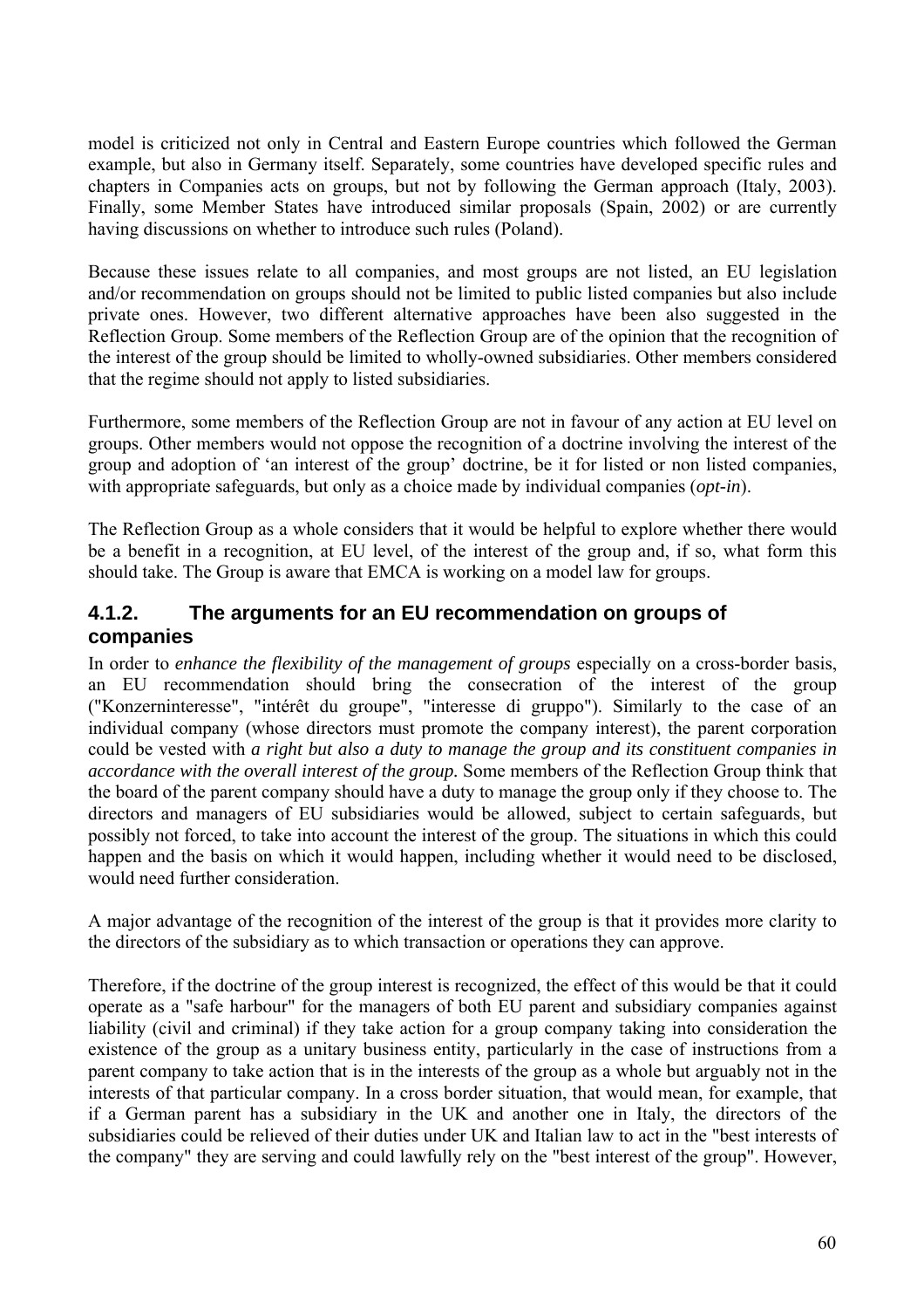model is criticized not only in Central and Eastern Europe countries which followed the German example, but also in Germany itself. Separately, some countries have developed specific rules and chapters in Companies acts on groups, but not by following the German approach (Italy, 2003). Finally, some Member States have introduced similar proposals (Spain, 2002) or are currently having discussions on whether to introduce such rules (Poland).

Because these issues relate to all companies, and most groups are not listed, an EU legislation and/or recommendation on groups should not be limited to public listed companies but also include private ones. However, two different alternative approaches have been also suggested in the Reflection Group. Some members of the Reflection Group are of the opinion that the recognition of the interest of the group should be limited to wholly-owned subsidiaries. Other members considered that the regime should not apply to listed subsidiaries.

Furthermore, some members of the Reflection Group are not in favour of any action at EU level on groups. Other members would not oppose the recognition of a doctrine involving the interest of the group and adoption of 'an interest of the group' doctrine, be it for listed or non listed companies, with appropriate safeguards, but only as a choice made by individual companies (*opt-in*).

The Reflection Group as a whole considers that it would be helpful to explore whether there would be a benefit in a recognition, at EU level, of the interest of the group and, if so, what form this should take. The Group is aware that EMCA is working on a model law for groups.

### 4.1.2. The arguments for an EU recommendation on groups of companies

In order to *enhance the flexibility of the management of groups* especially on a cross-border basis, an EU recommendation should bring the consecration of the interest of the group ("Konzerninteresse", "intérêt du groupe", "interesse di gruppo"). Similarly to the case of an individual company (whose directors must promote the company interest), the parent corporation could be vested with ***a right but also a duty to manage the group and its constituent companies in accordance with the overall interest of the group.*** Some members of the Reflection Group think that the board of the parent company should have a duty to manage the group only if they choose to. The directors and managers of EU subsidiaries would be allowed, subject to certain safeguards, but possibly not forced, to take into account the interest of the group. The situations in which this could happen and the basis on which it would happen, including whether it would need to be disclosed, would need further consideration.

A major advantage of the recognition of the interest of the group is that it provides more clarity to the directors of the subsidiary as to which transaction or operations they can approve.

Therefore, if the doctrine of the group interest is recognized, the effect of this would be that it could operate as a "safe harbour" for the managers of both EU parent and subsidiary companies against liability (civil and criminal) if they take action for a group company taking into consideration the existence of the group as a unitary business entity, particularly in the case of instructions from a parent company to take action that is in the interests of the group as a whole but arguably not in the interests of that particular company. In a cross border situation, that would mean, for example, that if a German parent has a subsidiary in the UK and another one in Italy, the directors of the subsidiaries could be relieved of their duties under UK and Italian law to act in the "best interests of the company" they are serving and could lawfully rely on the "best interest of the group". However,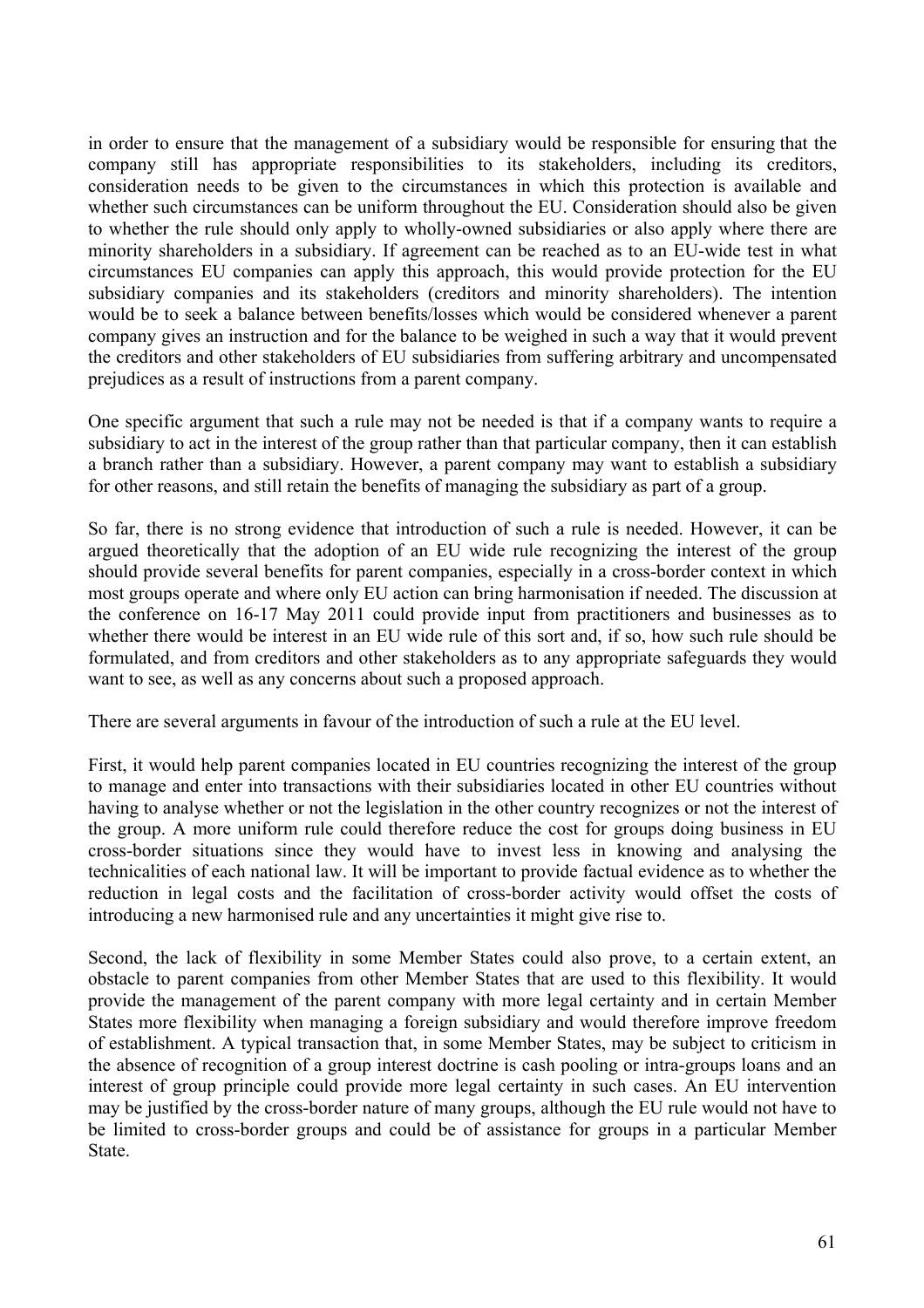in order to ensure that the management of a subsidiary would be responsible for ensuring that the company still has appropriate responsibilities to its stakeholders, including its creditors, consideration needs to be given to the circumstances in which this protection is available and whether such circumstances can be uniform throughout the EU. Consideration should also be given to whether the rule should only apply to wholly-owned subsidiaries or also apply where there are minority shareholders in a subsidiary. If agreement can be reached as to an EU-wide test in what circumstances EU companies can apply this approach, this would provide protection for the EU subsidiary companies and its stakeholders (creditors and minority shareholders). The intention would be to seek a balance between benefits/losses which would be considered whenever a parent company gives an instruction and for the balance to be weighed in such a way that it would prevent the creditors and other stakeholders of EU subsidiaries from suffering arbitrary and uncompensated prejudices as a result of instructions from a parent company.

One specific argument that such a rule may not be needed is that if a company wants to require a subsidiary to act in the interest of the group rather than that particular company, then it can establish a branch rather than a subsidiary. However, a parent company may want to establish a subsidiary for other reasons, and still retain the benefits of managing the subsidiary as part of a group.

So far, there is no strong evidence that introduction of such a rule is needed. However, it can be argued theoretically that the adoption of an EU wide rule recognizing the interest of the group should provide several benefits for parent companies, especially in a cross-border context in which most groups operate and where only EU action can bring harmonisation if needed. The discussion at the conference on 16-17 May 2011 could provide input from practitioners and businesses as to whether there would be interest in an EU wide rule of this sort and, if so, how such rule should be formulated, and from creditors and other stakeholders as to any appropriate safeguards they would want to see, as well as any concerns about such a proposed approach.

There are several arguments in favour of the introduction of such a rule at the EU level.

First, it would help parent companies located in EU countries recognizing the interest of the group to manage and enter into transactions with their subsidiaries located in other EU countries without having to analyse whether or not the legislation in the other country recognizes or not the interest of the group. A more uniform rule could therefore reduce the cost for groups doing business in EU cross-border situations since they would have to invest less in knowing and analysing the technicalities of each national law. It will be important to provide factual evidence as to whether the reduction in legal costs and the facilitation of cross-border activity would offset the costs of introducing a new harmonised rule and any uncertainties it might give rise to.

Second, the lack of flexibility in some Member States could also prove, to a certain extent, an obstacle to parent companies from other Member States that are used to this flexibility. It would provide the management of the parent company with more legal certainty and in certain Member States more flexibility when managing a foreign subsidiary and would therefore improve freedom of establishment. A typical transaction that, in some Member States, may be subject to criticism in the absence of recognition of a group interest doctrine is cash pooling or intra-groups loans and an interest of group principle could provide more legal certainty in such cases. An EU intervention may be justified by the cross-border nature of many groups, although the EU rule would not have to be limited to cross-border groups and could be of assistance for groups in a particular Member State.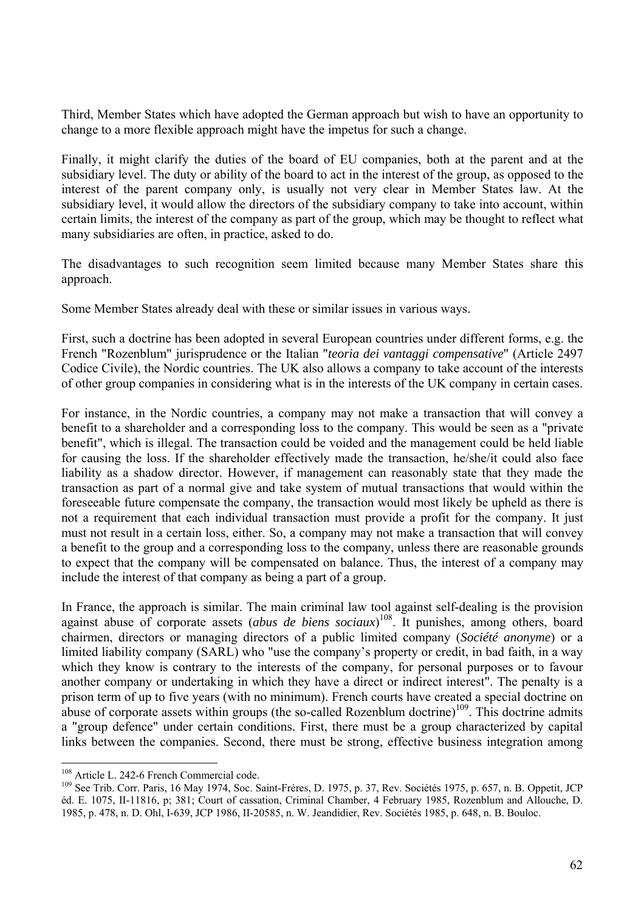Third, Member States which have adopted the German approach but wish to have an opportunity to change to a more flexible approach might have the impetus for such a change.

Finally, it might clarify the duties of the board of EU companies, both at the parent and at the subsidiary level. The duty or ability of the board to act in the interest of the group, as opposed to the interest of the parent company only, is usually not very clear in Member States law. At the subsidiary level, it would allow the directors of the subsidiary company to take into account, within certain limits, the interest of the company as part of the group, which may be thought to reflect what many subsidiaries are often, in practice, asked to do.

The disadvantages to such recognition seem limited because many Member States share this approach.

Some Member States already deal with these or similar issues in various ways.

First, such a doctrine has been adopted in several European countries under different forms, e.g. the French "Rozenblum" jurisprudence or the Italian "*teoria dei vantaggi compensative*" (Article 2497 Codice Civile), the Nordic countries. The UK also allows a company to take account of the interests of other group companies in considering what is in the interests of the UK company in certain cases.

For instance, in the Nordic countries, a company may not make a transaction that will convey a benefit to a shareholder and a corresponding loss to the company. This would be seen as a "private benefit", which is illegal. The transaction could be voided and the management could be held liable for causing the loss. If the shareholder effectively made the transaction, he/she/it could also face liability as a shadow director. However, if management can reasonably state that they made the transaction as part of a normal give and take system of mutual transactions that would within the foreseeable future compensate the company, the transaction would most likely be upheld as there is not a requirement that each individual transaction must provide a profit for the company. It just must not result in a certain loss, either. So, a company may not make a transaction that will convey a benefit to the group and a corresponding loss to the company, unless there are reasonable grounds to expect that the company will be compensated on balance. Thus, the interest of a company may include the interest of that company as being a part of a group.

In France, the approach is similar. The main criminal law tool against self-dealing is the provision against abuse of corporate assets (*abus de biens sociaux*)[108]. It punishes, among others, board chairmen, directors or managing directors of a public limited company (*Société anonyme*) or a limited liability company (SARL) who "use the company's property or credit, in bad faith, in a way which they know is contrary to the interests of the company, for personal purposes or to favour another company or undertaking in which they have a direct or indirect interest". The penalty is a prison term of up to five years (with no minimum). French courts have created a special doctrine on abuse of corporate assets within groups (the so-called Rozenblum doctrine)[109]. This doctrine admits a "group defence" under certain conditions. First, there must be a group characterized by capital links between the companies. Second, there must be strong, effective business integration among

---

[108] Article L. 242-6 French Commercial code.

[109] See Trib. Corr. Paris, 16 May 1974, Soc. Saint-Frères, D. 1975, p. 37, Rev. Sociétés 1975, p. 657, n. B. Oppetit, JCP éd. E. 1075, II-11816, p; 381; Court of cassation, Criminal Chamber, 4 February 1985, Rozenblum and Allouche, D. 1985, p. 478, n. D. Ohl, I-639, JCP 1986, II-20585, n. W. Jeandidier, Rev. Sociétés 1985, p. 648, n. B. Bouloc.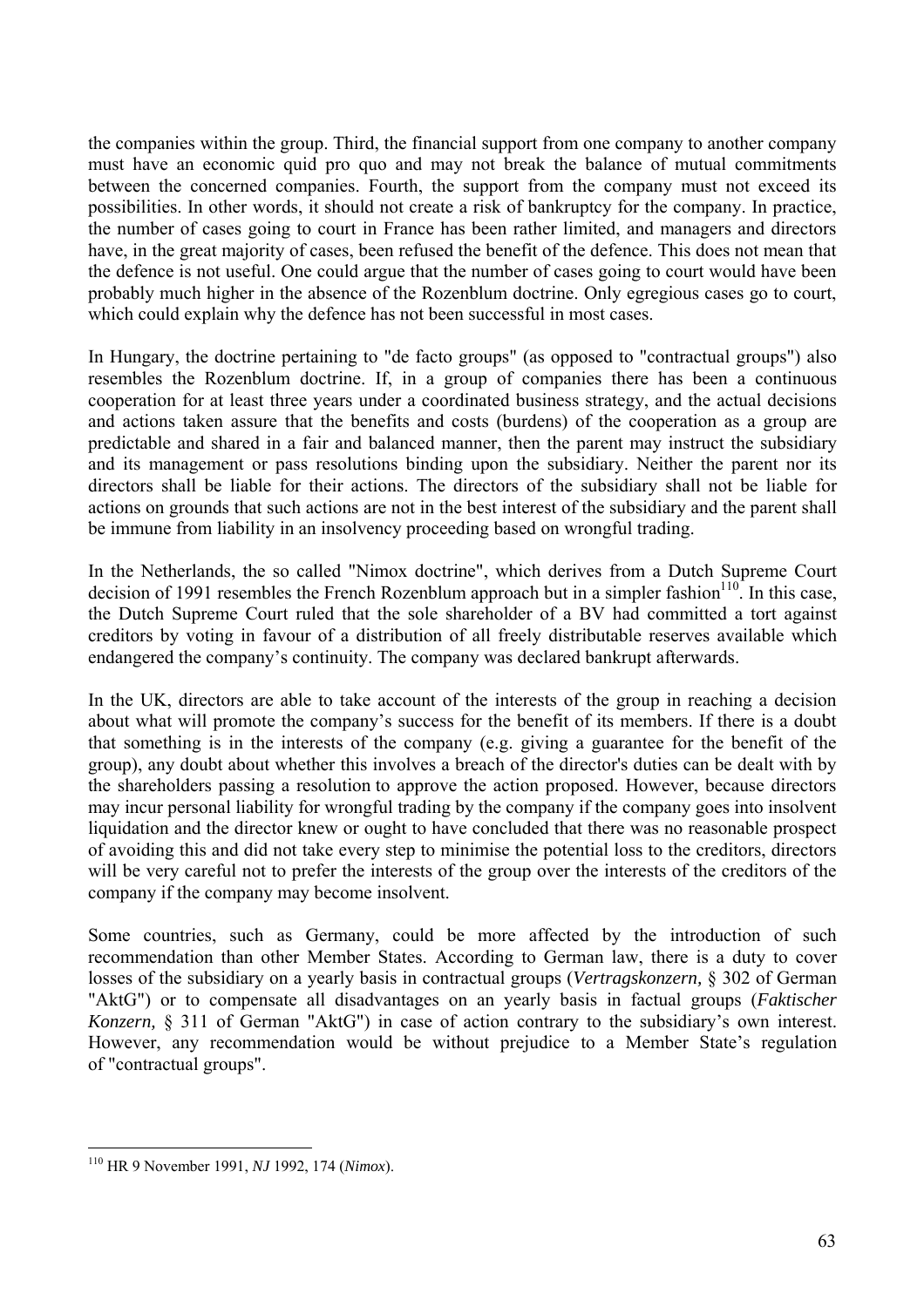the companies within the group. Third, the financial support from one company to another company must have an economic quid pro quo and may not break the balance of mutual commitments between the concerned companies. Fourth, the support from the company must not exceed its possibilities. In other words, it should not create a risk of bankruptcy for the company. In practice, the number of cases going to court in France has been rather limited, and managers and directors have, in the great majority of cases, been refused the benefit of the defence. This does not mean that the defence is not useful. One could argue that the number of cases going to court would have been probably much higher in the absence of the Rozenblum doctrine. Only egregious cases go to court, which could explain why the defence has not been successful in most cases.

In Hungary, the doctrine pertaining to "de facto groups" (as opposed to "contractual groups") also resembles the Rozenblum doctrine. If, in a group of companies there has been a continuous cooperation for at least three years under a coordinated business strategy, and the actual decisions and actions taken assure that the benefits and costs (burdens) of the cooperation as a group are predictable and shared in a fair and balanced manner, then the parent may instruct the subsidiary and its management or pass resolutions binding upon the subsidiary. Neither the parent nor its directors shall be liable for their actions. The directors of the subsidiary shall not be liable for actions on grounds that such actions are not in the best interest of the subsidiary and the parent shall be immune from liability in an insolvency proceeding based on wrongful trading.

In the Netherlands, the so called "Nimox doctrine", which derives from a Dutch Supreme Court decision of 1991 resembles the French Rozenblum approach but in a simpler fashion[110]. In this case, the Dutch Supreme Court ruled that the sole shareholder of a BV had committed a tort against creditors by voting in favour of a distribution of all freely distributable reserves available which endangered the company's continuity. The company was declared bankrupt afterwards.

In the UK, directors are able to take account of the interests of the group in reaching a decision about what will promote the company's success for the benefit of its members. If there is a doubt that something is in the interests of the company (e.g. giving a guarantee for the benefit of the group), any doubt about whether this involves a breach of the director's duties can be dealt with by the shareholders passing a resolution to approve the action proposed. However, because directors may incur personal liability for wrongful trading by the company if the company goes into insolvent liquidation and the director knew or ought to have concluded that there was no reasonable prospect of avoiding this and did not take every step to minimise the potential loss to the creditors, directors will be very careful not to prefer the interests of the group over the interests of the creditors of the company if the company may become insolvent.

Some countries, such as Germany, could be more affected by the introduction of such recommendation than other Member States. According to German law, there is a duty to cover losses of the subsidiary on a yearly basis in contractual groups (*Vertragskonzern,* § 302 of German "AktG") or to compensate all disadvantages on an yearly basis in factual groups (*Faktischer Konzern,* § 311 of German "AktG") in case of action contrary to the subsidiary's own interest. However, any recommendation would be without prejudice to a Member State's regulation of "contractual groups".

---

[110] HR 9 November 1991, *NJ* 1992, 174 (*Nimox*).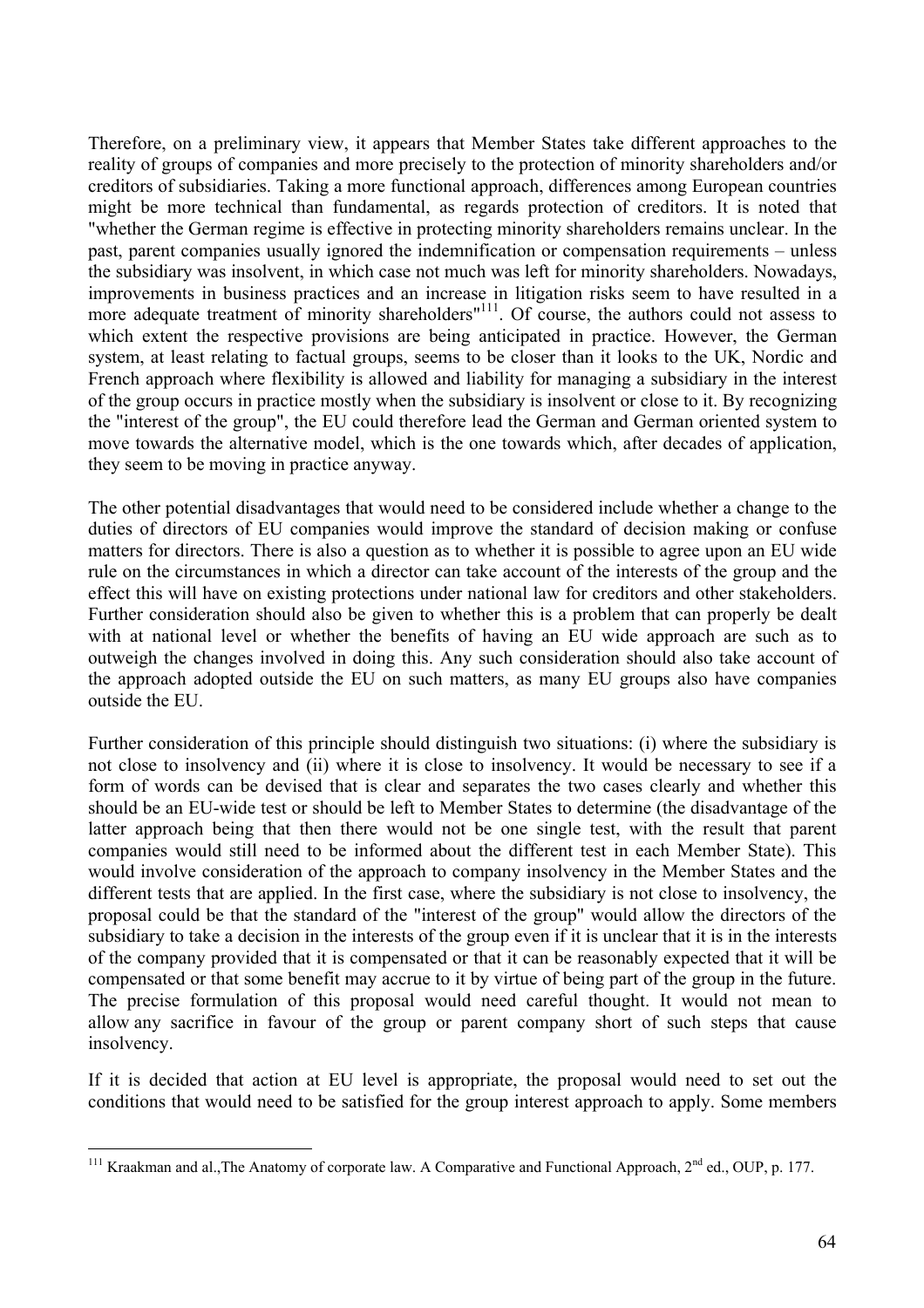Therefore, on a preliminary view, it appears that Member States take different approaches to the reality of groups of companies and more precisely to the protection of minority shareholders and/or creditors of subsidiaries. Taking a more functional approach, differences among European countries might be more technical than fundamental, as regards protection of creditors. It is noted that "whether the German regime is effective in protecting minority shareholders remains unclear. In the past, parent companies usually ignored the indemnification or compensation requirements – unless the subsidiary was insolvent, in which case not much was left for minority shareholders. Nowadays, improvements in business practices and an increase in litigation risks seem to have resulted in a more adequate treatment of minority shareholders"[111]. Of course, the authors could not assess to which extent the respective provisions are being anticipated in practice. However, the German system, at least relating to factual groups, seems to be closer than it looks to the UK, Nordic and French approach where flexibility is allowed and liability for managing a subsidiary in the interest of the group occurs in practice mostly when the subsidiary is insolvent or close to it. By recognizing the "interest of the group", the EU could therefore lead the German and German oriented system to move towards the alternative model, which is the one towards which, after decades of application, they seem to be moving in practice anyway.

The other potential disadvantages that would need to be considered include whether a change to the duties of directors of EU companies would improve the standard of decision making or confuse matters for directors. There is also a question as to whether it is possible to agree upon an EU wide rule on the circumstances in which a director can take account of the interests of the group and the effect this will have on existing protections under national law for creditors and other stakeholders. Further consideration should also be given to whether this is a problem that can properly be dealt with at national level or whether the benefits of having an EU wide approach are such as to outweigh the changes involved in doing this. Any such consideration should also take account of the approach adopted outside the EU on such matters, as many EU groups also have companies outside the EU.

Further consideration of this principle should distinguish two situations: (i) where the subsidiary is not close to insolvency and (ii) where it is close to insolvency. It would be necessary to see if a form of words can be devised that is clear and separates the two cases clearly and whether this should be an EU-wide test or should be left to Member States to determine (the disadvantage of the latter approach being that then there would not be one single test, with the result that parent companies would still need to be informed about the different test in each Member State). This would involve consideration of the approach to company insolvency in the Member States and the different tests that are applied. In the first case, where the subsidiary is not close to insolvency, the proposal could be that the standard of the "interest of the group" would allow the directors of the subsidiary to take a decision in the interests of the group even if it is unclear that it is in the interests of the company provided that it is compensated or that it can be reasonably expected that it will be compensated or that some benefit may accrue to it by virtue of being part of the group in the future. The precise formulation of this proposal would need careful thought. It would not mean to allow any sacrifice in favour of the group or parent company short of such steps that cause insolvency.

If it is decided that action at EU level is appropriate, the proposal would need to set out the conditions that would need to be satisfied for the group interest approach to apply. Some members

---

[111] Kraakman and al.,The Anatomy of corporate law. A Comparative and Functional Approach, 2nd ed., OUP, p. 177.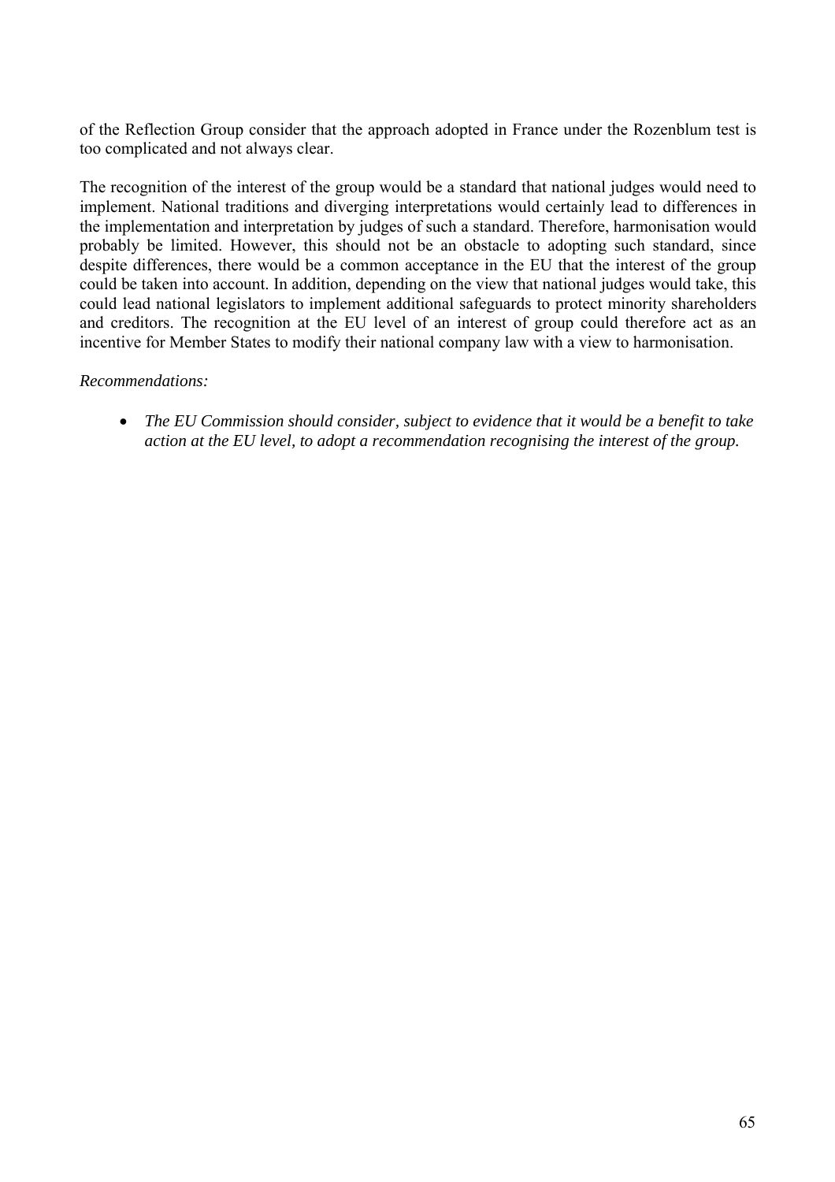of the Reflection Group consider that the approach adopted in France under the Rozenblum test is too complicated and not always clear.

The recognition of the interest of the group would be a standard that national judges would need to implement. National traditions and diverging interpretations would certainly lead to differences in the implementation and interpretation by judges of such a standard. Therefore, harmonisation would probably be limited. However, this should not be an obstacle to adopting such standard, since despite differences, there would be a common acceptance in the EU that the interest of the group could be taken into account. In addition, depending on the view that national judges would take, this could lead national legislators to implement additional safeguards to protect minority shareholders and creditors. The recognition at the EU level of an interest of group could therefore act as an incentive for Member States to modify their national company law with a view to harmonisation.

*Recommendations:*

- *The EU Commission should consider, subject to evidence that it would be a benefit to take action at the EU level, to adopt a recommendation recognising the interest of the group.*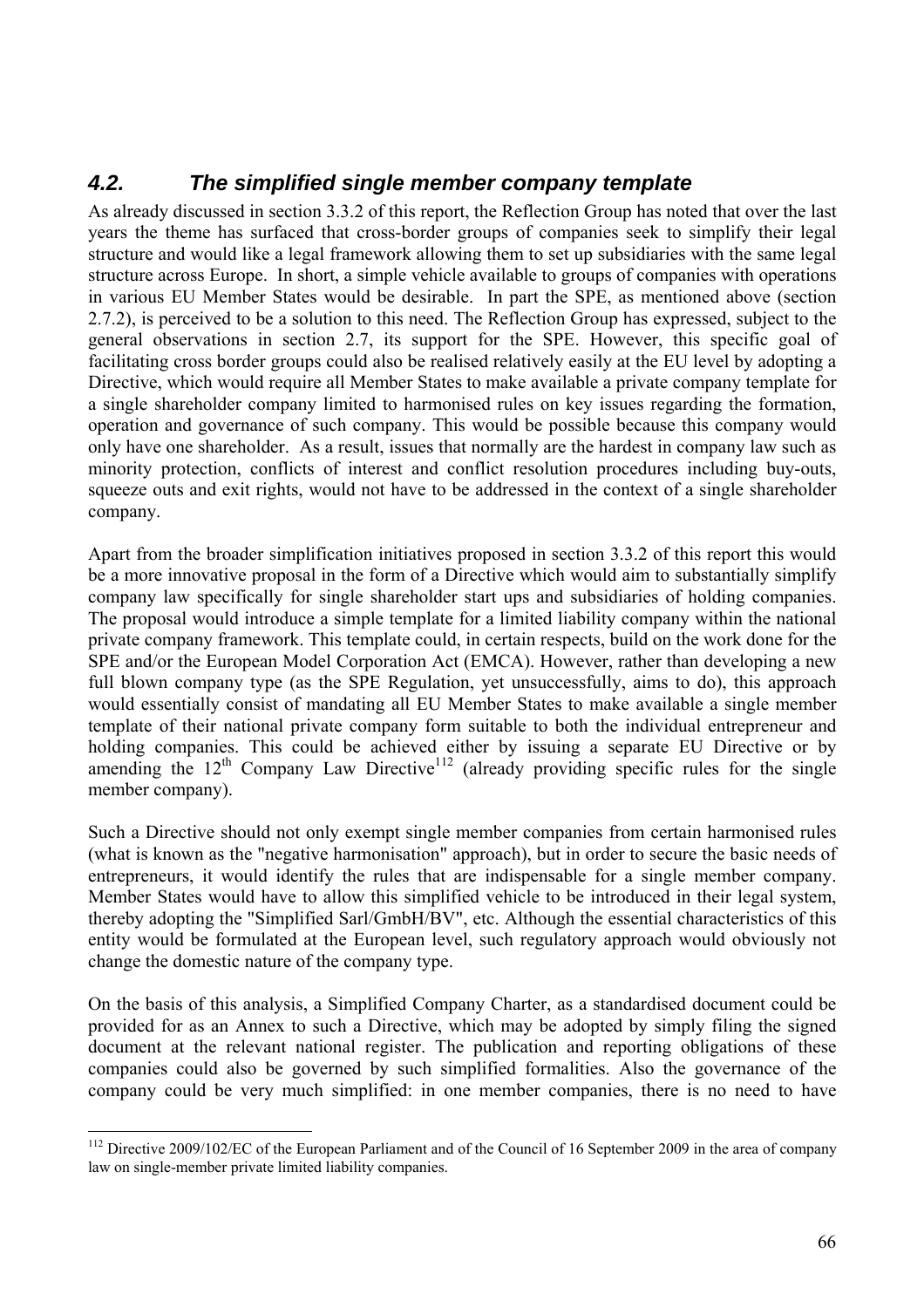### *4.2. The simplified single member company template*

As already discussed in section 3.3.2 of this report, the Reflection Group has noted that over the last years the theme has surfaced that cross-border groups of companies seek to simplify their legal structure and would like a legal framework allowing them to set up subsidiaries with the same legal structure across Europe. In short, a simple vehicle available to groups of companies with operations in various EU Member States would be desirable. In part the SPE, as mentioned above (section 2.7.2), is perceived to be a solution to this need. The Reflection Group has expressed, subject to the general observations in section 2.7, its support for the SPE. However, this specific goal of facilitating cross border groups could also be realised relatively easily at the EU level by adopting a Directive, which would require all Member States to make available a private company template for a single shareholder company limited to harmonised rules on key issues regarding the formation, operation and governance of such company. This would be possible because this company would only have one shareholder. As a result, issues that normally are the hardest in company law such as minority protection, conflicts of interest and conflict resolution procedures including buy-outs, squeeze outs and exit rights, would not have to be addressed in the context of a single shareholder company.

Apart from the broader simplification initiatives proposed in section 3.3.2 of this report this would be a more innovative proposal in the form of a Directive which would aim to substantially simplify company law specifically for single shareholder start ups and subsidiaries of holding companies. The proposal would introduce a simple template for a limited liability company within the national private company framework. This template could, in certain respects, build on the work done for the SPE and/or the European Model Corporation Act (EMCA). However, rather than developing a new full blown company type (as the SPE Regulation, yet unsuccessfully, aims to do), this approach would essentially consist of mandating all EU Member States to make available a single member template of their national private company form suitable to both the individual entrepreneur and holding companies. This could be achieved either by issuing a separate EU Directive or by amending the 12th Company Law Directive[112] (already providing specific rules for the single member company).

Such a Directive should not only exempt single member companies from certain harmonised rules (what is known as the "negative harmonisation" approach), but in order to secure the basic needs of entrepreneurs, it would identify the rules that are indispensable for a single member company. Member States would have to allow this simplified vehicle to be introduced in their legal system, thereby adopting the "Simplified Sarl/GmbH/BV", etc. Although the essential characteristics of this entity would be formulated at the European level, such regulatory approach would obviously not change the domestic nature of the company type.

On the basis of this analysis, a Simplified Company Charter, as a standardised document could be provided for as an Annex to such a Directive, which may be adopted by simply filing the signed document at the relevant national register. The publication and reporting obligations of these companies could also be governed by such simplified formalities. Also the governance of the company could be very much simplified: in one member companies, there is no need to have

---

[112] Directive 2009/102/EC of the European Parliament and of the Council of 16 September 2009 in the area of company law on single-member private limited liability companies.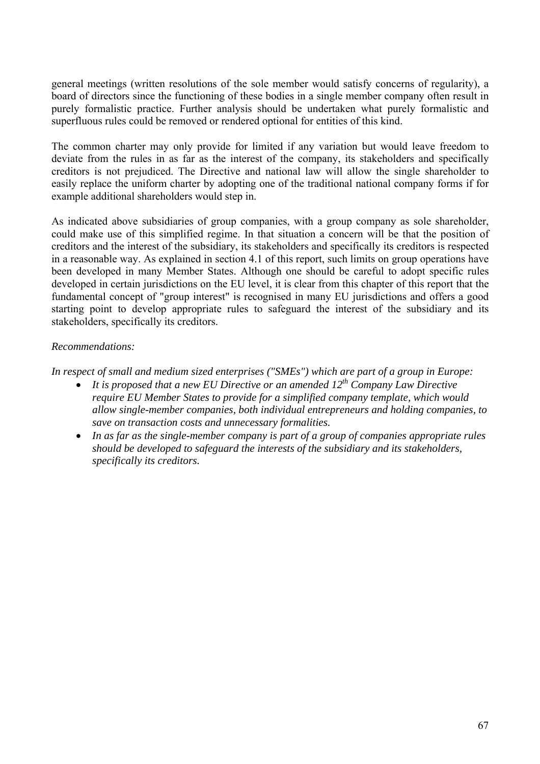general meetings (written resolutions of the sole member would satisfy concerns of regularity), a board of directors since the functioning of these bodies in a single member company often result in purely formalistic practice. Further analysis should be undertaken what purely formalistic and superfluous rules could be removed or rendered optional for entities of this kind.

The common charter may only provide for limited if any variation but would leave freedom to deviate from the rules in as far as the interest of the company, its stakeholders and specifically creditors is not prejudiced. The Directive and national law will allow the single shareholder to easily replace the uniform charter by adopting one of the traditional national company forms if for example additional shareholders would step in.

As indicated above subsidiaries of group companies, with a group company as sole shareholder, could make use of this simplified regime. In that situation a concern will be that the position of creditors and the interest of the subsidiary, its stakeholders and specifically its creditors is respected in a reasonable way. As explained in section 4.1 of this report, such limits on group operations have been developed in many Member States. Although one should be careful to adopt specific rules developed in certain jurisdictions on the EU level, it is clear from this chapter of this report that the fundamental concept of "group interest" is recognised in many EU jurisdictions and offers a good starting point to develop appropriate rules to safeguard the interest of the subsidiary and its stakeholders, specifically its creditors.

*Recommendations:*

*In respect of small and medium sized enterprises ("SMEs") which are part of a group in Europe:*

- *It is proposed that a new EU Directive or an amended 12th Company Law Directive require EU Member States to provide for a simplified company template, which would allow single-member companies, both individual entrepreneurs and holding companies, to save on transaction costs and unnecessary formalities.*
- *In as far as the single-member company is part of a group of companies appropriate rules should be developed to safeguard the interests of the subsidiary and its stakeholders, specifically its creditors.*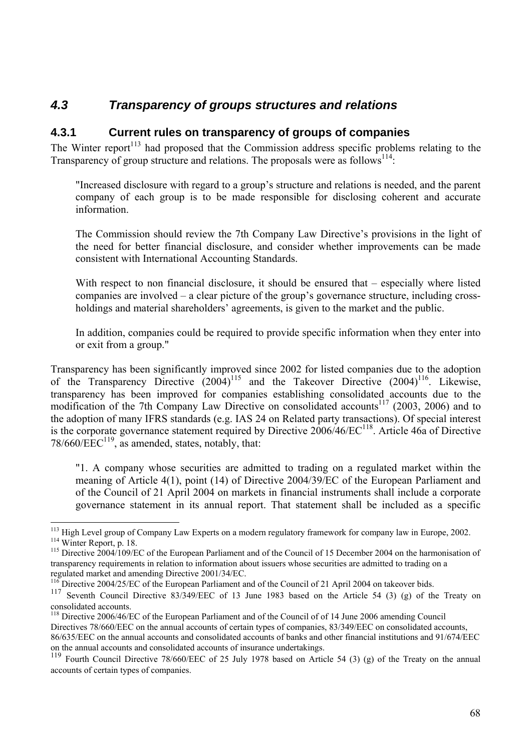## *4.3 Transparency of groups structures and relations*

### 4.3.1 Current rules on transparency of groups of companies

The Winter report[113] had proposed that the Commission address specific problems relating to the Transparency of group structure and relations. The proposals were as follows[114]:

> "Increased disclosure with regard to a group's structure and relations is needed, and the parent company of each group is to be made responsible for disclosing coherent and accurate information.
>
> The Commission should review the 7th Company Law Directive's provisions in the light of the need for better financial disclosure, and consider whether improvements can be made consistent with International Accounting Standards.
>
> With respect to non financial disclosure, it should be ensured that – especially where listed companies are involved – a clear picture of the group's governance structure, including cross-holdings and material shareholders' agreements, is given to the market and the public.
>
> In addition, companies could be required to provide specific information when they enter into or exit from a group."

Transparency has been significantly improved since 2002 for listed companies due to the adoption of the Transparency Directive (2004)[115] and the Takeover Directive (2004)[116]. Likewise, transparency has been improved for companies establishing consolidated accounts due to the modification of the 7th Company Law Directive on consolidated accounts[117] (2003, 2006) and to the adoption of many IFRS standards (e.g. IAS 24 on Related party transactions). Of special interest is the corporate governance statement required by Directive 2006/46/EC[118]. Article 46a of Directive 78/660/EEC[119], as amended, states, notably, that:

> "1. A company whose securities are admitted to trading on a regulated market within the meaning of Article 4(1), point (14) of Directive 2004/39/EC of the European Parliament and of the Council of 21 April 2004 on markets in financial instruments shall include a corporate governance statement in its annual report. That statement shall be included as a specific

---

[113] High Level group of Company Law Experts on a modern regulatory framework for company law in Europe, 2002.

[114] Winter Report, p. 18.

[115] Directive 2004/109/EC of the European Parliament and of the Council of 15 December 2004 on the harmonisation of transparency requirements in relation to information about issuers whose securities are admitted to trading on a regulated market and amending Directive 2001/34/EC.

[116] Directive 2004/25/EC of the European Parliament and of the Council of 21 April 2004 on takeover bids.

[117] Seventh Council Directive 83/349/EEC of 13 June 1983 based on the Article 54 (3) (g) of the Treaty on consolidated accounts.

[118] Directive 2006/46/EC of the European Parliament and of the Council of of 14 June 2006 amending Council Directives 78/660/EEC on the annual accounts of certain types of companies, 83/349/EEC on consolidated accounts, 86/635/EEC on the annual accounts and consolidated accounts of banks and other financial institutions and 91/674/EEC on the annual accounts and consolidated accounts of insurance undertakings.

[119] Fourth Council Directive 78/660/EEC of 25 July 1978 based on Article 54 (3) (g) of the Treaty on the annual accounts of certain types of companies.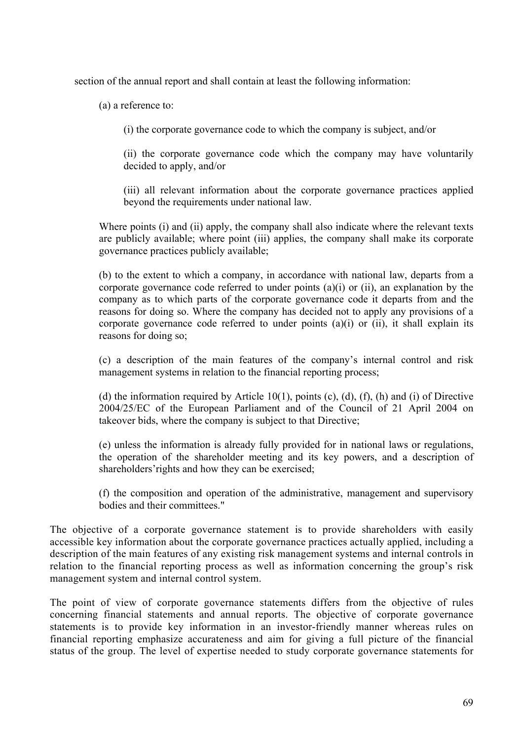section of the annual report and shall contain at least the following information:

(a) a reference to:

(i) the corporate governance code to which the company is subject, and/or

(ii) the corporate governance code which the company may have voluntarily decided to apply, and/or

(iii) all relevant information about the corporate governance practices applied beyond the requirements under national law.

Where points (i) and (ii) apply, the company shall also indicate where the relevant texts are publicly available; where point (iii) applies, the company shall make its corporate governance practices publicly available;

(b) to the extent to which a company, in accordance with national law, departs from a corporate governance code referred to under points (a)(i) or (ii), an explanation by the company as to which parts of the corporate governance code it departs from and the reasons for doing so. Where the company has decided not to apply any provisions of a corporate governance code referred to under points (a)(i) or (ii), it shall explain its reasons for doing so;

(c) a description of the main features of the company's internal control and risk management systems in relation to the financial reporting process;

(d) the information required by Article 10(1), points (c), (d), (f), (h) and (i) of Directive 2004/25/EC of the European Parliament and of the Council of 21 April 2004 on takeover bids, where the company is subject to that Directive;

(e) unless the information is already fully provided for in national laws or regulations, the operation of the shareholder meeting and its key powers, and a description of shareholders'rights and how they can be exercised;

(f) the composition and operation of the administrative, management and supervisory bodies and their committees."

The objective of a corporate governance statement is to provide shareholders with easily accessible key information about the corporate governance practices actually applied, including a description of the main features of any existing risk management systems and internal controls in relation to the financial reporting process as well as information concerning the group's risk management system and internal control system.

The point of view of corporate governance statements differs from the objective of rules concerning financial statements and annual reports. The objective of corporate governance statements is to provide key information in an investor-friendly manner whereas rules on financial reporting emphasize accurateness and aim for giving a full picture of the financial status of the group. The level of expertise needed to study corporate governance statements for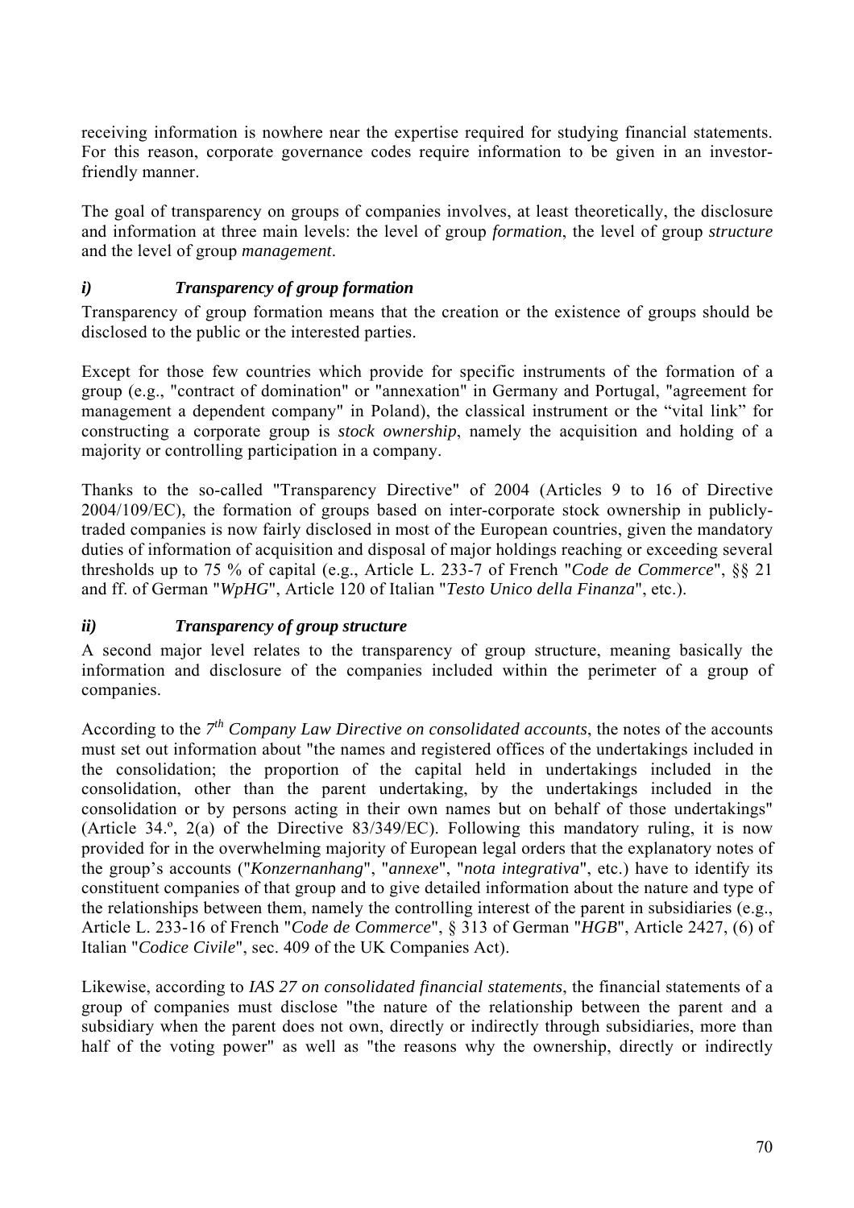receiving information is nowhere near the expertise required for studying financial statements. For this reason, corporate governance codes require information to be given in an investor-friendly manner.

The goal of transparency on groups of companies involves, at least theoretically, the disclosure and information at three main levels: the level of group *formation*, the level of group *structure* and the level of group *management*.

### *i) Transparency of group formation*

Transparency of group formation means that the creation or the existence of groups should be disclosed to the public or the interested parties.

Except for those few countries which provide for specific instruments of the formation of a group (e.g., "contract of domination" or "annexation" in Germany and Portugal, "agreement for management a dependent company" in Poland), the classical instrument or the "vital link" for constructing a corporate group is *stock ownership*, namely the acquisition and holding of a majority or controlling participation in a company.

Thanks to the so-called "Transparency Directive" of 2004 (Articles 9 to 16 of Directive 2004/109/EC), the formation of groups based on inter-corporate stock ownership in publicly-traded companies is now fairly disclosed in most of the European countries, given the mandatory duties of information of acquisition and disposal of major holdings reaching or exceeding several thresholds up to 75 % of capital (e.g., Article L. 233-7 of French "*Code de Commerce*", §§ 21 and ff. of German "*WpHG*", Article 120 of Italian "*Testo Unico della Finanza*", etc.).

### *ii) Transparency of group structure*

A second major level relates to the transparency of group structure, meaning basically the information and disclosure of the companies included within the perimeter of a group of companies.

According to the *7th Company Law Directive on consolidated accounts*, the notes of the accounts must set out information about "the names and registered offices of the undertakings included in the consolidation; the proportion of the capital held in undertakings included in the consolidation, other than the parent undertaking, by the undertakings included in the consolidation or by persons acting in their own names but on behalf of those undertakings" (Article 34.º, 2(a) of the Directive 83/349/EC). Following this mandatory ruling, it is now provided for in the overwhelming majority of European legal orders that the explanatory notes of the group's accounts ("*Konzernanhang*", "*annexe*", "*nota integrativa*", etc.) have to identify its constituent companies of that group and to give detailed information about the nature and type of the relationships between them, namely the controlling interest of the parent in subsidiaries (e.g., Article L. 233-16 of French "*Code de Commerce*", § 313 of German "*HGB*", Article 2427, (6) of Italian "*Codice Civile*", sec. 409 of the UK Companies Act).

Likewise, according to *IAS 27 on consolidated financial statements*, the financial statements of a group of companies must disclose "the nature of the relationship between the parent and a subsidiary when the parent does not own, directly or indirectly through subsidiaries, more than half of the voting power" as well as "the reasons why the ownership, directly or indirectly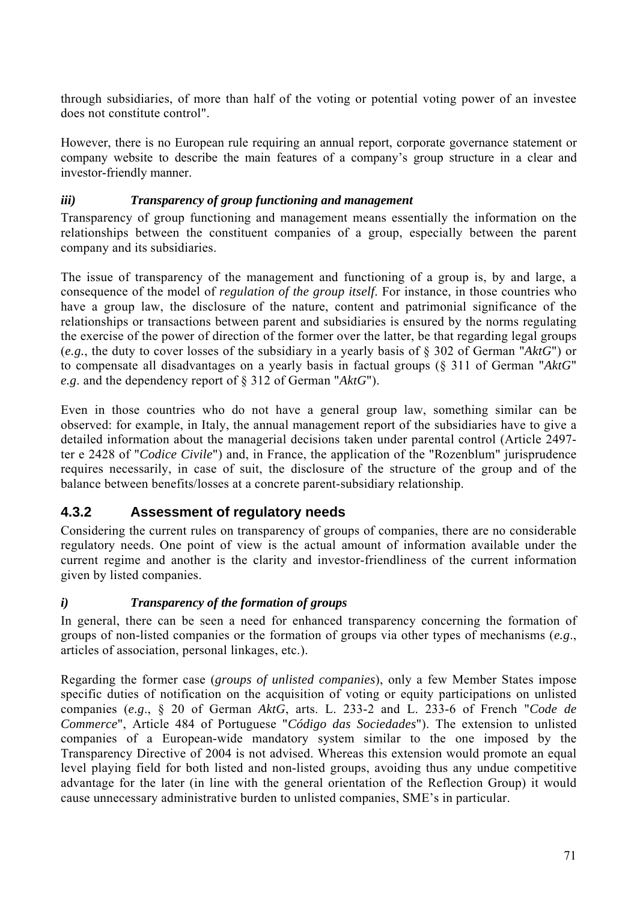through subsidiaries, of more than half of the voting or potential voting power of an investee does not constitute control".

However, there is no European rule requiring an annual report, corporate governance statement or company website to describe the main features of a company's group structure in a clear and investor-friendly manner.

#### *iii) Transparency of group functioning and management*

Transparency of group functioning and management means essentially the information on the relationships between the constituent companies of a group, especially between the parent company and its subsidiaries.

The issue of transparency of the management and functioning of a group is, by and large, a consequence of the model of *regulation of the group itself*. For instance, in those countries who have a group law, the disclosure of the nature, content and patrimonial significance of the relationships or transactions between parent and subsidiaries is ensured by the norms regulating the exercise of the power of direction of the former over the latter, be that regarding legal groups (*e.g.*, the duty to cover losses of the subsidiary in a yearly basis of § 302 of German "*AktG*") or to compensate all disadvantages on a yearly basis in factual groups (§ 311 of German "*AktG*" *e.g*. and the dependency report of § 312 of German "*AktG*").

Even in those countries who do not have a general group law, something similar can be observed: for example, in Italy, the annual management report of the subsidiaries have to give a detailed information about the managerial decisions taken under parental control (Article 2497-ter e 2428 of "*Codice Civile*") and, in France, the application of the "Rozenblum" jurisprudence requires necessarily, in case of suit, the disclosure of the structure of the group and of the balance between benefits/losses at a concrete parent-subsidiary relationship.

### 4.3.2 Assessment of regulatory needs

Considering the current rules on transparency of groups of companies, there are no considerable regulatory needs. One point of view is the actual amount of information available under the current regime and another is the clarity and investor-friendliness of the current information given by listed companies.

#### *i) Transparency of the formation of groups*

In general, there can be seen a need for enhanced transparency concerning the formation of groups of non-listed companies or the formation of groups via other types of mechanisms (*e.g*., articles of association, personal linkages, etc.).

Regarding the former case (*groups of unlisted companies*), only a few Member States impose specific duties of notification on the acquisition of voting or equity participations on unlisted companies (*e.g*., § 20 of German *AktG*, arts. L. 233-2 and L. 233-6 of French "*Code de Commerce*", Article 484 of Portuguese "*Código das Sociedades*"). The extension to unlisted companies of a European-wide mandatory system similar to the one imposed by the Transparency Directive of 2004 is not advised. Whereas this extension would promote an equal level playing field for both listed and non-listed groups, avoiding thus any undue competitive advantage for the later (in line with the general orientation of the Reflection Group) it would cause unnecessary administrative burden to unlisted companies, SME's in particular.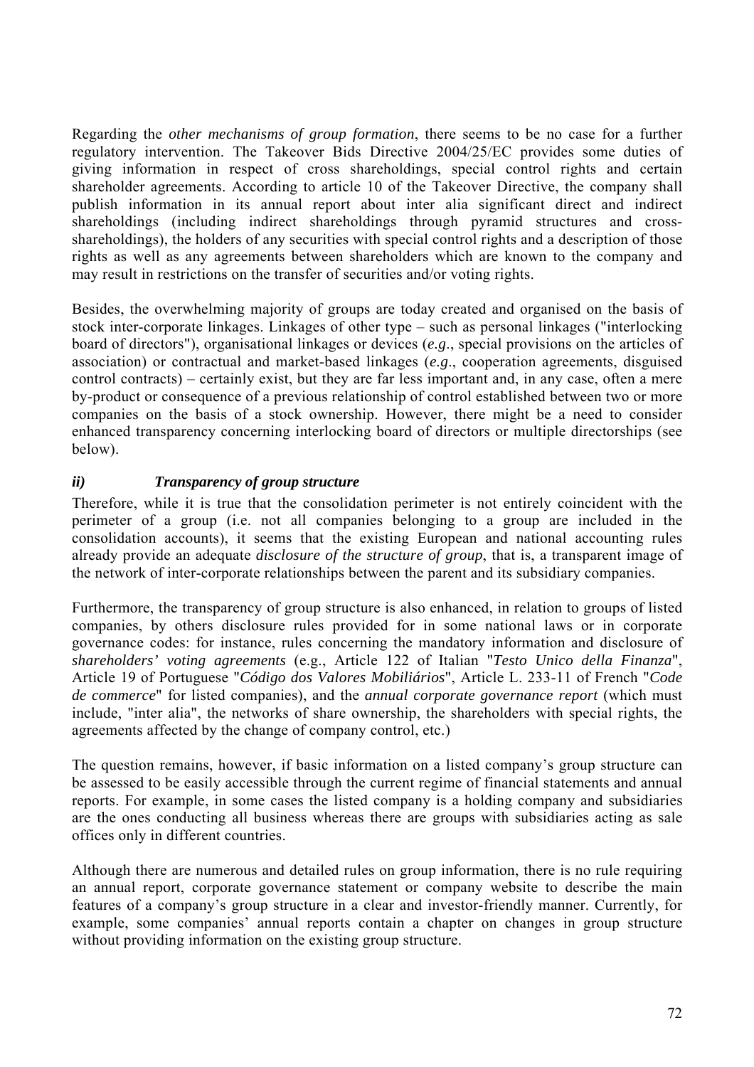Regarding the *other mechanisms of group formation*, there seems to be no case for a further regulatory intervention. The Takeover Bids Directive 2004/25/EC provides some duties of giving information in respect of cross shareholdings, special control rights and certain shareholder agreements. According to article 10 of the Takeover Directive, the company shall publish information in its annual report about inter alia significant direct and indirect shareholdings (including indirect shareholdings through pyramid structures and cross-shareholdings), the holders of any securities with special control rights and a description of those rights as well as any agreements between shareholders which are known to the company and may result in restrictions on the transfer of securities and/or voting rights.

Besides, the overwhelming majority of groups are today created and organised on the basis of stock inter-corporate linkages. Linkages of other type – such as personal linkages ("interlocking board of directors"), organisational linkages or devices (*e.g*., special provisions on the articles of association) or contractual and market-based linkages (*e.g*., cooperation agreements, disguised control contracts) – certainly exist, but they are far less important and, in any case, often a mere by-product or consequence of a previous relationship of control established between two or more companies on the basis of a stock ownership. However, there might be a need to consider enhanced transparency concerning interlocking board of directors or multiple directorships (see below).

### *ii) Transparency of group structure*

Therefore, while it is true that the consolidation perimeter is not entirely coincident with the perimeter of a group (i.e. not all companies belonging to a group are included in the consolidation accounts), it seems that the existing European and national accounting rules already provide an adequate *disclosure of the structure of group*, that is, a transparent image of the network of inter-corporate relationships between the parent and its subsidiary companies.

Furthermore, the transparency of group structure is also enhanced, in relation to groups of listed companies, by others disclosure rules provided for in some national laws or in corporate governance codes: for instance, rules concerning the mandatory information and disclosure of *shareholders' voting agreements* (e.g., Article 122 of Italian "*Testo Unico della Finanza*", Article 19 of Portuguese "*Código dos Valores Mobiliários*", Article L. 233-11 of French "*Code de commerce*" for listed companies), and the *annual corporate governance report* (which must include, "inter alia", the networks of share ownership, the shareholders with special rights, the agreements affected by the change of company control, etc.)

The question remains, however, if basic information on a listed company's group structure can be assessed to be easily accessible through the current regime of financial statements and annual reports. For example, in some cases the listed company is a holding company and subsidiaries are the ones conducting all business whereas there are groups with subsidiaries acting as sale offices only in different countries.

Although there are numerous and detailed rules on group information, there is no rule requiring an annual report, corporate governance statement or company website to describe the main features of a company's group structure in a clear and investor-friendly manner. Currently, for example, some companies' annual reports contain a chapter on changes in group structure without providing information on the existing group structure.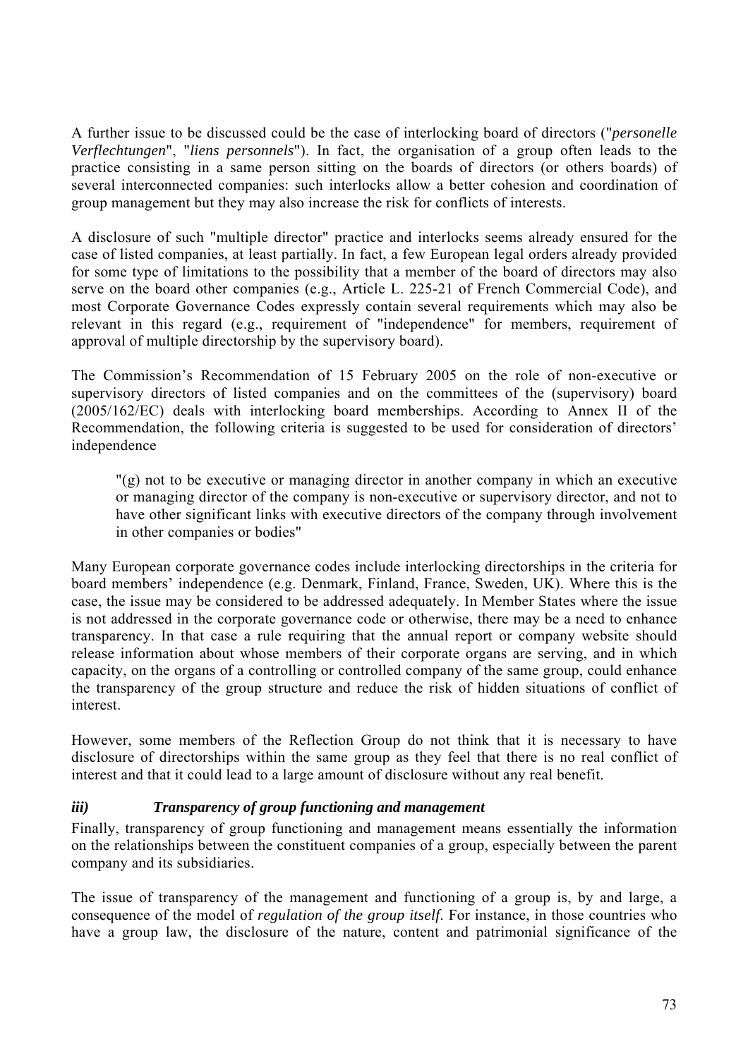A further issue to be discussed could be the case of interlocking board of directors ("*personelle Verflechtungen*", "*liens personnels*"). In fact, the organisation of a group often leads to the practice consisting in a same person sitting on the boards of directors (or others boards) of several interconnected companies: such interlocks allow a better cohesion and coordination of group management but they may also increase the risk for conflicts of interests.

A disclosure of such "multiple director" practice and interlocks seems already ensured for the case of listed companies, at least partially. In fact, a few European legal orders already provided for some type of limitations to the possibility that a member of the board of directors may also serve on the board other companies (e.g., Article L. 225-21 of French Commercial Code), and most Corporate Governance Codes expressly contain several requirements which may also be relevant in this regard (e.g., requirement of "independence" for members, requirement of approval of multiple directorship by the supervisory board).

The Commission's Recommendation of 15 February 2005 on the role of non-executive or supervisory directors of listed companies and on the committees of the (supervisory) board (2005/162/EC) deals with interlocking board memberships. According to Annex II of the Recommendation, the following criteria is suggested to be used for consideration of directors' independence

> "(g) not to be executive or managing director in another company in which an executive or managing director of the company is non-executive or supervisory director, and not to have other significant links with executive directors of the company through involvement in other companies or bodies"

Many European corporate governance codes include interlocking directorships in the criteria for board members' independence (e.g. Denmark, Finland, France, Sweden, UK). Where this is the case, the issue may be considered to be addressed adequately. In Member States where the issue is not addressed in the corporate governance code or otherwise, there may be a need to enhance transparency. In that case a rule requiring that the annual report or company website should release information about whose members of their corporate organs are serving, and in which capacity, on the organs of a controlling or controlled company of the same group, could enhance the transparency of the group structure and reduce the risk of hidden situations of conflict of interest.

However, some members of the Reflection Group do not think that it is necessary to have disclosure of directorships within the same group as they feel that there is no real conflict of interest and that it could lead to a large amount of disclosure without any real benefit.

#### *iii) Transparency of group functioning and management*

Finally, transparency of group functioning and management means essentially the information on the relationships between the constituent companies of a group, especially between the parent company and its subsidiaries.

The issue of transparency of the management and functioning of a group is, by and large, a consequence of the model of *regulation of the group itself*. For instance, in those countries who have a group law, the disclosure of the nature, content and patrimonial significance of the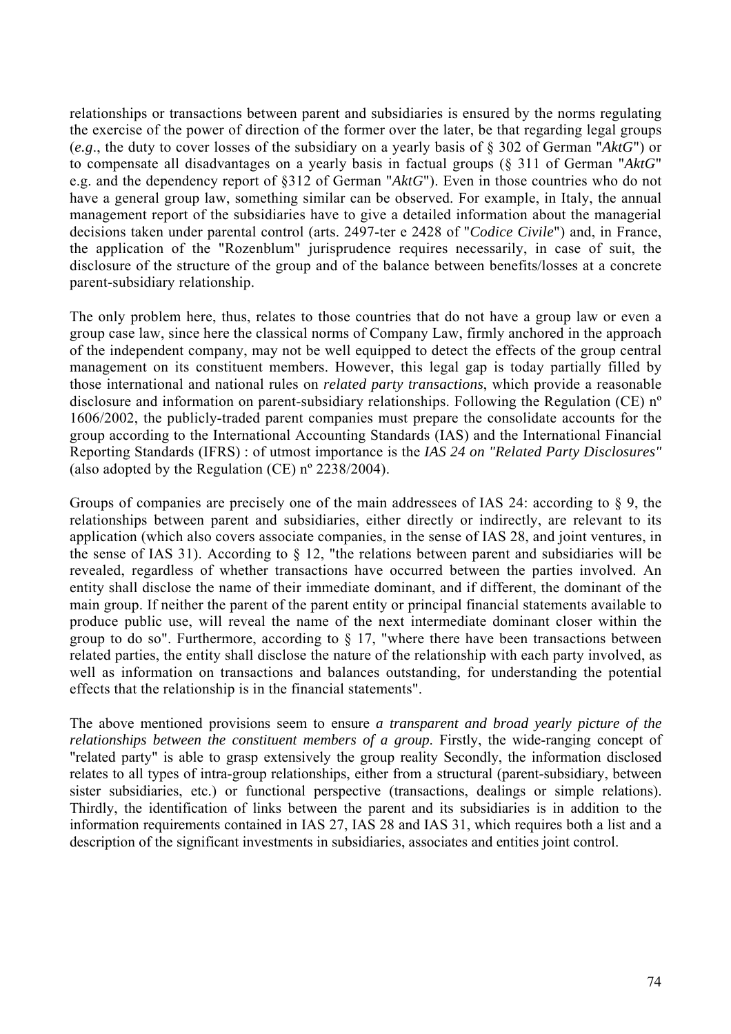relationships or transactions between parent and subsidiaries is ensured by the norms regulating the exercise of the power of direction of the former over the later, be that regarding legal groups (*e.g*., the duty to cover losses of the subsidiary on a yearly basis of § 302 of German "*AktG*") or to compensate all disadvantages on a yearly basis in factual groups (§ 311 of German "*AktG*" e.g. and the dependency report of §312 of German "*AktG*"). Even in those countries who do not have a general group law, something similar can be observed. For example, in Italy, the annual management report of the subsidiaries have to give a detailed information about the managerial decisions taken under parental control (arts. 2497-ter e 2428 of "*Codice Civile*") and, in France, the application of the "Rozenblum" jurisprudence requires necessarily, in case of suit, the disclosure of the structure of the group and of the balance between benefits/losses at a concrete parent-subsidiary relationship.

The only problem here, thus, relates to those countries that do not have a group law or even a group case law, since here the classical norms of Company Law, firmly anchored in the approach of the independent company, may not be well equipped to detect the effects of the group central management on its constituent members. However, this legal gap is today partially filled by those international and national rules on *related party transactions*, which provide a reasonable disclosure and information on parent-subsidiary relationships. Following the Regulation (CE) nº 1606/2002, the publicly-traded parent companies must prepare the consolidate accounts for the group according to the International Accounting Standards (IAS) and the International Financial Reporting Standards (IFRS) : of utmost importance is the *IAS 24 on "Related Party Disclosures"* (also adopted by the Regulation (CE) nº 2238/2004).

Groups of companies are precisely one of the main addressees of IAS 24: according to § 9, the relationships between parent and subsidiaries, either directly or indirectly, are relevant to its application (which also covers associate companies, in the sense of IAS 28, and joint ventures, in the sense of IAS 31). According to § 12, "the relations between parent and subsidiaries will be revealed, regardless of whether transactions have occurred between the parties involved. An entity shall disclose the name of their immediate dominant, and if different, the dominant of the main group. If neither the parent of the parent entity or principal financial statements available to produce public use, will reveal the name of the next intermediate dominant closer within the group to do so". Furthermore, according to § 17, "where there have been transactions between related parties, the entity shall disclose the nature of the relationship with each party involved, as well as information on transactions and balances outstanding, for understanding the potential effects that the relationship is in the financial statements".

The above mentioned provisions seem to ensure *a transparent and broad yearly picture of the relationships between the constituent members of a group*. Firstly, the wide-ranging concept of "related party" is able to grasp extensively the group reality Secondly, the information disclosed relates to all types of intra-group relationships, either from a structural (parent-subsidiary, between sister subsidiaries, etc.) or functional perspective (transactions, dealings or simple relations). Thirdly, the identification of links between the parent and its subsidiaries is in addition to the information requirements contained in IAS 27, IAS 28 and IAS 31, which requires both a list and a description of the significant investments in subsidiaries, associates and entities joint control.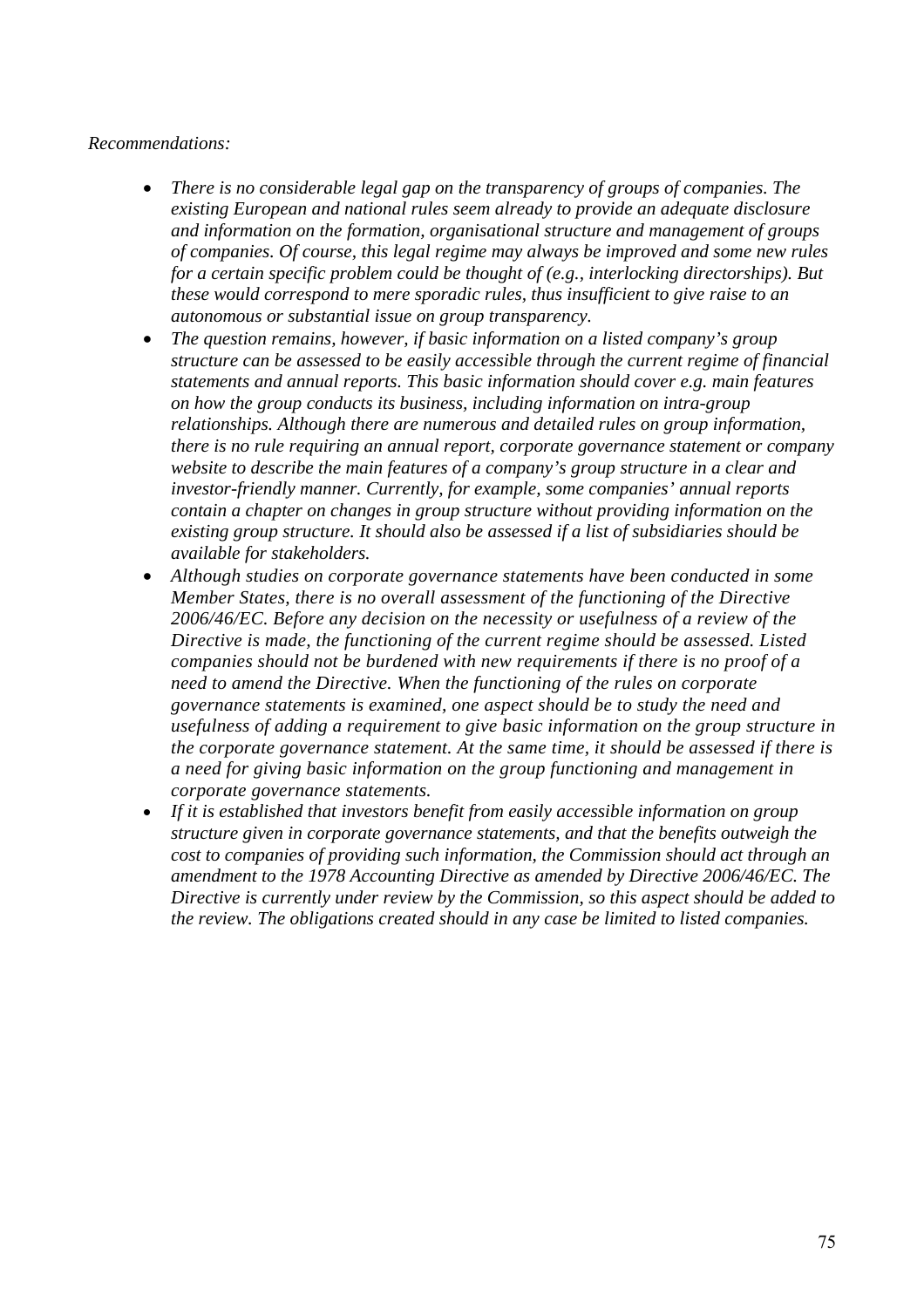*Recommendations:*

- *There is no considerable legal gap on the transparency of groups of companies. The existing European and national rules seem already to provide an adequate disclosure and information on the formation, organisational structure and management of groups of companies. Of course, this legal regime may always be improved and some new rules for a certain specific problem could be thought of (e.g., interlocking directorships). But these would correspond to mere sporadic rules, thus insufficient to give raise to an autonomous or substantial issue on group transparency.*
- *The question remains, however, if basic information on a listed company's group structure can be assessed to be easily accessible through the current regime of financial statements and annual reports. This basic information should cover e.g. main features on how the group conducts its business, including information on intra-group relationships. Although there are numerous and detailed rules on group information, there is no rule requiring an annual report, corporate governance statement or company website to describe the main features of a company's group structure in a clear and investor-friendly manner. Currently, for example, some companies' annual reports contain a chapter on changes in group structure without providing information on the existing group structure. It should also be assessed if a list of subsidiaries should be available for stakeholders.*
- *Although studies on corporate governance statements have been conducted in some Member States, there is no overall assessment of the functioning of the Directive 2006/46/EC. Before any decision on the necessity or usefulness of a review of the Directive is made, the functioning of the current regime should be assessed. Listed companies should not be burdened with new requirements if there is no proof of a need to amend the Directive. When the functioning of the rules on corporate governance statements is examined, one aspect should be to study the need and usefulness of adding a requirement to give basic information on the group structure in the corporate governance statement. At the same time, it should be assessed if there is a need for giving basic information on the group functioning and management in corporate governance statements.*
- *If it is established that investors benefit from easily accessible information on group structure given in corporate governance statements, and that the benefits outweigh the cost to companies of providing such information, the Commission should act through an amendment to the 1978 Accounting Directive as amended by Directive 2006/46/EC. The Directive is currently under review by the Commission, so this aspect should be added to the review. The obligations created should in any case be limited to listed companies.*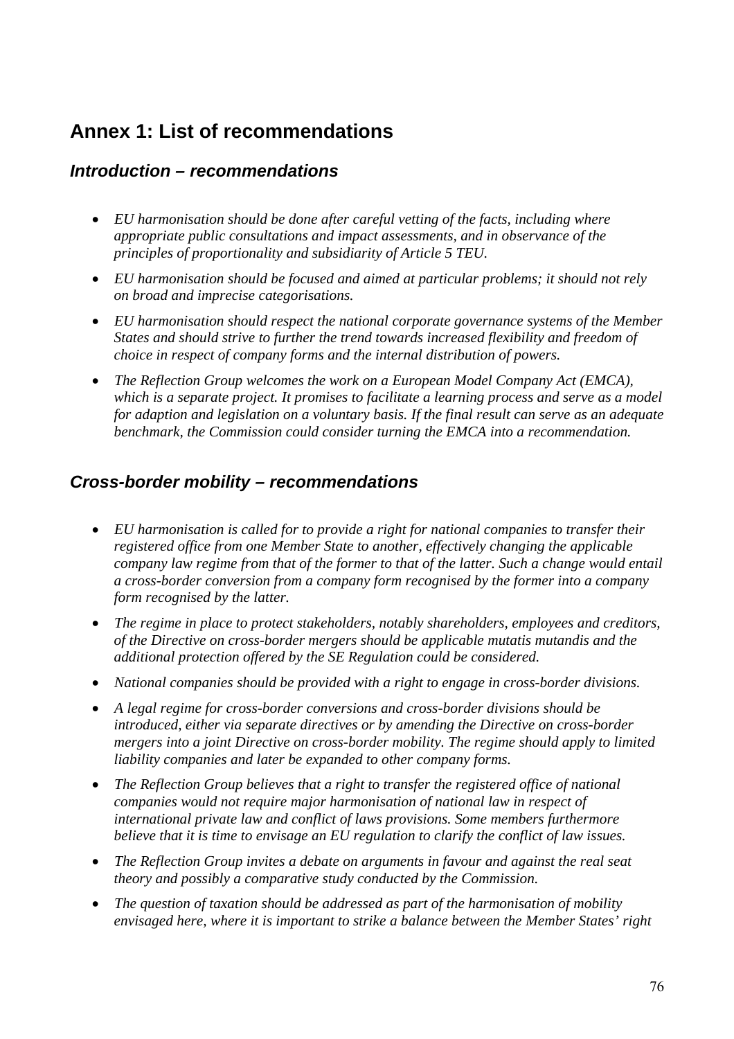## Annex 1: List of recommendations

### *Introduction – recommendations*

- *EU harmonisation should be done after careful vetting of the facts, including where appropriate public consultations and impact assessments, and in observance of the principles of proportionality and subsidiarity of Article 5 TEU.*
- *EU harmonisation should be focused and aimed at particular problems; it should not rely on broad and imprecise categorisations.*
- *EU harmonisation should respect the national corporate governance systems of the Member States and should strive to further the trend towards increased flexibility and freedom of choice in respect of company forms and the internal distribution of powers.*
- *The Reflection Group welcomes the work on a European Model Company Act (EMCA), which is a separate project. It promises to facilitate a learning process and serve as a model for adaption and legislation on a voluntary basis. If the final result can serve as an adequate benchmark, the Commission could consider turning the EMCA into a recommendation.*

### *Cross-border mobility – recommendations*

- *EU harmonisation is called for to provide a right for national companies to transfer their registered office from one Member State to another, effectively changing the applicable company law regime from that of the former to that of the latter. Such a change would entail a cross-border conversion from a company form recognised by the former into a company form recognised by the latter.*
- *The regime in place to protect stakeholders, notably shareholders, employees and creditors, of the Directive on cross-border mergers should be applicable mutatis mutandis and the additional protection offered by the SE Regulation could be considered.*
- *National companies should be provided with a right to engage in cross-border divisions.*
- *A legal regime for cross-border conversions and cross-border divisions should be introduced, either via separate directives or by amending the Directive on cross-border mergers into a joint Directive on cross-border mobility. The regime should apply to limited liability companies and later be expanded to other company forms.*
- *The Reflection Group believes that a right to transfer the registered office of national companies would not require major harmonisation of national law in respect of international private law and conflict of laws provisions. Some members furthermore believe that it is time to envisage an EU regulation to clarify the conflict of law issues.*
- *The Reflection Group invites a debate on arguments in favour and against the real seat theory and possibly a comparative study conducted by the Commission.*
- *The question of taxation should be addressed as part of the harmonisation of mobility envisaged here, where it is important to strike a balance between the Member States' right*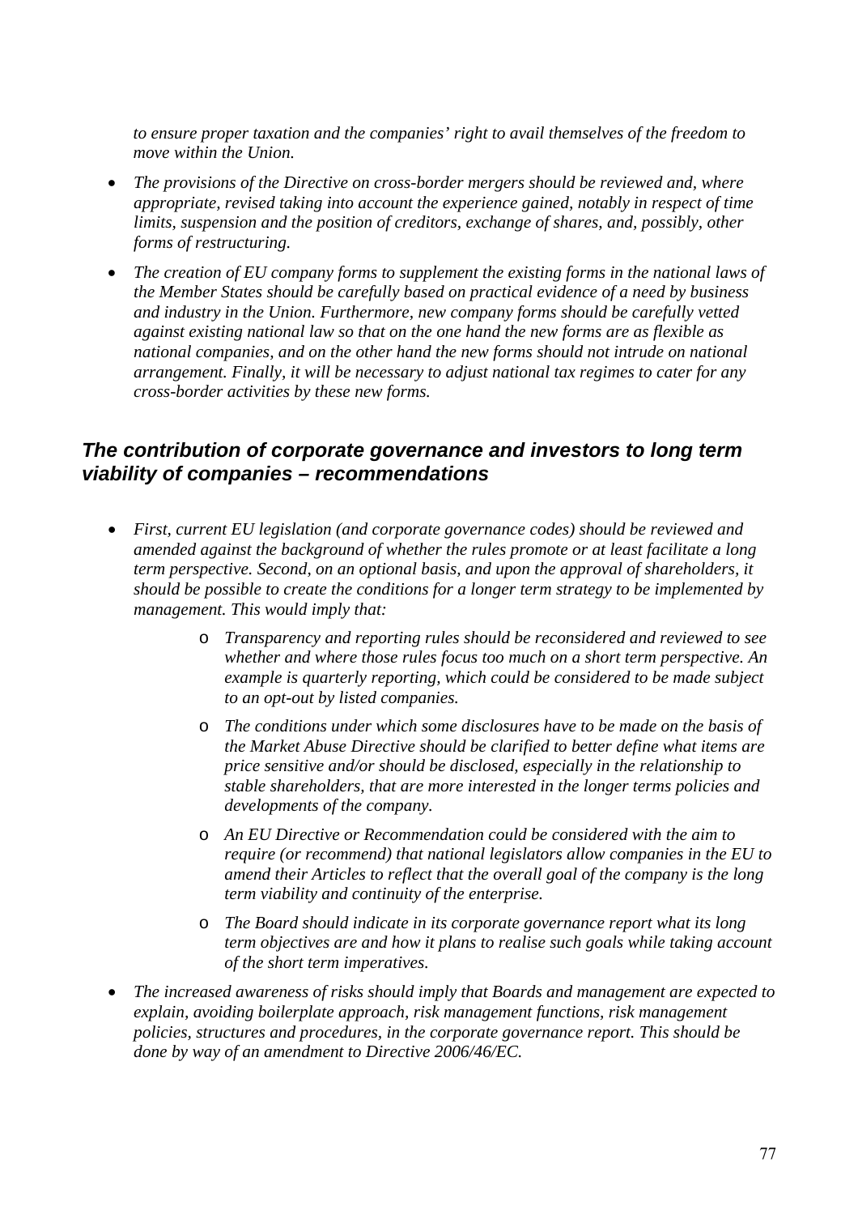*to ensure proper taxation and the companies' right to avail themselves of the freedom to move within the Union.*

- *The provisions of the Directive on cross-border mergers should be reviewed and, where appropriate, revised taking into account the experience gained, notably in respect of time limits, suspension and the position of creditors, exchange of shares, and, possibly, other forms of restructuring.*
- *The creation of EU company forms to supplement the existing forms in the national laws of the Member States should be carefully based on practical evidence of a need by business and industry in the Union. Furthermore, new company forms should be carefully vetted against existing national law so that on the one hand the new forms are as flexible as national companies, and on the other hand the new forms should not intrude on national arrangement. Finally, it will be necessary to adjust national tax regimes to cater for any cross-border activities by these new forms.*

### *The contribution of corporate governance and investors to long term viability of companies – recommendations*

- *First, current EU legislation (and corporate governance codes) should be reviewed and amended against the background of whether the rules promote or at least facilitate a long term perspective. Second, on an optional basis, and upon the approval of shareholders, it should be possible to create the conditions for a longer term strategy to be implemented by management. This would imply that:*
    - *Transparency and reporting rules should be reconsidered and reviewed to see whether and where those rules focus too much on a short term perspective. An example is quarterly reporting, which could be considered to be made subject to an opt-out by listed companies.*
    - *The conditions under which some disclosures have to be made on the basis of the Market Abuse Directive should be clarified to better define what items are price sensitive and/or should be disclosed, especially in the relationship to stable shareholders, that are more interested in the longer terms policies and developments of the company.*
    - *An EU Directive or Recommendation could be considered with the aim to require (or recommend) that national legislators allow companies in the EU to amend their Articles to reflect that the overall goal of the company is the long term viability and continuity of the enterprise.*
    - *The Board should indicate in its corporate governance report what its long term objectives are and how it plans to realise such goals while taking account of the short term imperatives.*
- *The increased awareness of risks should imply that Boards and management are expected to explain, avoiding boilerplate approach, risk management functions, risk management policies, structures and procedures, in the corporate governance report. This should be done by way of an amendment to Directive 2006/46/EC.*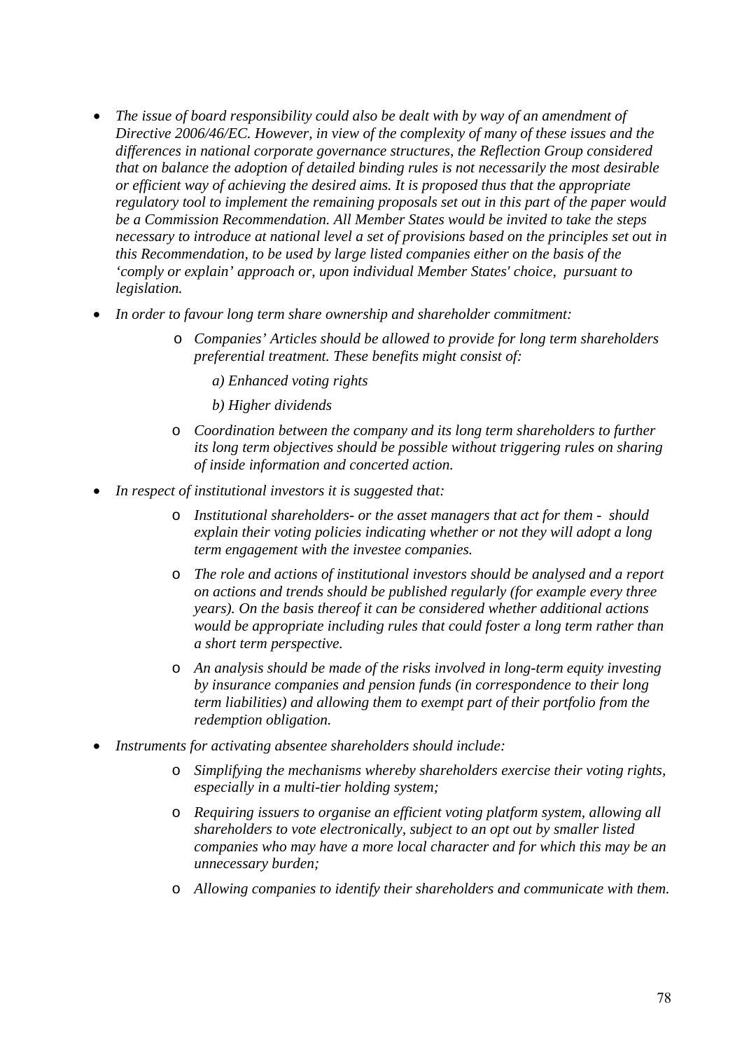- *The issue of board responsibility could also be dealt with by way of an amendment of Directive 2006/46/EC. However, in view of the complexity of many of these issues and the differences in national corporate governance structures, the Reflection Group considered that on balance the adoption of detailed binding rules is not necessarily the most desirable or efficient way of achieving the desired aims. It is proposed thus that the appropriate regulatory tool to implement the remaining proposals set out in this part of the paper would be a Commission Recommendation. All Member States would be invited to take the steps necessary to introduce at national level a set of provisions based on the principles set out in this Recommendation, to be used by large listed companies either on the basis of the 'comply or explain' approach or, upon individual Member States' choice, pursuant to legislation.*

- *In order to favour long term share ownership and shareholder commitment:*
    - *Companies' Articles should be allowed to provide for long term shareholders preferential treatment. These benefits might consist of:*

      *a) Enhanced voting rights*

      *b) Higher dividends*
    - *Coordination between the company and its long term shareholders to further its long term objectives should be possible without triggering rules on sharing of inside information and concerted action.*

- *In respect of institutional investors it is suggested that:*
    - *Institutional shareholders- or the asset managers that act for them - should explain their voting policies indicating whether or not they will adopt a long term engagement with the investee companies.*
    - *The role and actions of institutional investors should be analysed and a report on actions and trends should be published regularly (for example every three years). On the basis thereof it can be considered whether additional actions would be appropriate including rules that could foster a long term rather than a short term perspective.*
    - *An analysis should be made of the risks involved in long-term equity investing by insurance companies and pension funds (in correspondence to their long term liabilities) and allowing them to exempt part of their portfolio from the redemption obligation.*

- *Instruments for activating absentee shareholders should include:*
    - *Simplifying the mechanisms whereby shareholders exercise their voting rights, especially in a multi-tier holding system;*
    - *Requiring issuers to organise an efficient voting platform system, allowing all shareholders to vote electronically, subject to an opt out by smaller listed companies who may have a more local character and for which this may be an unnecessary burden;*
    - *Allowing companies to identify their shareholders and communicate with them.*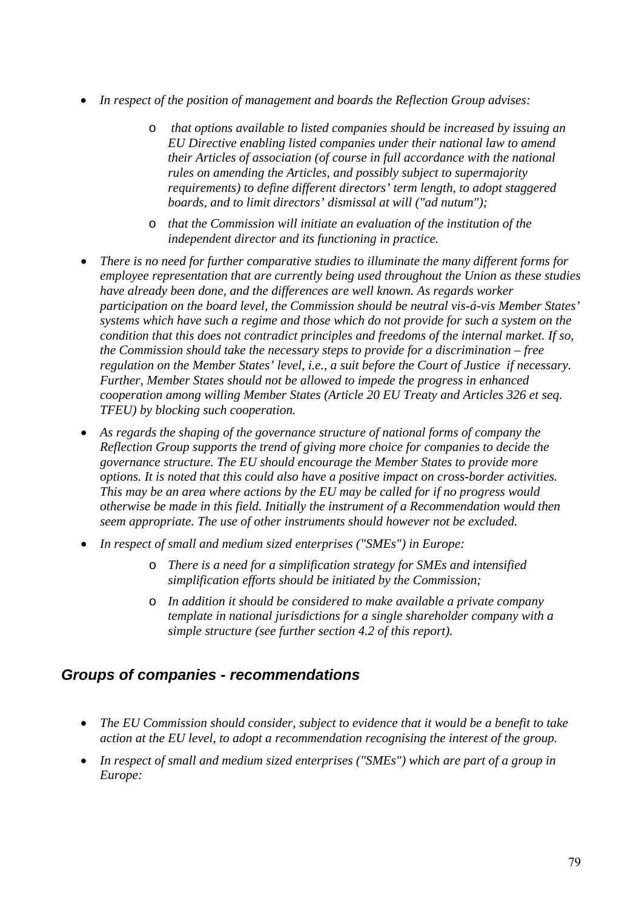- *In respect of the position of management and boards the Reflection Group advises:*
    - *that options available to listed companies should be increased by issuing an EU Directive enabling listed companies under their national law to amend their Articles of association (of course in full accordance with the national rules on amending the Articles, and possibly subject to supermajority requirements) to define different directors' term length, to adopt staggered boards, and to limit directors' dismissal at will ("ad nutum");*
    - *that the Commission will initiate an evaluation of the institution of the independent director and its functioning in practice.*
- *There is no need for further comparative studies to illuminate the many different forms for employee representation that are currently being used throughout the Union as these studies have already been done, and the differences are well known. As regards worker participation on the board level, the Commission should be neutral vis-á-vis Member States' systems which have such a regime and those which do not provide for such a system on the condition that this does not contradict principles and freedoms of the internal market. If so, the Commission should take the necessary steps to provide for a discrimination – free regulation on the Member States' level, i.e., a suit before the Court of Justice if necessary. Further, Member States should not be allowed to impede the progress in enhanced cooperation among willing Member States (Article 20 EU Treaty and Articles 326 et seq. TFEU) by blocking such cooperation.*
- *As regards the shaping of the governance structure of national forms of company the Reflection Group supports the trend of giving more choice for companies to decide the governance structure. The EU should encourage the Member States to provide more options. It is noted that this could also have a positive impact on cross-border activities. This may be an area where actions by the EU may be called for if no progress would otherwise be made in this field. Initially the instrument of a Recommendation would then seem appropriate. The use of other instruments should however not be excluded.*
- *In respect of small and medium sized enterprises ("SMEs") in Europe:*
    - *There is a need for a simplification strategy for SMEs and intensified simplification efforts should be initiated by the Commission;*
    - *In addition it should be considered to make available a private company template in national jurisdictions for a single shareholder company with a simple structure (see further section 4.2 of this report).*

## *Groups of companies - recommendations*

- *The EU Commission should consider, subject to evidence that it would be a benefit to take action at the EU level, to adopt a recommendation recognising the interest of the group.*
- *In respect of small and medium sized enterprises ("SMEs") which are part of a group in Europe:*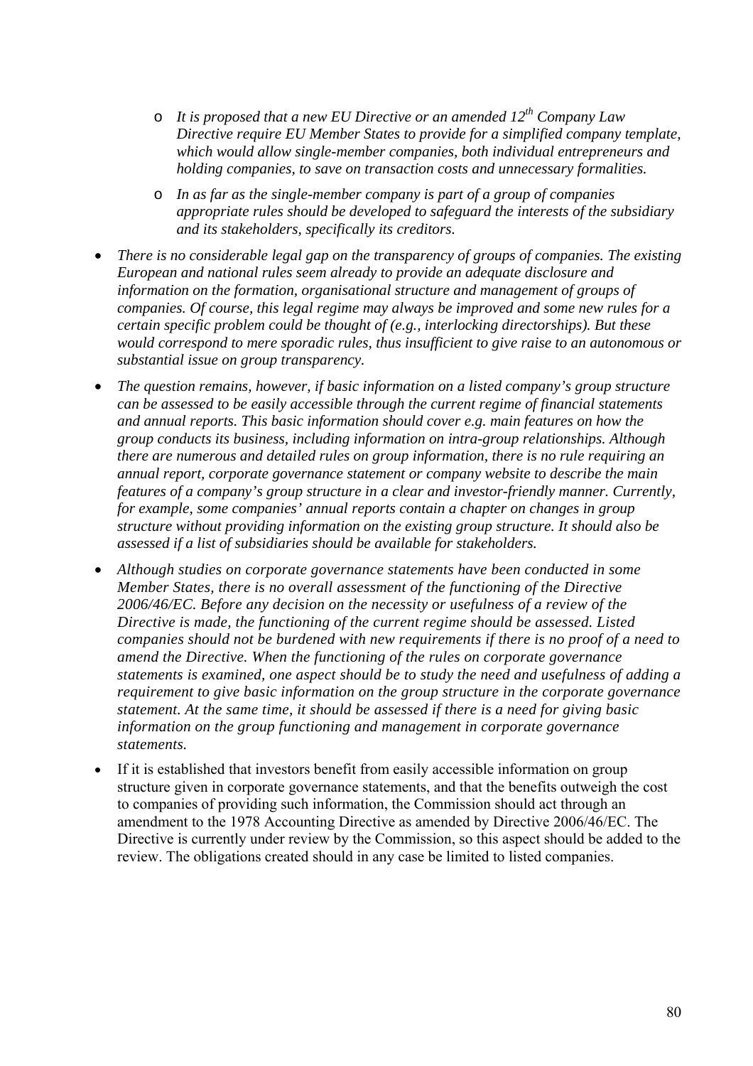- *It is proposed that a new EU Directive or an amended 12th Company Law Directive require EU Member States to provide for a simplified company template, which would allow single-member companies, both individual entrepreneurs and holding companies, to save on transaction costs and unnecessary formalities.*
  - *In as far as the single-member company is part of a group of companies appropriate rules should be developed to safeguard the interests of the subsidiary and its stakeholders, specifically its creditors.*
- *There is no considerable legal gap on the transparency of groups of companies. The existing European and national rules seem already to provide an adequate disclosure and information on the formation, organisational structure and management of groups of companies. Of course, this legal regime may always be improved and some new rules for a certain specific problem could be thought of (e.g., interlocking directorships). But these would correspond to mere sporadic rules, thus insufficient to give raise to an autonomous or substantial issue on group transparency.*
- *The question remains, however, if basic information on a listed company's group structure can be assessed to be easily accessible through the current regime of financial statements and annual reports. This basic information should cover e.g. main features on how the group conducts its business, including information on intra-group relationships. Although there are numerous and detailed rules on group information, there is no rule requiring an annual report, corporate governance statement or company website to describe the main features of a company's group structure in a clear and investor-friendly manner. Currently, for example, some companies' annual reports contain a chapter on changes in group structure without providing information on the existing group structure. It should also be assessed if a list of subsidiaries should be available for stakeholders.*
- *Although studies on corporate governance statements have been conducted in some Member States, there is no overall assessment of the functioning of the Directive 2006/46/EC. Before any decision on the necessity or usefulness of a review of the Directive is made, the functioning of the current regime should be assessed. Listed companies should not be burdened with new requirements if there is no proof of a need to amend the Directive. When the functioning of the rules on corporate governance statements is examined, one aspect should be to study the need and usefulness of adding a requirement to give basic information on the group structure in the corporate governance statement. At the same time, it should be assessed if there is a need for giving basic information on the group functioning and management in corporate governance statements.*
- If it is established that investors benefit from easily accessible information on group structure given in corporate governance statements, and that the benefits outweigh the cost to companies of providing such information, the Commission should act through an amendment to the 1978 Accounting Directive as amended by Directive 2006/46/EC. The Directive is currently under review by the Commission, so this aspect should be added to the review. The obligations created should in any case be limited to listed companies.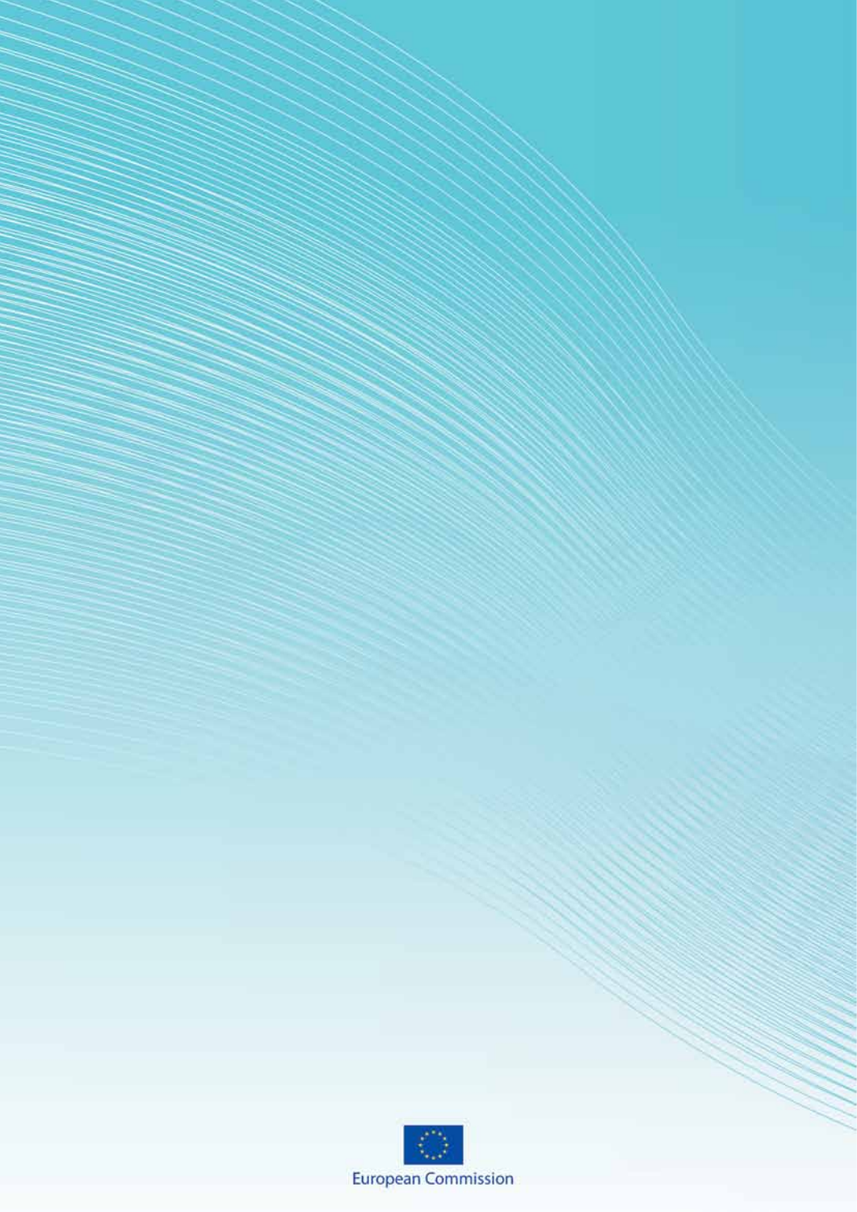European Commission